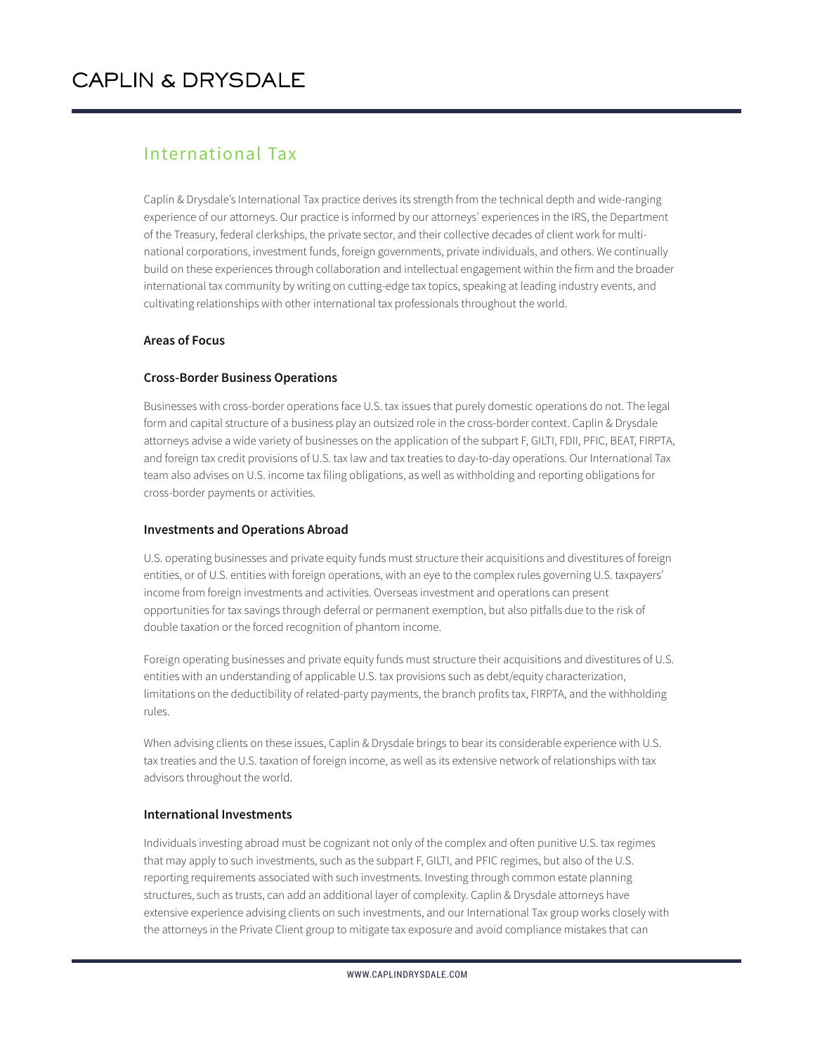# CAPLIN & DRYSDALE

## International Tax

Caplin & Drysdale's International Tax practice derives its strength from the technical depth and wide-ranging experience of our attorneys. Our practice is informed by our attorneys' experiences in the IRS, the Department of the Treasury, federal clerkships, the private sector, and their collective decades of client work for multi-national corporations, investment funds, foreign governments, private individuals, and others. We continually build on these experiences through collaboration and intellectual engagement within the firm and the broader international tax community by writing on cutting-edge tax topics, speaking at leading industry events, and cultivating relationships with other international tax professionals throughout the world.

**Areas of Focus**

**Cross-Border Business Operations**

Businesses with cross-border operations face U.S. tax issues that purely domestic operations do not. The legal form and capital structure of a business play an outsized role in the cross-border context. Caplin & Drysdale attorneys advise a wide variety of businesses on the application of the subpart F, GILTI, FDII, PFIC, BEAT, FIRPTA, and foreign tax credit provisions of U.S. tax law and tax treaties to day-to-day operations. Our International Tax team also advises on U.S. income tax filing obligations, as well as withholding and reporting obligations for cross-border payments or activities.

**Investments and Operations Abroad**

U.S. operating businesses and private equity funds must structure their acquisitions and divestitures of foreign entities, or of U.S. entities with foreign operations, with an eye to the complex rules governing U.S. taxpayers' income from foreign investments and activities. Overseas investment and operations can present opportunities for tax savings through deferral or permanent exemption, but also pitfalls due to the risk of double taxation or the forced recognition of phantom income.

Foreign operating businesses and private equity funds must structure their acquisitions and divestitures of U.S. entities with an understanding of applicable U.S. tax provisions such as debt/equity characterization, limitations on the deductibility of related-party payments, the branch profits tax, FIRPTA, and the withholding rules.

When advising clients on these issues, Caplin & Drysdale brings to bear its considerable experience with U.S. tax treaties and the U.S. taxation of foreign income, as well as its extensive network of relationships with tax advisors throughout the world.

**International Investments**

Individuals investing abroad must be cognizant not only of the complex and often punitive U.S. tax regimes that may apply to such investments, such as the subpart F, GILTI, and PFIC regimes, but also of the U.S. reporting requirements associated with such investments. Investing through common estate planning structures, such as trusts, can add an additional layer of complexity. Caplin & Drysdale attorneys have extensive experience advising clients on such investments, and our International Tax group works closely with the attorneys in the Private Client group to mitigate tax exposure and avoid compliance mistakes that can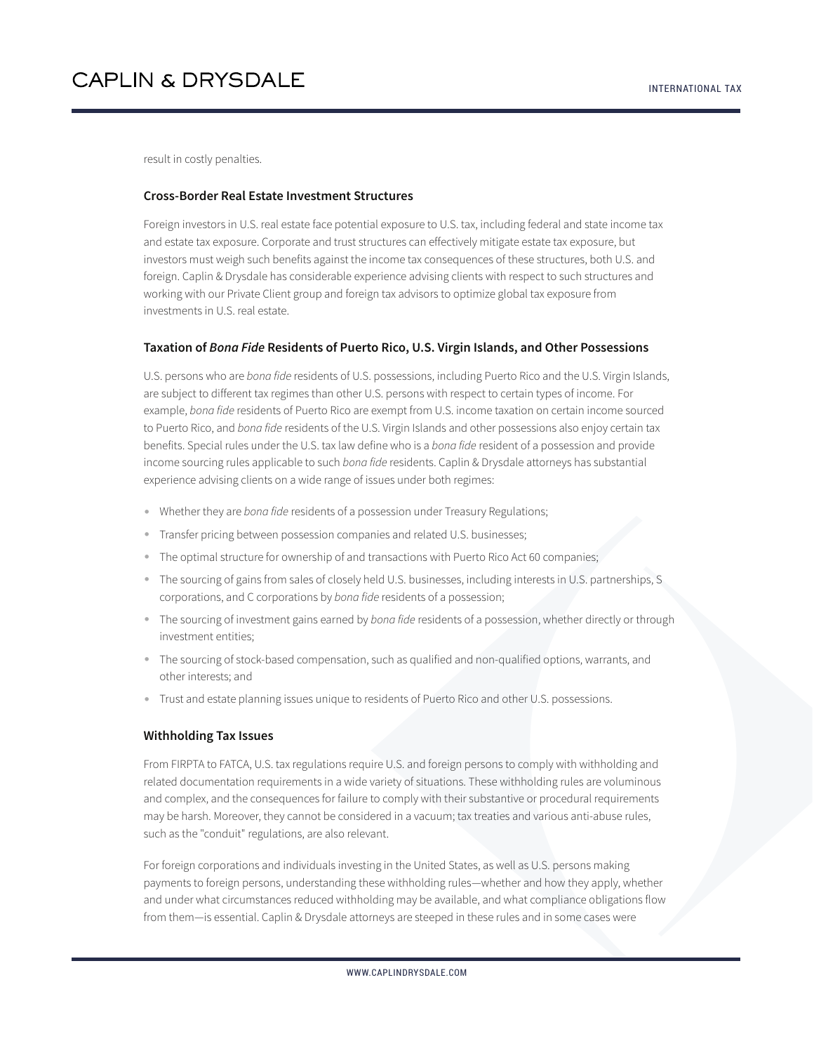result in costly penalties.

### Cross-Border Real Estate Investment Structures

Foreign investors in U.S. real estate face potential exposure to U.S. tax, including federal and state income tax and estate tax exposure. Corporate and trust structures can effectively mitigate estate tax exposure, but investors must weigh such benefits against the income tax consequences of these structures, both U.S. and foreign. Caplin & Drysdale has considerable experience advising clients with respect to such structures and working with our Private Client group and foreign tax advisors to optimize global tax exposure from investments in U.S. real estate.

### Taxation of *Bona Fide* Residents of Puerto Rico, U.S. Virgin Islands, and Other Possessions

U.S. persons who are *bona fide* residents of U.S. possessions, including Puerto Rico and the U.S. Virgin Islands, are subject to different tax regimes than other U.S. persons with respect to certain types of income. For example, *bona fide* residents of Puerto Rico are exempt from U.S. income taxation on certain income sourced to Puerto Rico, and *bona fide* residents of the U.S. Virgin Islands and other possessions also enjoy certain tax benefits. Special rules under the U.S. tax law define who is a *bona fide* resident of a possession and provide income sourcing rules applicable to such *bona fide* residents. Caplin & Drysdale attorneys has substantial experience advising clients on a wide range of issues under both regimes:

- Whether they are *bona fide* residents of a possession under Treasury Regulations;
- Transfer pricing between possession companies and related U.S. businesses;
- The optimal structure for ownership of and transactions with Puerto Rico Act 60 companies;
- The sourcing of gains from sales of closely held U.S. businesses, including interests in U.S. partnerships, S corporations, and C corporations by *bona fide* residents of a possession;
- The sourcing of investment gains earned by *bona fide* residents of a possession, whether directly or through investment entities;
- The sourcing of stock-based compensation, such as qualified and non-qualified options, warrants, and other interests; and
- Trust and estate planning issues unique to residents of Puerto Rico and other U.S. possessions.

### Withholding Tax Issues

From FIRPTA to FATCA, U.S. tax regulations require U.S. and foreign persons to comply with withholding and related documentation requirements in a wide variety of situations. These withholding rules are voluminous and complex, and the consequences for failure to comply with their substantive or procedural requirements may be harsh. Moreover, they cannot be considered in a vacuum; tax treaties and various anti-abuse rules, such as the "conduit" regulations, are also relevant.

For foreign corporations and individuals investing in the United States, as well as U.S. persons making payments to foreign persons, understanding these withholding rules—whether and how they apply, whether and under what circumstances reduced withholding may be available, and what compliance obligations flow from them—is essential. Caplin & Drysdale attorneys are steeped in these rules and in some cases were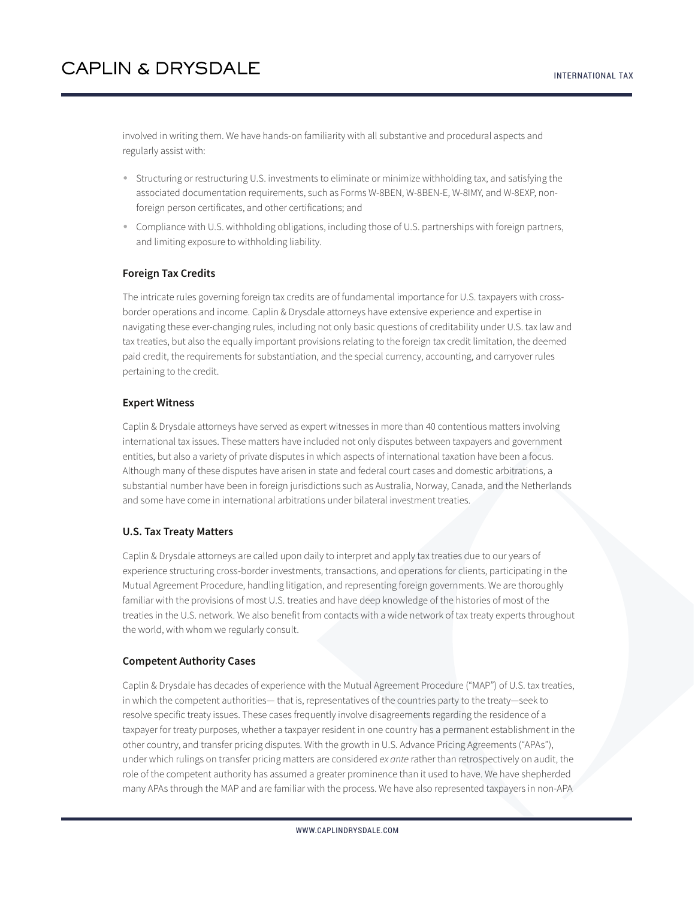involved in writing them. We have hands-on familiarity with all substantive and procedural aspects and regularly assist with:

- Structuring or restructuring U.S. investments to eliminate or minimize withholding tax, and satisfying the associated documentation requirements, such as Forms W-8BEN, W-8BEN-E, W-8IMY, and W-8EXP, non-foreign person certificates, and other certifications; and
- Compliance with U.S. withholding obligations, including those of U.S. partnerships with foreign partners, and limiting exposure to withholding liability.

### Foreign Tax Credits

The intricate rules governing foreign tax credits are of fundamental importance for U.S. taxpayers with cross-border operations and income. Caplin & Drysdale attorneys have extensive experience and expertise in navigating these ever-changing rules, including not only basic questions of creditability under U.S. tax law and tax treaties, but also the equally important provisions relating to the foreign tax credit limitation, the deemed paid credit, the requirements for substantiation, and the special currency, accounting, and carryover rules pertaining to the credit.

### Expert Witness

Caplin & Drysdale attorneys have served as expert witnesses in more than 40 contentious matters involving international tax issues. These matters have included not only disputes between taxpayers and government entities, but also a variety of private disputes in which aspects of international taxation have been a focus. Although many of these disputes have arisen in state and federal court cases and domestic arbitrations, a substantial number have been in foreign jurisdictions such as Australia, Norway, Canada, and the Netherlands and some have come in international arbitrations under bilateral investment treaties.

### U.S. Tax Treaty Matters

Caplin & Drysdale attorneys are called upon daily to interpret and apply tax treaties due to our years of experience structuring cross-border investments, transactions, and operations for clients, participating in the Mutual Agreement Procedure, handling litigation, and representing foreign governments. We are thoroughly familiar with the provisions of most U.S. treaties and have deep knowledge of the histories of most of the treaties in the U.S. network. We also benefit from contacts with a wide network of tax treaty experts throughout the world, with whom we regularly consult.

### Competent Authority Cases

Caplin & Drysdale has decades of experience with the Mutual Agreement Procedure ("MAP") of U.S. tax treaties, in which the competent authorities— that is, representatives of the countries party to the treaty—seek to resolve specific treaty issues. These cases frequently involve disagreements regarding the residence of a taxpayer for treaty purposes, whether a taxpayer resident in one country has a permanent establishment in the other country, and transfer pricing disputes. With the growth in U.S. Advance Pricing Agreements ("APAs"), under which rulings on transfer pricing matters are considered *ex ante* rather than retrospectively on audit, the role of the competent authority has assumed a greater prominence than it used to have. We have shepherded many APAs through the MAP and are familiar with the process. We have also represented taxpayers in non-APA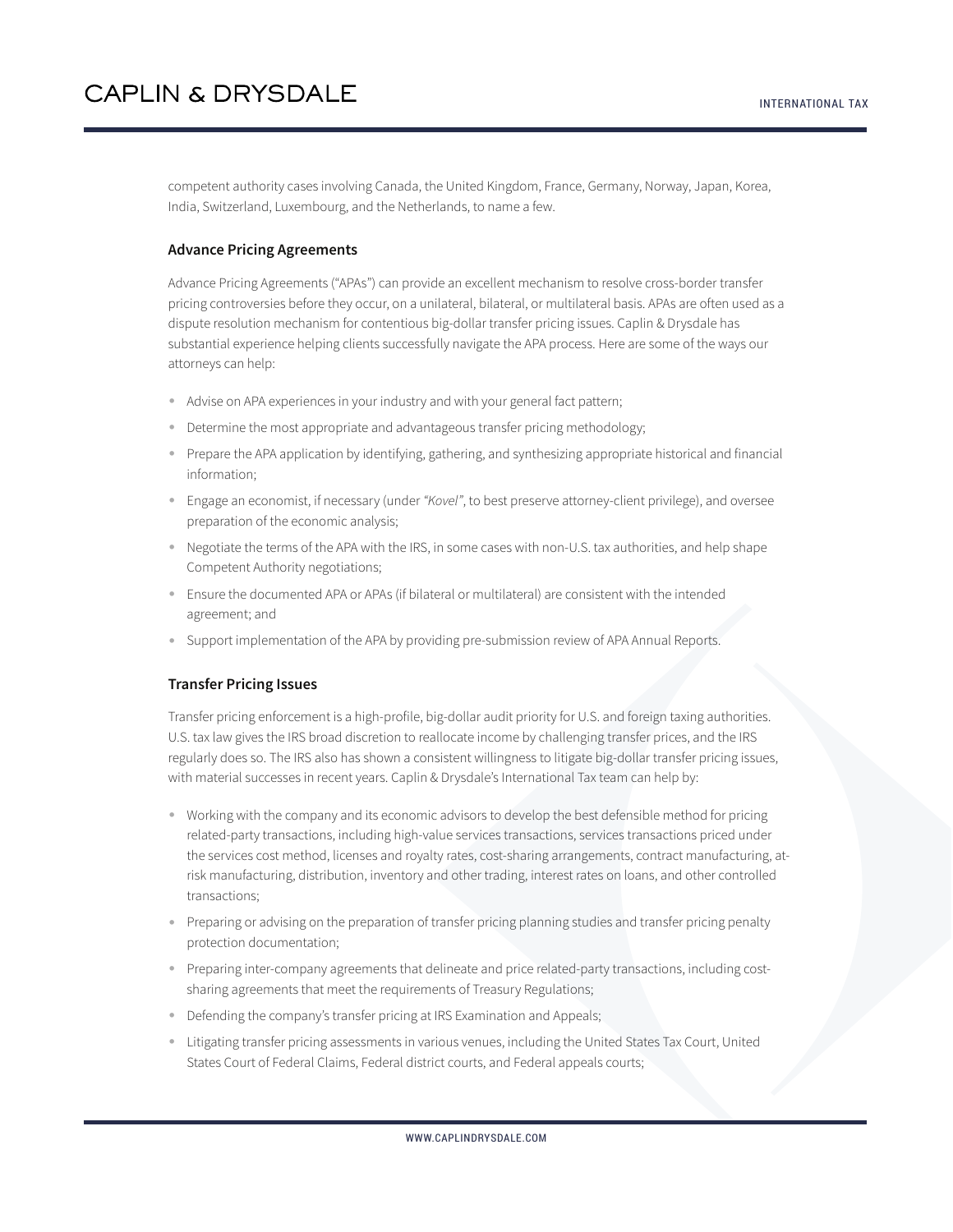competent authority cases involving Canada, the United Kingdom, France, Germany, Norway, Japan, Korea, India, Switzerland, Luxembourg, and the Netherlands, to name a few.

### Advance Pricing Agreements

Advance Pricing Agreements ("APAs") can provide an excellent mechanism to resolve cross-border transfer pricing controversies before they occur, on a unilateral, bilateral, or multilateral basis. APAs are often used as a dispute resolution mechanism for contentious big-dollar transfer pricing issues. Caplin & Drysdale has substantial experience helping clients successfully navigate the APA process. Here are some of the ways our attorneys can help:

- Advise on APA experiences in your industry and with your general fact pattern;
- Determine the most appropriate and advantageous transfer pricing methodology;
- Prepare the APA application by identifying, gathering, and synthesizing appropriate historical and financial information;
- Engage an economist, if necessary (under *"Kovel"*, to best preserve attorney-client privilege), and oversee preparation of the economic analysis;
- Negotiate the terms of the APA with the IRS, in some cases with non-U.S. tax authorities, and help shape Competent Authority negotiations;
- Ensure the documented APA or APAs (if bilateral or multilateral) are consistent with the intended agreement; and
- Support implementation of the APA by providing pre-submission review of APA Annual Reports.

### Transfer Pricing Issues

Transfer pricing enforcement is a high-profile, big-dollar audit priority for U.S. and foreign taxing authorities. U.S. tax law gives the IRS broad discretion to reallocate income by challenging transfer prices, and the IRS regularly does so. The IRS also has shown a consistent willingness to litigate big-dollar transfer pricing issues, with material successes in recent years. Caplin & Drysdale's International Tax team can help by:

- Working with the company and its economic advisors to develop the best defensible method for pricing related-party transactions, including high-value services transactions, services transactions priced under the services cost method, licenses and royalty rates, cost-sharing arrangements, contract manufacturing, at-risk manufacturing, distribution, inventory and other trading, interest rates on loans, and other controlled transactions;
- Preparing or advising on the preparation of transfer pricing planning studies and transfer pricing penalty protection documentation;
- Preparing inter-company agreements that delineate and price related-party transactions, including cost-sharing agreements that meet the requirements of Treasury Regulations;
- Defending the company's transfer pricing at IRS Examination and Appeals;
- Litigating transfer pricing assessments in various venues, including the United States Tax Court, United States Court of Federal Claims, Federal district courts, and Federal appeals courts;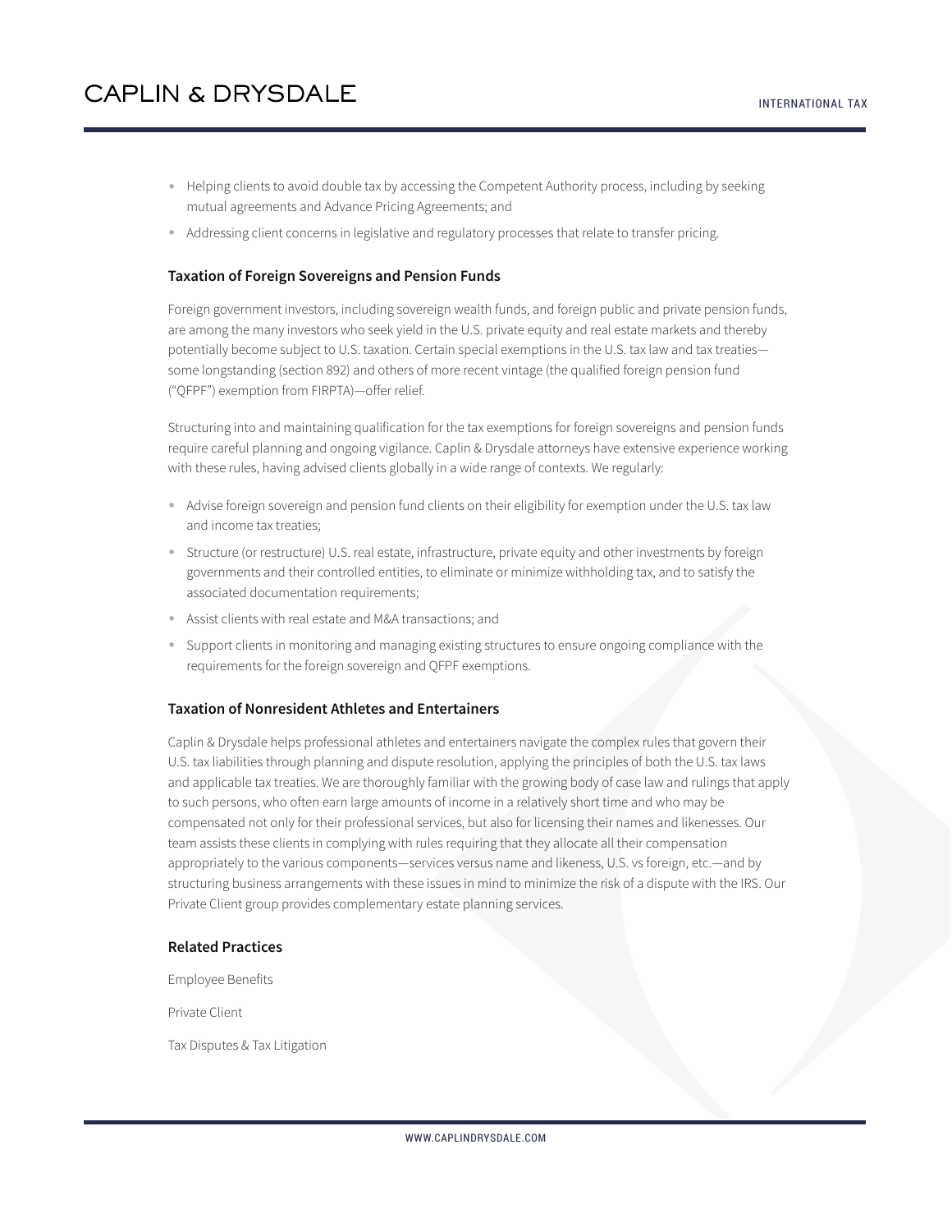- Helping clients to avoid double tax by accessing the Competent Authority process, including by seeking mutual agreements and Advance Pricing Agreements; and
- Addressing client concerns in legislative and regulatory processes that relate to transfer pricing.

### Taxation of Foreign Sovereigns and Pension Funds

Foreign government investors, including sovereign wealth funds, and foreign public and private pension funds, are among the many investors who seek yield in the U.S. private equity and real estate markets and thereby potentially become subject to U.S. taxation. Certain special exemptions in the U.S. tax law and tax treaties—some longstanding (section 892) and others of more recent vintage (the qualified foreign pension fund ("QFPF") exemption from FIRPTA)—offer relief.

Structuring into and maintaining qualification for the tax exemptions for foreign sovereigns and pension funds require careful planning and ongoing vigilance. Caplin & Drysdale attorneys have extensive experience working with these rules, having advised clients globally in a wide range of contexts. We regularly:

- Advise foreign sovereign and pension fund clients on their eligibility for exemption under the U.S. tax law and income tax treaties;
- Structure (or restructure) U.S. real estate, infrastructure, private equity and other investments by foreign governments and their controlled entities, to eliminate or minimize withholding tax, and to satisfy the associated documentation requirements;
- Assist clients with real estate and M&A transactions; and
- Support clients in monitoring and managing existing structures to ensure ongoing compliance with the requirements for the foreign sovereign and QFPF exemptions.

### Taxation of Nonresident Athletes and Entertainers

Caplin & Drysdale helps professional athletes and entertainers navigate the complex rules that govern their U.S. tax liabilities through planning and dispute resolution, applying the principles of both the U.S. tax laws and applicable tax treaties. We are thoroughly familiar with the growing body of case law and rulings that apply to such persons, who often earn large amounts of income in a relatively short time and who may be compensated not only for their professional services, but also for licensing their names and likenesses. Our team assists these clients in complying with rules requiring that they allocate all their compensation appropriately to the various components—services versus name and likeness, U.S. vs foreign, etc.—and by structuring business arrangements with these issues in mind to minimize the risk of a dispute with the IRS. Our Private Client group provides complementary estate planning services.

### Related Practices

Employee Benefits

Private Client

Tax Disputes & Tax Litigation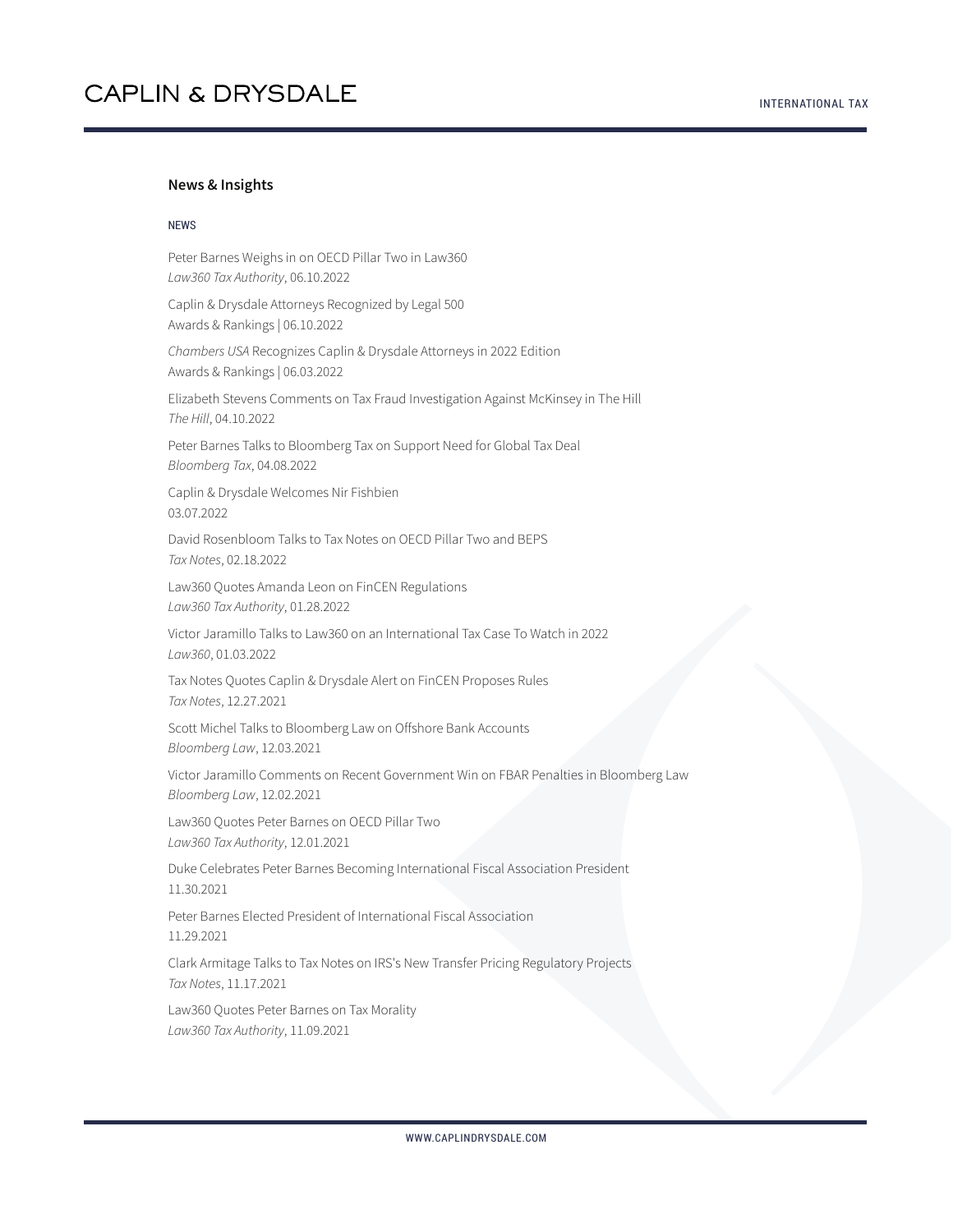## News & Insights

NEWS

Peter Barnes Weighs in on OECD Pillar Two in Law360
*Law360 Tax Authority*, 06.10.2022

Caplin & Drysdale Attorneys Recognized by Legal 500
Awards & Rankings | 06.10.2022

*Chambers USA* Recognizes Caplin & Drysdale Attorneys in 2022 Edition
Awards & Rankings | 06.03.2022

Elizabeth Stevens Comments on Tax Fraud Investigation Against McKinsey in The Hill
*The Hill*, 04.10.2022

Peter Barnes Talks to Bloomberg Tax on Support Need for Global Tax Deal
*Bloomberg Tax*, 04.08.2022

Caplin & Drysdale Welcomes Nir Fishbien
03.07.2022

David Rosenbloom Talks to Tax Notes on OECD Pillar Two and BEPS
*Tax Notes*, 02.18.2022

Law360 Quotes Amanda Leon on FinCEN Regulations
*Law360 Tax Authority*, 01.28.2022

Victor Jaramillo Talks to Law360 on an International Tax Case To Watch in 2022
*Law360*, 01.03.2022

Tax Notes Quotes Caplin & Drysdale Alert on FinCEN Proposes Rules
*Tax Notes*, 12.27.2021

Scott Michel Talks to Bloomberg Law on Offshore Bank Accounts
*Bloomberg Law*, 12.03.2021

Victor Jaramillo Comments on Recent Government Win on FBAR Penalties in Bloomberg Law
*Bloomberg Law*, 12.02.2021

Law360 Quotes Peter Barnes on OECD Pillar Two
*Law360 Tax Authority*, 12.01.2021

Duke Celebrates Peter Barnes Becoming International Fiscal Association President
11.30.2021

Peter Barnes Elected President of International Fiscal Association
11.29.2021

Clark Armitage Talks to Tax Notes on IRS's New Transfer Pricing Regulatory Projects
*Tax Notes*, 11.17.2021

Law360 Quotes Peter Barnes on Tax Morality
*Law360 Tax Authority*, 11.09.2021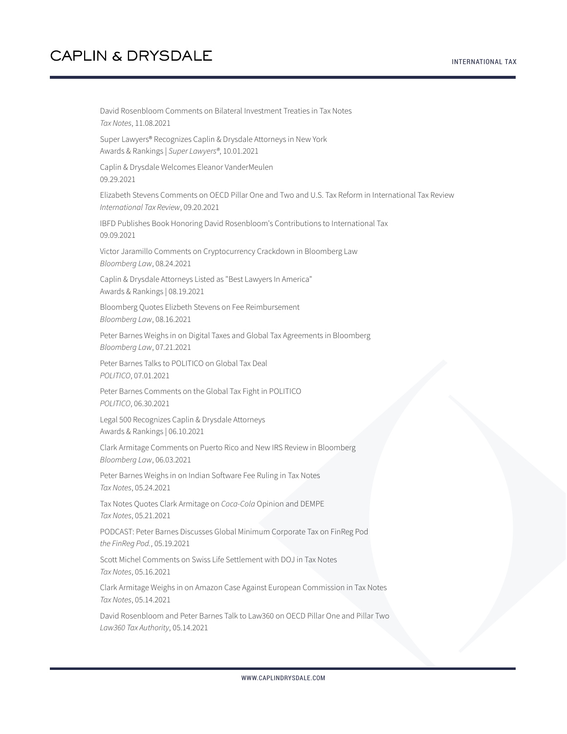David Rosenbloom Comments on Bilateral Investment Treaties in Tax Notes
*Tax Notes*, 11.08.2021

Super Lawyers® Recognizes Caplin & Drysdale Attorneys in New York
Awards & Rankings | *Super Lawyers®*, 10.01.2021

Caplin & Drysdale Welcomes Eleanor VanderMeulen
09.29.2021

Elizabeth Stevens Comments on OECD Pillar One and Two and U.S. Tax Reform in International Tax Review
*International Tax Review*, 09.20.2021

IBFD Publishes Book Honoring David Rosenbloom's Contributions to International Tax
09.09.2021

Victor Jaramillo Comments on Cryptocurrency Crackdown in Bloomberg Law
*Bloomberg Law*, 08.24.2021

Caplin & Drysdale Attorneys Listed as "Best Lawyers In America"
Awards & Rankings | 08.19.2021

Bloomberg Quotes Elizbeth Stevens on Fee Reimbursement
*Bloomberg Law*, 08.16.2021

Peter Barnes Weighs in on Digital Taxes and Global Tax Agreements in Bloomberg
*Bloomberg Law*, 07.21.2021

Peter Barnes Talks to POLITICO on Global Tax Deal
*POLITICO*, 07.01.2021

Peter Barnes Comments on the Global Tax Fight in POLITICO
*POLITICO*, 06.30.2021

Legal 500 Recognizes Caplin & Drysdale Attorneys
Awards & Rankings | 06.10.2021

Clark Armitage Comments on Puerto Rico and New IRS Review in Bloomberg
*Bloomberg Law*, 06.03.2021

Peter Barnes Weighs in on Indian Software Fee Ruling in Tax Notes
*Tax Notes*, 05.24.2021

Tax Notes Quotes Clark Armitage on *Coca-Cola* Opinion and DEMPE
*Tax Notes*, 05.21.2021

PODCAST: Peter Barnes Discusses Global Minimum Corporate Tax on FinReg Pod
*the FinReg Pod.*, 05.19.2021

Scott Michel Comments on Swiss Life Settlement with DOJ in Tax Notes
*Tax Notes*, 05.16.2021

Clark Armitage Weighs in on Amazon Case Against European Commission in Tax Notes
*Tax Notes*, 05.14.2021

David Rosenbloom and Peter Barnes Talk to Law360 on OECD Pillar One and Pillar Two
*Law360 Tax Authority*, 05.14.2021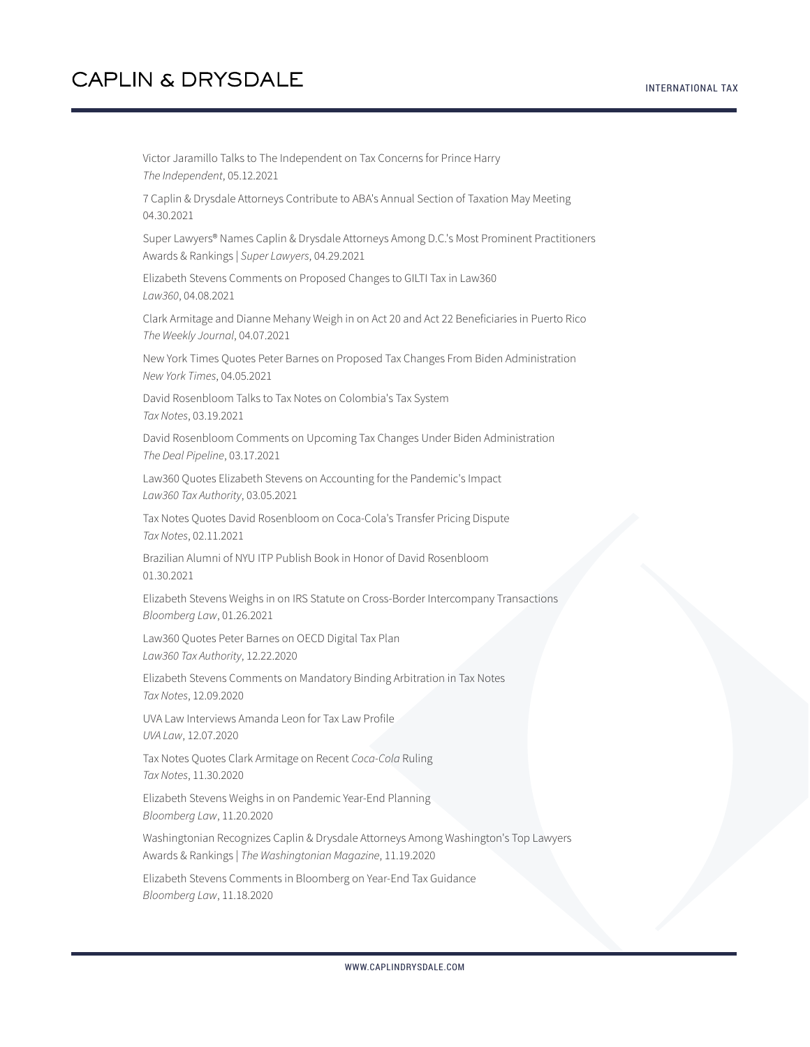Victor Jaramillo Talks to The Independent on Tax Concerns for Prince Harry
*The Independent*, 05.12.2021

7 Caplin & Drysdale Attorneys Contribute to ABA's Annual Section of Taxation May Meeting
04.30.2021

Super Lawyers® Names Caplin & Drysdale Attorneys Among D.C.'s Most Prominent Practitioners
Awards & Rankings | *Super Lawyers*, 04.29.2021

Elizabeth Stevens Comments on Proposed Changes to GILTI Tax in Law360
*Law360*, 04.08.2021

Clark Armitage and Dianne Mehany Weigh in on Act 20 and Act 22 Beneficiaries in Puerto Rico
*The Weekly Journal*, 04.07.2021

New York Times Quotes Peter Barnes on Proposed Tax Changes From Biden Administration
*New York Times*, 04.05.2021

David Rosenbloom Talks to Tax Notes on Colombia's Tax System
*Tax Notes*, 03.19.2021

David Rosenbloom Comments on Upcoming Tax Changes Under Biden Administration
*The Deal Pipeline*, 03.17.2021

Law360 Quotes Elizabeth Stevens on Accounting for the Pandemic's Impact
*Law360 Tax Authority*, 03.05.2021

Tax Notes Quotes David Rosenbloom on Coca-Cola's Transfer Pricing Dispute
*Tax Notes*, 02.11.2021

Brazilian Alumni of NYU ITP Publish Book in Honor of David Rosenbloom
01.30.2021

Elizabeth Stevens Weighs in on IRS Statute on Cross-Border Intercompany Transactions
*Bloomberg Law*, 01.26.2021

Law360 Quotes Peter Barnes on OECD Digital Tax Plan
*Law360 Tax Authority*, 12.22.2020

Elizabeth Stevens Comments on Mandatory Binding Arbitration in Tax Notes
*Tax Notes*, 12.09.2020

UVA Law Interviews Amanda Leon for Tax Law Profile
*UVA Law*, 12.07.2020

Tax Notes Quotes Clark Armitage on Recent *Coca-Cola* Ruling
*Tax Notes*, 11.30.2020

Elizabeth Stevens Weighs in on Pandemic Year-End Planning
*Bloomberg Law*, 11.20.2020

Washingtonian Recognizes Caplin & Drysdale Attorneys Among Washington's Top Lawyers
Awards & Rankings | *The Washingtonian Magazine*, 11.19.2020

Elizabeth Stevens Comments in Bloomberg on Year-End Tax Guidance
*Bloomberg Law*, 11.18.2020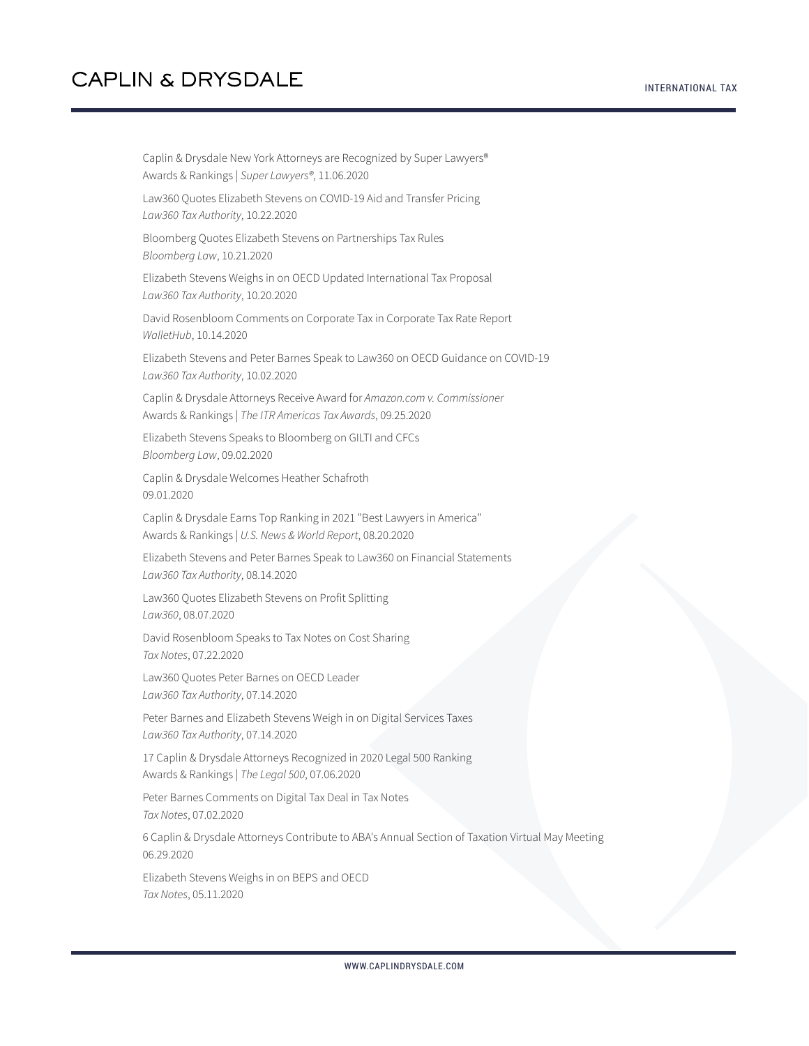Caplin & Drysdale New York Attorneys are Recognized by Super Lawyers®
Awards & Rankings | *Super Lawyers®*, 11.06.2020

Law360 Quotes Elizabeth Stevens on COVID-19 Aid and Transfer Pricing
*Law360 Tax Authority*, 10.22.2020

Bloomberg Quotes Elizabeth Stevens on Partnerships Tax Rules
*Bloomberg Law*, 10.21.2020

Elizabeth Stevens Weighs in on OECD Updated International Tax Proposal
*Law360 Tax Authority*, 10.20.2020

David Rosenbloom Comments on Corporate Tax in Corporate Tax Rate Report
*WalletHub*, 10.14.2020

Elizabeth Stevens and Peter Barnes Speak to Law360 on OECD Guidance on COVID-19
*Law360 Tax Authority*, 10.02.2020

Caplin & Drysdale Attorneys Receive Award for *Amazon.com v. Commissioner*
Awards & Rankings | *The ITR Americas Tax Awards*, 09.25.2020

Elizabeth Stevens Speaks to Bloomberg on GILTI and CFCs
*Bloomberg Law*, 09.02.2020

Caplin & Drysdale Welcomes Heather Schafroth
09.01.2020

Caplin & Drysdale Earns Top Ranking in 2021 "Best Lawyers in America"
Awards & Rankings | *U.S. News & World Report*, 08.20.2020

Elizabeth Stevens and Peter Barnes Speak to Law360 on Financial Statements
*Law360 Tax Authority*, 08.14.2020

Law360 Quotes Elizabeth Stevens on Profit Splitting
*Law360*, 08.07.2020

David Rosenbloom Speaks to Tax Notes on Cost Sharing
*Tax Notes*, 07.22.2020

Law360 Quotes Peter Barnes on OECD Leader
*Law360 Tax Authority*, 07.14.2020

Peter Barnes and Elizabeth Stevens Weigh in on Digital Services Taxes
*Law360 Tax Authority*, 07.14.2020

17 Caplin & Drysdale Attorneys Recognized in 2020 Legal 500 Ranking
Awards & Rankings | *The Legal 500*, 07.06.2020

Peter Barnes Comments on Digital Tax Deal in Tax Notes
*Tax Notes*, 07.02.2020

6 Caplin & Drysdale Attorneys Contribute to ABA's Annual Section of Taxation Virtual May Meeting
06.29.2020

Elizabeth Stevens Weighs in on BEPS and OECD
*Tax Notes*, 05.11.2020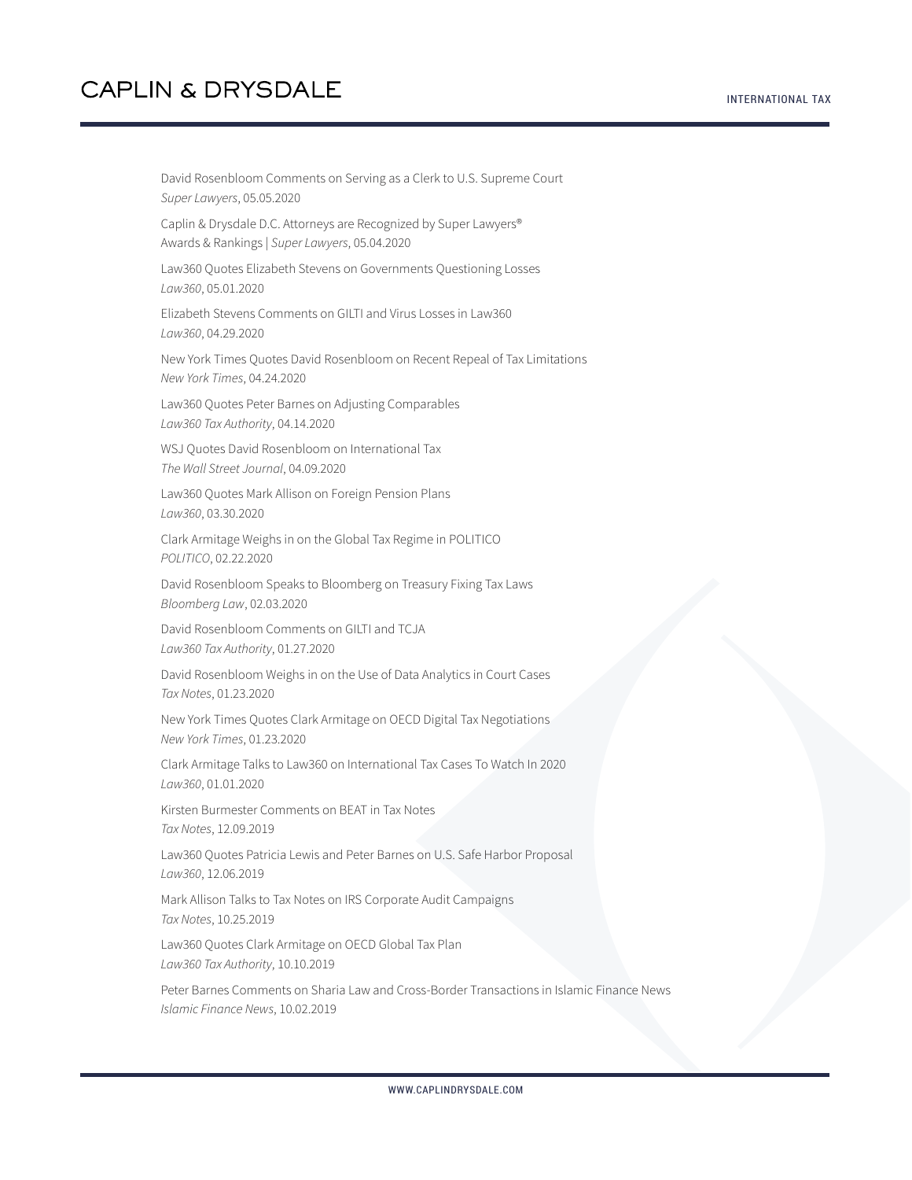David Rosenbloom Comments on Serving as a Clerk to U.S. Supreme Court
*Super Lawyers*, 05.05.2020

Caplin & Drysdale D.C. Attorneys are Recognized by Super Lawyers®
Awards & Rankings | *Super Lawyers*, 05.04.2020

Law360 Quotes Elizabeth Stevens on Governments Questioning Losses
*Law360*, 05.01.2020

Elizabeth Stevens Comments on GILTI and Virus Losses in Law360
*Law360*, 04.29.2020

New York Times Quotes David Rosenbloom on Recent Repeal of Tax Limitations
*New York Times*, 04.24.2020

Law360 Quotes Peter Barnes on Adjusting Comparables
*Law360 Tax Authority*, 04.14.2020

WSJ Quotes David Rosenbloom on International Tax
*The Wall Street Journal*, 04.09.2020

Law360 Quotes Mark Allison on Foreign Pension Plans
*Law360*, 03.30.2020

Clark Armitage Weighs in on the Global Tax Regime in POLITICO
*POLITICO*, 02.22.2020

David Rosenbloom Speaks to Bloomberg on Treasury Fixing Tax Laws
*Bloomberg Law*, 02.03.2020

David Rosenbloom Comments on GILTI and TCJA
*Law360 Tax Authority*, 01.27.2020

David Rosenbloom Weighs in on the Use of Data Analytics in Court Cases
*Tax Notes*, 01.23.2020

New York Times Quotes Clark Armitage on OECD Digital Tax Negotiations
*New York Times*, 01.23.2020

Clark Armitage Talks to Law360 on International Tax Cases To Watch In 2020
*Law360*, 01.01.2020

Kirsten Burmester Comments on BEAT in Tax Notes
*Tax Notes*, 12.09.2019

Law360 Quotes Patricia Lewis and Peter Barnes on U.S. Safe Harbor Proposal
*Law360*, 12.06.2019

Mark Allison Talks to Tax Notes on IRS Corporate Audit Campaigns
*Tax Notes*, 10.25.2019

Law360 Quotes Clark Armitage on OECD Global Tax Plan
*Law360 Tax Authority*, 10.10.2019

Peter Barnes Comments on Sharia Law and Cross-Border Transactions in Islamic Finance News
*Islamic Finance News*, 10.02.2019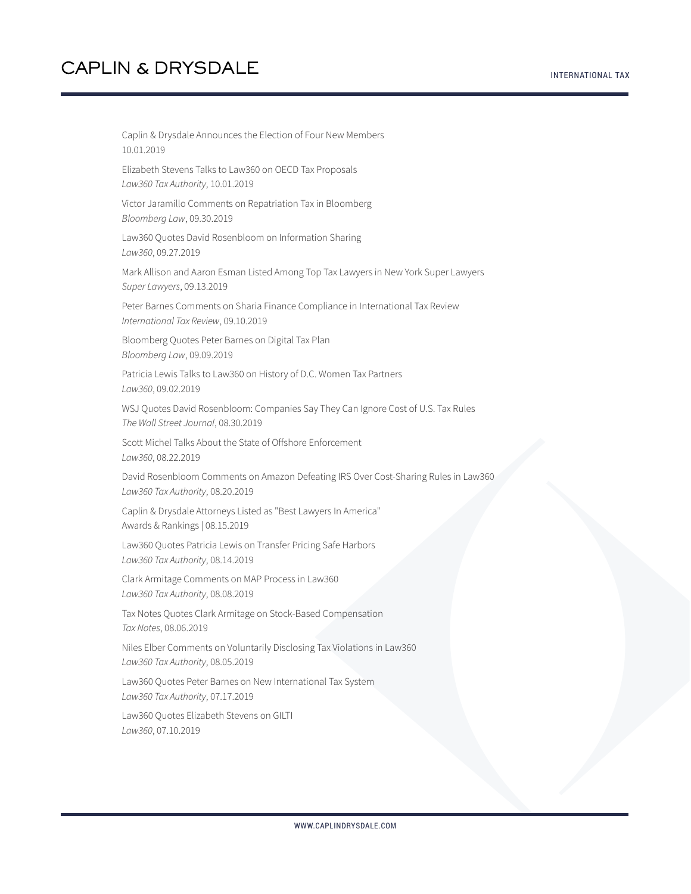Caplin & Drysdale Announces the Election of Four New Members
10.01.2019

Elizabeth Stevens Talks to Law360 on OECD Tax Proposals
*Law360 Tax Authority*, 10.01.2019

Victor Jaramillo Comments on Repatriation Tax in Bloomberg
*Bloomberg Law*, 09.30.2019

Law360 Quotes David Rosenbloom on Information Sharing
*Law360*, 09.27.2019

Mark Allison and Aaron Esman Listed Among Top Tax Lawyers in New York Super Lawyers
*Super Lawyers*, 09.13.2019

Peter Barnes Comments on Sharia Finance Compliance in International Tax Review
*International Tax Review*, 09.10.2019

Bloomberg Quotes Peter Barnes on Digital Tax Plan
*Bloomberg Law*, 09.09.2019

Patricia Lewis Talks to Law360 on History of D.C. Women Tax Partners
*Law360*, 09.02.2019

WSJ Quotes David Rosenbloom: Companies Say They Can Ignore Cost of U.S. Tax Rules
*The Wall Street Journal*, 08.30.2019

Scott Michel Talks About the State of Offshore Enforcement
*Law360*, 08.22.2019

David Rosenbloom Comments on Amazon Defeating IRS Over Cost-Sharing Rules in Law360
*Law360 Tax Authority*, 08.20.2019

Caplin & Drysdale Attorneys Listed as "Best Lawyers In America"
Awards & Rankings | 08.15.2019

Law360 Quotes Patricia Lewis on Transfer Pricing Safe Harbors
*Law360 Tax Authority*, 08.14.2019

Clark Armitage Comments on MAP Process in Law360
*Law360 Tax Authority*, 08.08.2019

Tax Notes Quotes Clark Armitage on Stock-Based Compensation
*Tax Notes*, 08.06.2019

Niles Elber Comments on Voluntarily Disclosing Tax Violations in Law360
*Law360 Tax Authority*, 08.05.2019

Law360 Quotes Peter Barnes on New International Tax System
*Law360 Tax Authority*, 07.17.2019

Law360 Quotes Elizabeth Stevens on GILTI
*Law360*, 07.10.2019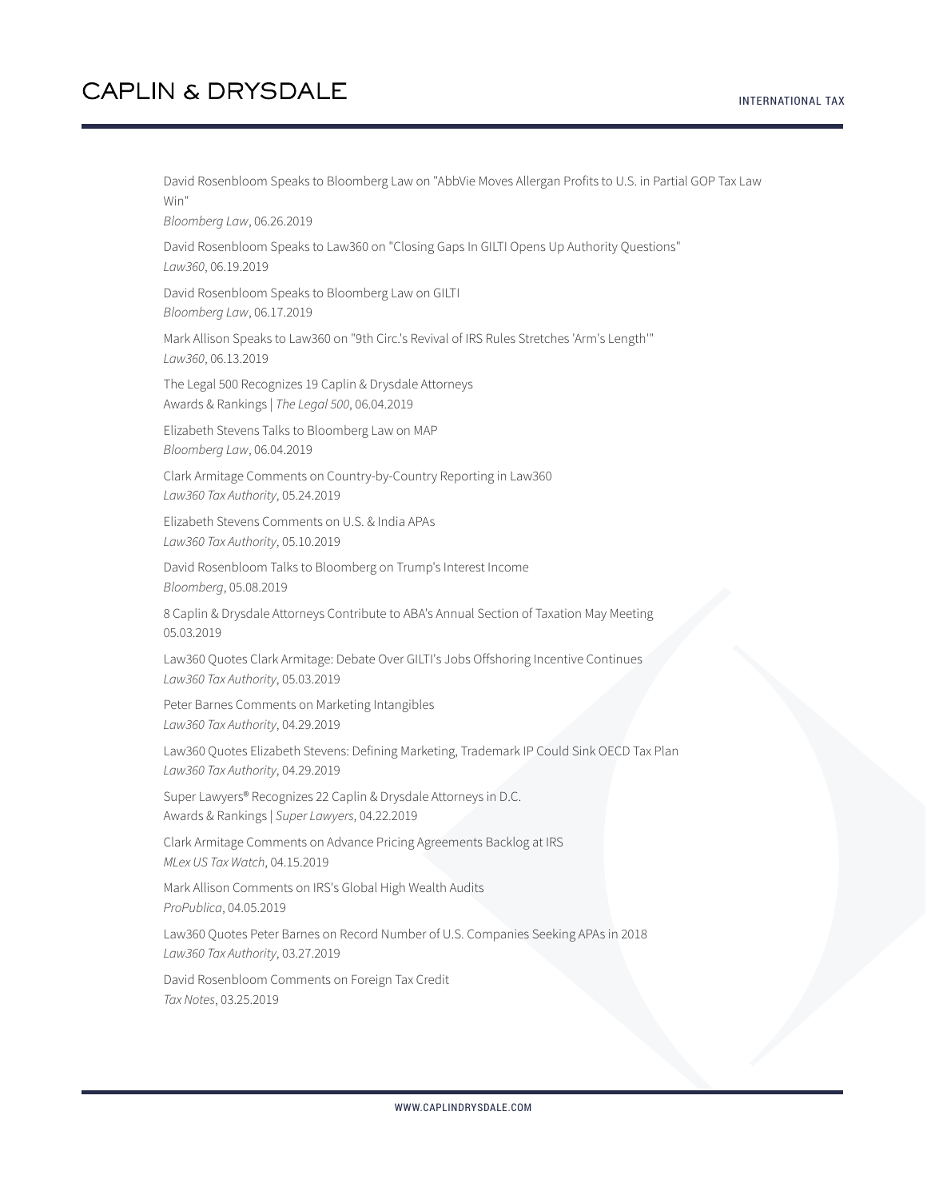David Rosenbloom Speaks to Bloomberg Law on "AbbVie Moves Allergan Profits to U.S. in Partial GOP Tax Law Win"
*Bloomberg Law*, 06.26.2019

David Rosenbloom Speaks to Law360 on "Closing Gaps In GILTI Opens Up Authority Questions"
*Law360*, 06.19.2019

David Rosenbloom Speaks to Bloomberg Law on GILTI
*Bloomberg Law*, 06.17.2019

Mark Allison Speaks to Law360 on "9th Circ.'s Revival of IRS Rules Stretches 'Arm's Length'"
*Law360*, 06.13.2019

The Legal 500 Recognizes 19 Caplin & Drysdale Attorneys
Awards & Rankings | *The Legal 500*, 06.04.2019

Elizabeth Stevens Talks to Bloomberg Law on MAP
*Bloomberg Law*, 06.04.2019

Clark Armitage Comments on Country-by-Country Reporting in Law360
*Law360 Tax Authority*, 05.24.2019

Elizabeth Stevens Comments on U.S. & India APAs
*Law360 Tax Authority*, 05.10.2019

David Rosenbloom Talks to Bloomberg on Trump's Interest Income
*Bloomberg*, 05.08.2019

8 Caplin & Drysdale Attorneys Contribute to ABA's Annual Section of Taxation May Meeting
05.03.2019

Law360 Quotes Clark Armitage: Debate Over GILTI's Jobs Offshoring Incentive Continues
*Law360 Tax Authority*, 05.03.2019

Peter Barnes Comments on Marketing Intangibles
*Law360 Tax Authority*, 04.29.2019

Law360 Quotes Elizabeth Stevens: Defining Marketing, Trademark IP Could Sink OECD Tax Plan
*Law360 Tax Authority*, 04.29.2019

Super Lawyers® Recognizes 22 Caplin & Drysdale Attorneys in D.C.
Awards & Rankings | *Super Lawyers*, 04.22.2019

Clark Armitage Comments on Advance Pricing Agreements Backlog at IRS
*MLex US Tax Watch*, 04.15.2019

Mark Allison Comments on IRS's Global High Wealth Audits
*ProPublica*, 04.05.2019

Law360 Quotes Peter Barnes on Record Number of U.S. Companies Seeking APAs in 2018
*Law360 Tax Authority*, 03.27.2019

David Rosenbloom Comments on Foreign Tax Credit
*Tax Notes*, 03.25.2019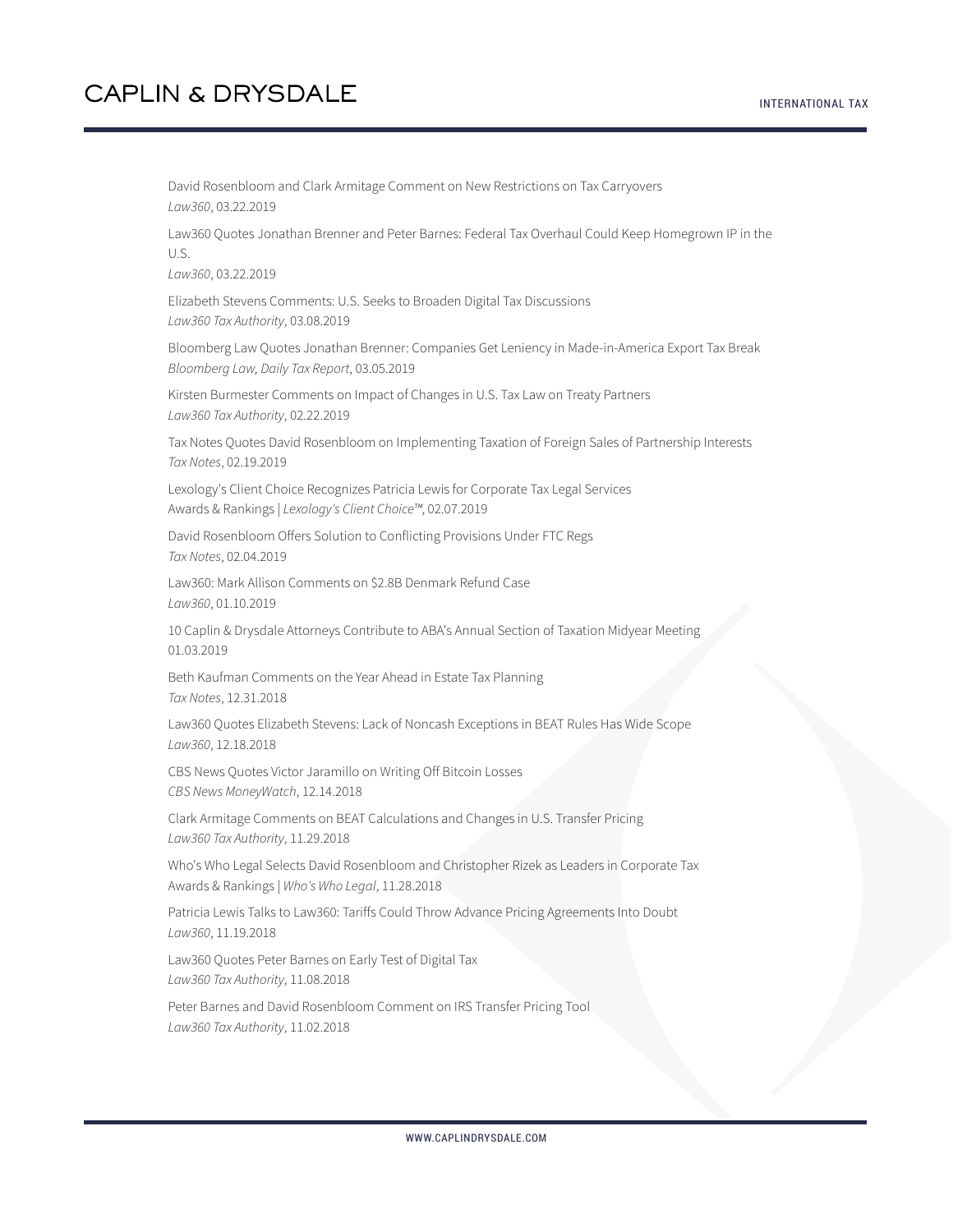David Rosenbloom and Clark Armitage Comment on New Restrictions on Tax Carryovers
*Law360*, 03.22.2019

Law360 Quotes Jonathan Brenner and Peter Barnes: Federal Tax Overhaul Could Keep Homegrown IP in the U.S.
*Law360*, 03.22.2019

Elizabeth Stevens Comments: U.S. Seeks to Broaden Digital Tax Discussions
*Law360 Tax Authority*, 03.08.2019

Bloomberg Law Quotes Jonathan Brenner: Companies Get Leniency in Made-in-America Export Tax Break
*Bloomberg Law, Daily Tax Report*, 03.05.2019

Kirsten Burmester Comments on Impact of Changes in U.S. Tax Law on Treaty Partners
*Law360 Tax Authority*, 02.22.2019

Tax Notes Quotes David Rosenbloom on Implementing Taxation of Foreign Sales of Partnership Interests
*Tax Notes*, 02.19.2019

Lexology's Client Choice Recognizes Patricia Lewis for Corporate Tax Legal Services
Awards & Rankings | *Lexology's Client Choice™*, 02.07.2019

David Rosenbloom Offers Solution to Conflicting Provisions Under FTC Regs
*Tax Notes*, 02.04.2019

Law360: Mark Allison Comments on $2.8B Denmark Refund Case
*Law360*, 01.10.2019

10 Caplin & Drysdale Attorneys Contribute to ABA's Annual Section of Taxation Midyear Meeting
01.03.2019

Beth Kaufman Comments on the Year Ahead in Estate Tax Planning
*Tax Notes*, 12.31.2018

Law360 Quotes Elizabeth Stevens: Lack of Noncash Exceptions in BEAT Rules Has Wide Scope
*Law360*, 12.18.2018

CBS News Quotes Victor Jaramillo on Writing Off Bitcoin Losses
*CBS News MoneyWatch*, 12.14.2018

Clark Armitage Comments on BEAT Calculations and Changes in U.S. Transfer Pricing
*Law360 Tax Authority*, 11.29.2018

Who's Who Legal Selects David Rosenbloom and Christopher Rizek as Leaders in Corporate Tax
Awards & Rankings | *Who's Who Legal*, 11.28.2018

Patricia Lewis Talks to Law360: Tariffs Could Throw Advance Pricing Agreements Into Doubt
*Law360*, 11.19.2018

Law360 Quotes Peter Barnes on Early Test of Digital Tax
*Law360 Tax Authority*, 11.08.2018

Peter Barnes and David Rosenbloom Comment on IRS Transfer Pricing Tool
*Law360 Tax Authority*, 11.02.2018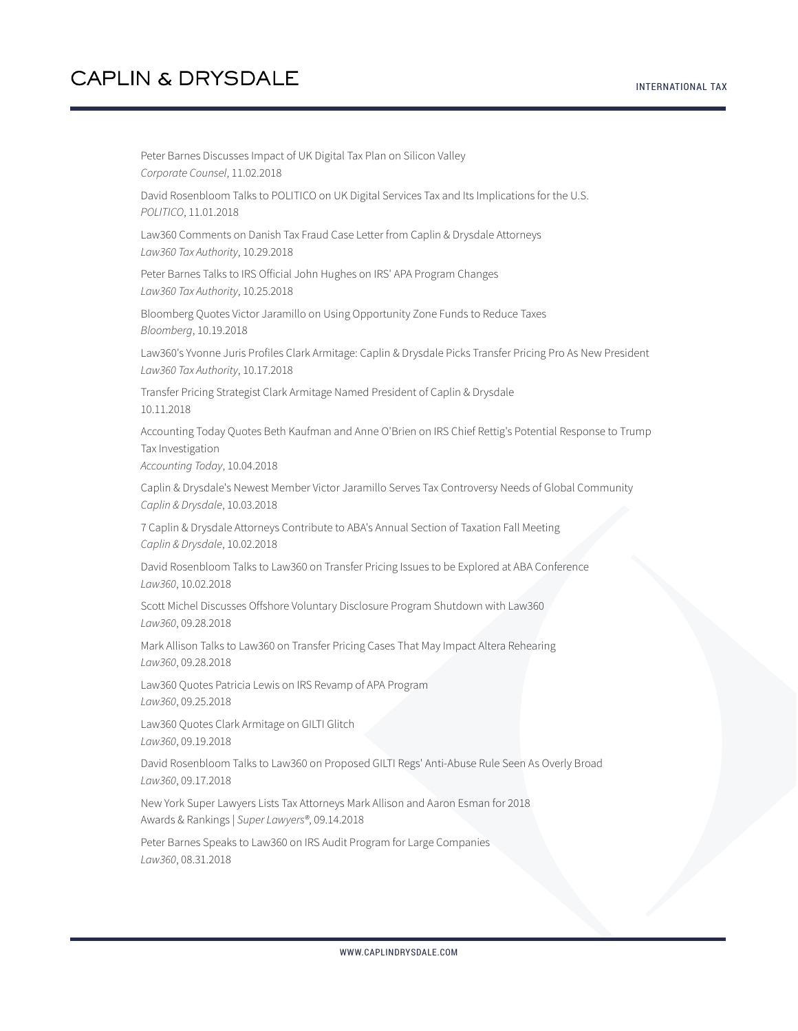Peter Barnes Discusses Impact of UK Digital Tax Plan on Silicon Valley
*Corporate Counsel*, 11.02.2018

David Rosenbloom Talks to POLITICO on UK Digital Services Tax and Its Implications for the U.S.
*POLITICO*, 11.01.2018

Law360 Comments on Danish Tax Fraud Case Letter from Caplin & Drysdale Attorneys
*Law360 Tax Authority*, 10.29.2018

Peter Barnes Talks to IRS Official John Hughes on IRS' APA Program Changes
*Law360 Tax Authority*, 10.25.2018

Bloomberg Quotes Victor Jaramillo on Using Opportunity Zone Funds to Reduce Taxes
*Bloomberg*, 10.19.2018

Law360's Yvonne Juris Profiles Clark Armitage: Caplin & Drysdale Picks Transfer Pricing Pro As New President
*Law360 Tax Authority*, 10.17.2018

Transfer Pricing Strategist Clark Armitage Named President of Caplin & Drysdale
10.11.2018

Accounting Today Quotes Beth Kaufman and Anne O'Brien on IRS Chief Rettig's Potential Response to Trump Tax Investigation
*Accounting Today*, 10.04.2018

Caplin & Drysdale's Newest Member Victor Jaramillo Serves Tax Controversy Needs of Global Community
*Caplin & Drysdale*, 10.03.2018

7 Caplin & Drysdale Attorneys Contribute to ABA's Annual Section of Taxation Fall Meeting
*Caplin & Drysdale*, 10.02.2018

David Rosenbloom Talks to Law360 on Transfer Pricing Issues to be Explored at ABA Conference
*Law360*, 10.02.2018

Scott Michel Discusses Offshore Voluntary Disclosure Program Shutdown with Law360
*Law360*, 09.28.2018

Mark Allison Talks to Law360 on Transfer Pricing Cases That May Impact Altera Rehearing
*Law360*, 09.28.2018

Law360 Quotes Patricia Lewis on IRS Revamp of APA Program
*Law360*, 09.25.2018

Law360 Quotes Clark Armitage on GILTI Glitch
*Law360*, 09.19.2018

David Rosenbloom Talks to Law360 on Proposed GILTI Regs' Anti-Abuse Rule Seen As Overly Broad
*Law360*, 09.17.2018

New York Super Lawyers Lists Tax Attorneys Mark Allison and Aaron Esman for 2018
Awards & Rankings | *Super Lawyers®*, 09.14.2018

Peter Barnes Speaks to Law360 on IRS Audit Program for Large Companies
*Law360*, 08.31.2018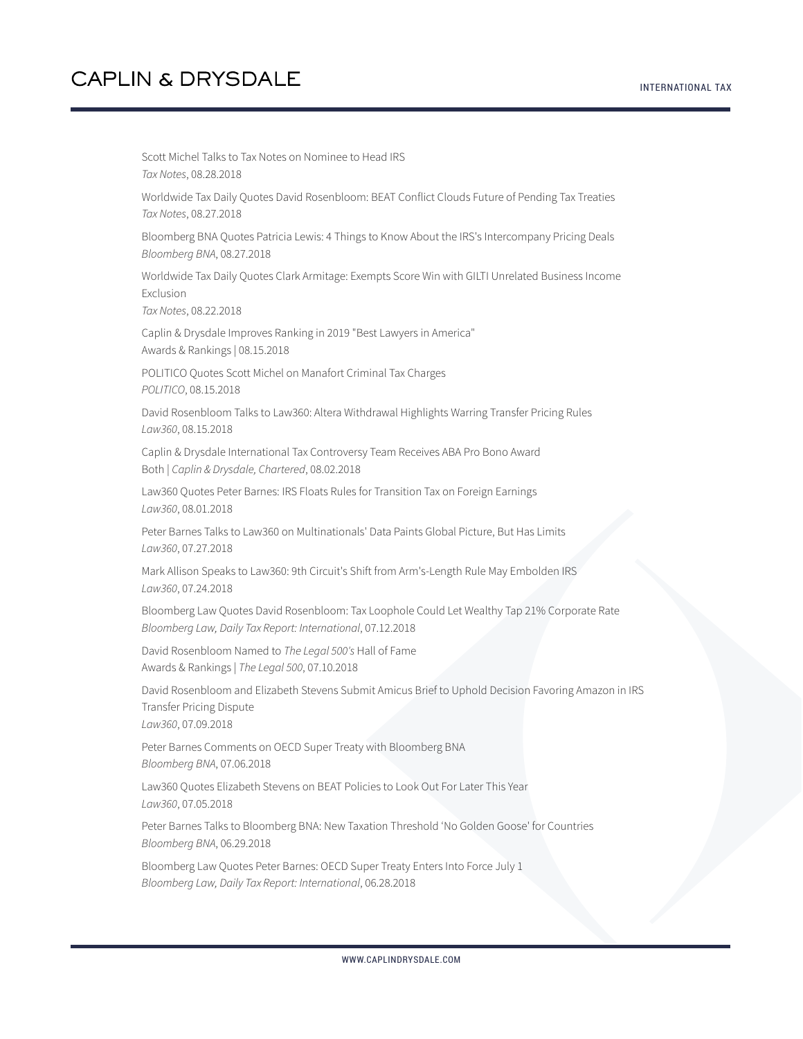Scott Michel Talks to Tax Notes on Nominee to Head IRS
*Tax Notes*, 08.28.2018

Worldwide Tax Daily Quotes David Rosenbloom: BEAT Conflict Clouds Future of Pending Tax Treaties
*Tax Notes*, 08.27.2018

Bloomberg BNA Quotes Patricia Lewis: 4 Things to Know About the IRS's Intercompany Pricing Deals
*Bloomberg BNA*, 08.27.2018

Worldwide Tax Daily Quotes Clark Armitage: Exempts Score Win with GILTI Unrelated Business Income Exclusion
*Tax Notes*, 08.22.2018

Caplin & Drysdale Improves Ranking in 2019 "Best Lawyers in America"
Awards & Rankings | 08.15.2018

POLITICO Quotes Scott Michel on Manafort Criminal Tax Charges
*POLITICO*, 08.15.2018

David Rosenbloom Talks to Law360: Altera Withdrawal Highlights Warring Transfer Pricing Rules
*Law360*, 08.15.2018

Caplin & Drysdale International Tax Controversy Team Receives ABA Pro Bono Award
Both | *Caplin & Drysdale, Chartered*, 08.02.2018

Law360 Quotes Peter Barnes: IRS Floats Rules for Transition Tax on Foreign Earnings
*Law360*, 08.01.2018

Peter Barnes Talks to Law360 on Multinationals' Data Paints Global Picture, But Has Limits
*Law360*, 07.27.2018

Mark Allison Speaks to Law360: 9th Circuit's Shift from Arm's-Length Rule May Embolden IRS
*Law360*, 07.24.2018

Bloomberg Law Quotes David Rosenbloom: Tax Loophole Could Let Wealthy Tap 21% Corporate Rate
*Bloomberg Law, Daily Tax Report: International*, 07.12.2018

David Rosenbloom Named to *The Legal 500's* Hall of Fame
Awards & Rankings | *The Legal 500*, 07.10.2018

David Rosenbloom and Elizabeth Stevens Submit Amicus Brief to Uphold Decision Favoring Amazon in IRS Transfer Pricing Dispute
*Law360*, 07.09.2018

Peter Barnes Comments on OECD Super Treaty with Bloomberg BNA
*Bloomberg BNA*, 07.06.2018

Law360 Quotes Elizabeth Stevens on BEAT Policies to Look Out For Later This Year
*Law360*, 07.05.2018

Peter Barnes Talks to Bloomberg BNA: New Taxation Threshold 'No Golden Goose' for Countries
*Bloomberg BNA*, 06.29.2018

Bloomberg Law Quotes Peter Barnes: OECD Super Treaty Enters Into Force July 1
*Bloomberg Law, Daily Tax Report: International*, 06.28.2018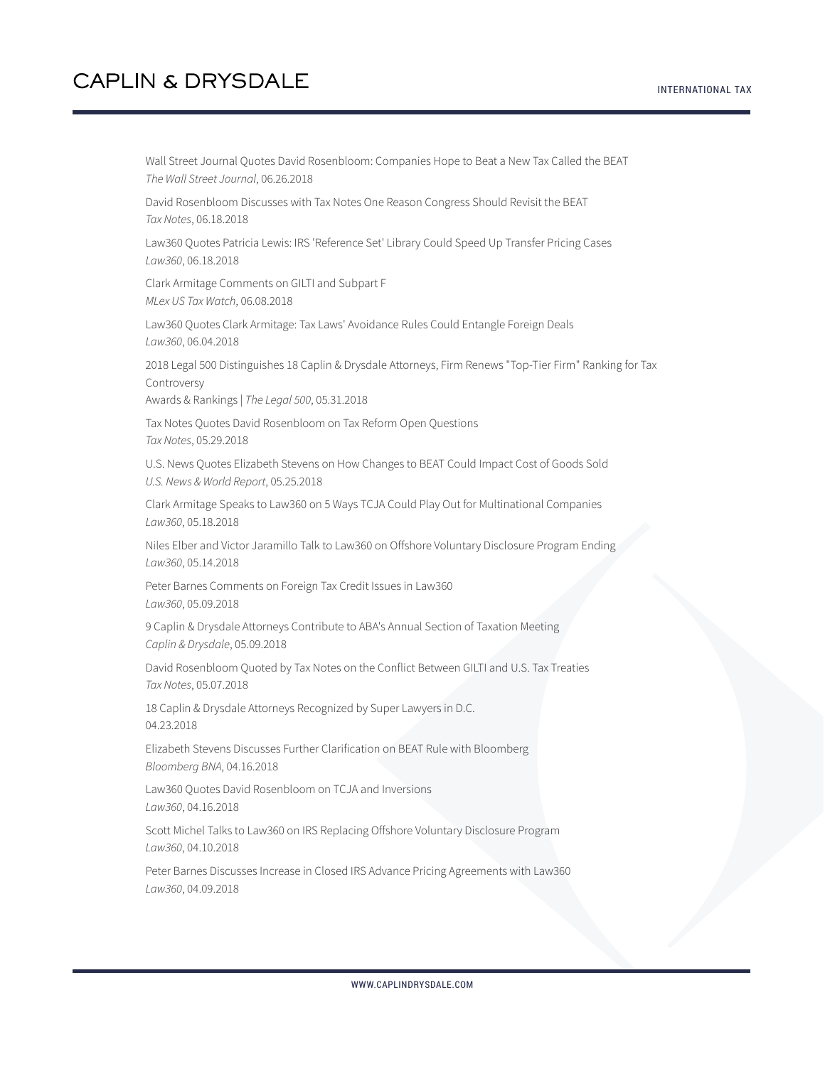Wall Street Journal Quotes David Rosenbloom: Companies Hope to Beat a New Tax Called the BEAT
*The Wall Street Journal*, 06.26.2018

David Rosenbloom Discusses with Tax Notes One Reason Congress Should Revisit the BEAT
*Tax Notes*, 06.18.2018

Law360 Quotes Patricia Lewis: IRS 'Reference Set' Library Could Speed Up Transfer Pricing Cases
*Law360*, 06.18.2018

Clark Armitage Comments on GILTI and Subpart F
*MLex US Tax Watch*, 06.08.2018

Law360 Quotes Clark Armitage: Tax Laws' Avoidance Rules Could Entangle Foreign Deals
*Law360*, 06.04.2018

2018 Legal 500 Distinguishes 18 Caplin & Drysdale Attorneys, Firm Renews "Top-Tier Firm" Ranking for Tax Controversy
Awards & Rankings | *The Legal 500*, 05.31.2018

Tax Notes Quotes David Rosenbloom on Tax Reform Open Questions
*Tax Notes*, 05.29.2018

U.S. News Quotes Elizabeth Stevens on How Changes to BEAT Could Impact Cost of Goods Sold
*U.S. News & World Report*, 05.25.2018

Clark Armitage Speaks to Law360 on 5 Ways TCJA Could Play Out for Multinational Companies
*Law360*, 05.18.2018

Niles Elber and Victor Jaramillo Talk to Law360 on Offshore Voluntary Disclosure Program Ending
*Law360*, 05.14.2018

Peter Barnes Comments on Foreign Tax Credit Issues in Law360
*Law360*, 05.09.2018

9 Caplin & Drysdale Attorneys Contribute to ABA's Annual Section of Taxation Meeting
*Caplin & Drysdale*, 05.09.2018

David Rosenbloom Quoted by Tax Notes on the Conflict Between GILTI and U.S. Tax Treaties
*Tax Notes*, 05.07.2018

18 Caplin & Drysdale Attorneys Recognized by Super Lawyers in D.C.
04.23.2018

Elizabeth Stevens Discusses Further Clarification on BEAT Rule with Bloomberg
*Bloomberg BNA*, 04.16.2018

Law360 Quotes David Rosenbloom on TCJA and Inversions
*Law360*, 04.16.2018

Scott Michel Talks to Law360 on IRS Replacing Offshore Voluntary Disclosure Program
*Law360*, 04.10.2018

Peter Barnes Discusses Increase in Closed IRS Advance Pricing Agreements with Law360
*Law360*, 04.09.2018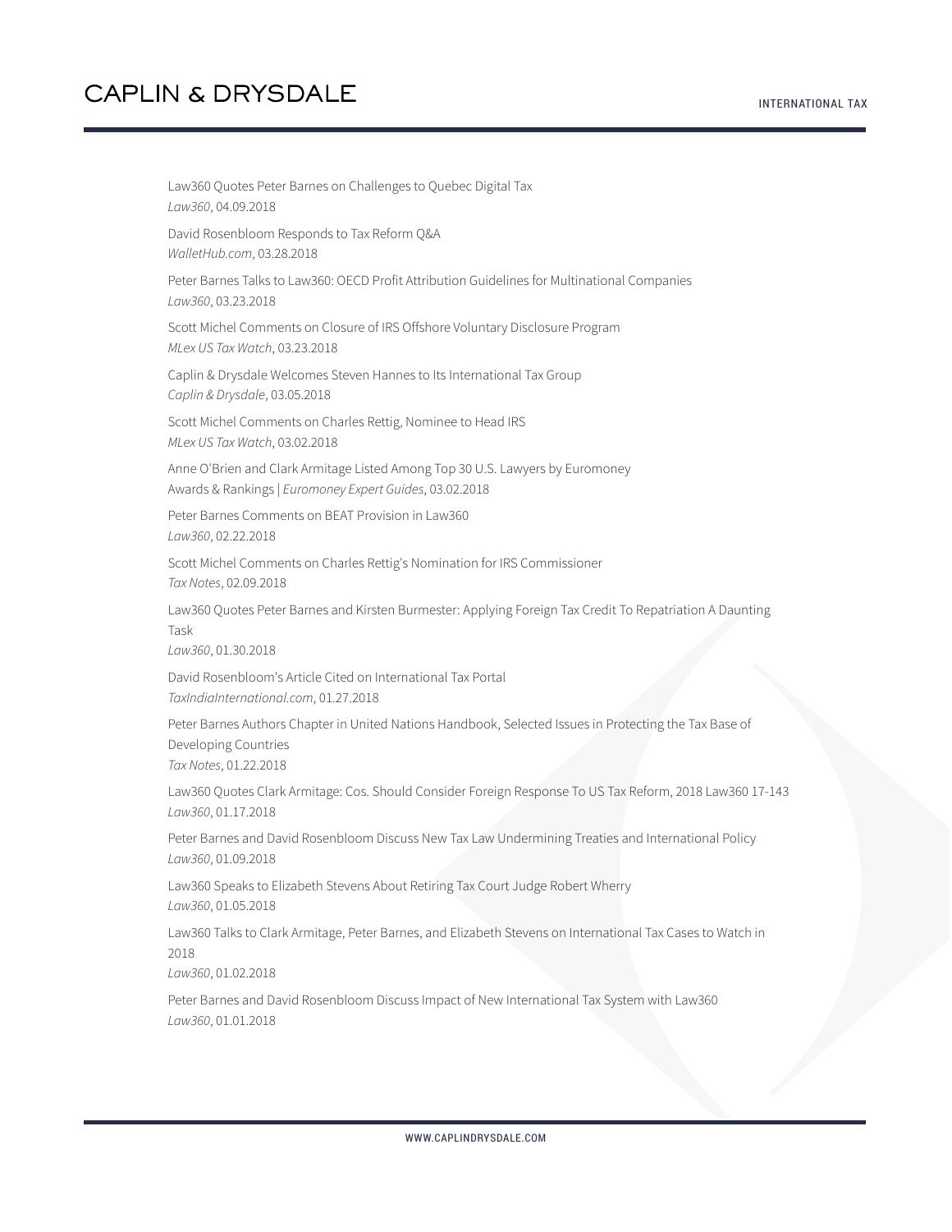Law360 Quotes Peter Barnes on Challenges to Quebec Digital Tax
*Law360*, 04.09.2018

David Rosenbloom Responds to Tax Reform Q&A
*WalletHub.com*, 03.28.2018

Peter Barnes Talks to Law360: OECD Profit Attribution Guidelines for Multinational Companies
*Law360*, 03.23.2018

Scott Michel Comments on Closure of IRS Offshore Voluntary Disclosure Program
*MLex US Tax Watch*, 03.23.2018

Caplin & Drysdale Welcomes Steven Hannes to Its International Tax Group
*Caplin & Drysdale*, 03.05.2018

Scott Michel Comments on Charles Rettig, Nominee to Head IRS
*MLex US Tax Watch*, 03.02.2018

Anne O'Brien and Clark Armitage Listed Among Top 30 U.S. Lawyers by Euromoney
Awards & Rankings | *Euromoney Expert Guides*, 03.02.2018

Peter Barnes Comments on BEAT Provision in Law360
*Law360*, 02.22.2018

Scott Michel Comments on Charles Rettig's Nomination for IRS Commissioner
*Tax Notes*, 02.09.2018

Law360 Quotes Peter Barnes and Kirsten Burmester: Applying Foreign Tax Credit To Repatriation A Daunting Task
*Law360*, 01.30.2018

David Rosenbloom's Article Cited on International Tax Portal
*TaxIndiaInternational.com*, 01.27.2018

Peter Barnes Authors Chapter in United Nations Handbook, Selected Issues in Protecting the Tax Base of Developing Countries
*Tax Notes*, 01.22.2018

Law360 Quotes Clark Armitage: Cos. Should Consider Foreign Response To US Tax Reform, 2018 Law360 17-143
*Law360*, 01.17.2018

Peter Barnes and David Rosenbloom Discuss New Tax Law Undermining Treaties and International Policy
*Law360*, 01.09.2018

Law360 Speaks to Elizabeth Stevens About Retiring Tax Court Judge Robert Wherry
*Law360*, 01.05.2018

Law360 Talks to Clark Armitage, Peter Barnes, and Elizabeth Stevens on International Tax Cases to Watch in 2018
*Law360*, 01.02.2018

Peter Barnes and David Rosenbloom Discuss Impact of New International Tax System with Law360
*Law360*, 01.01.2018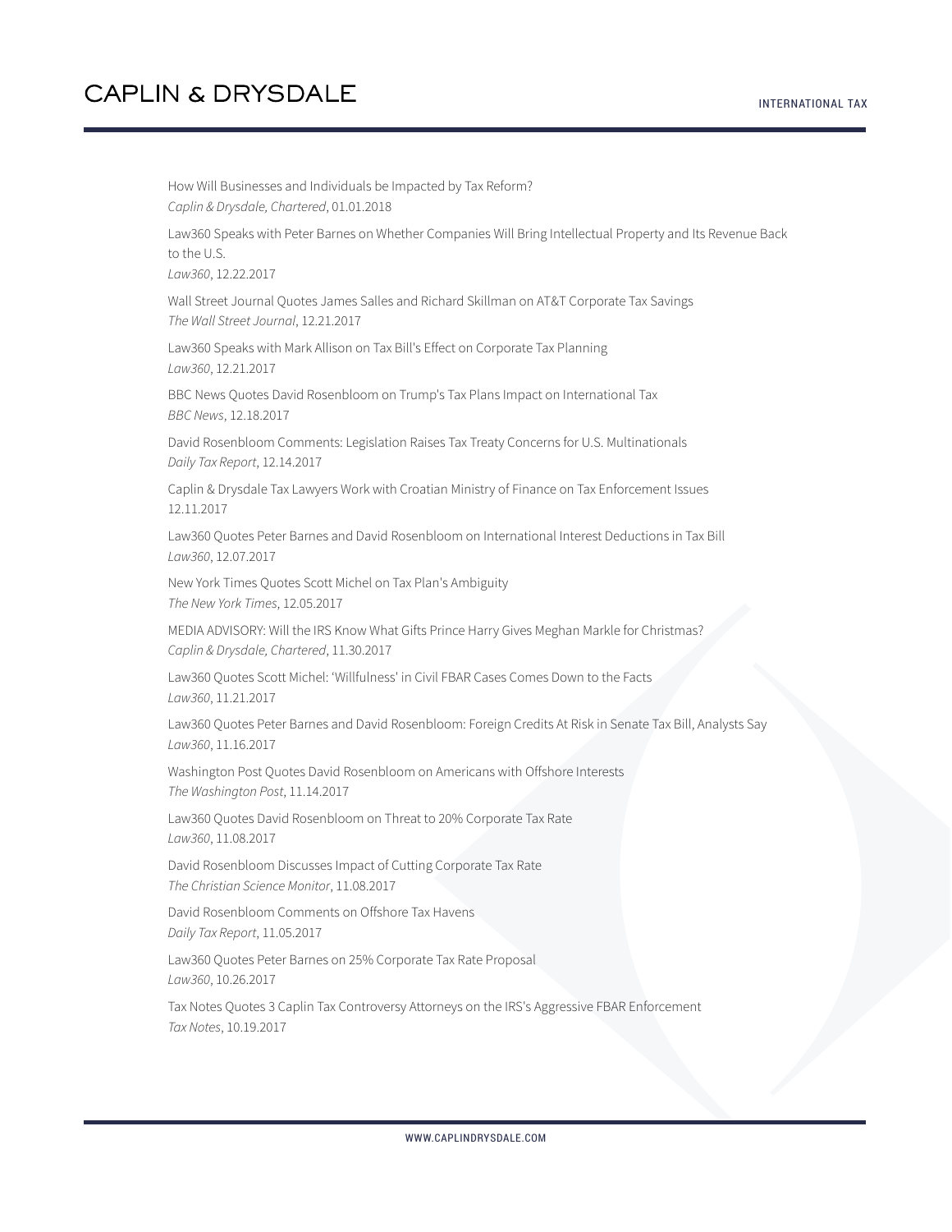How Will Businesses and Individuals be Impacted by Tax Reform?
*Caplin & Drysdale, Chartered*, 01.01.2018

Law360 Speaks with Peter Barnes on Whether Companies Will Bring Intellectual Property and Its Revenue Back to the U.S.
*Law360*, 12.22.2017

Wall Street Journal Quotes James Salles and Richard Skillman on AT&T Corporate Tax Savings
*The Wall Street Journal*, 12.21.2017

Law360 Speaks with Mark Allison on Tax Bill's Effect on Corporate Tax Planning
*Law360*, 12.21.2017

BBC News Quotes David Rosenbloom on Trump's Tax Plans Impact on International Tax
*BBC News*, 12.18.2017

David Rosenbloom Comments: Legislation Raises Tax Treaty Concerns for U.S. Multinationals
*Daily Tax Report*, 12.14.2017

Caplin & Drysdale Tax Lawyers Work with Croatian Ministry of Finance on Tax Enforcement Issues
12.11.2017

Law360 Quotes Peter Barnes and David Rosenbloom on International Interest Deductions in Tax Bill
*Law360*, 12.07.2017

New York Times Quotes Scott Michel on Tax Plan's Ambiguity
*The New York Times*, 12.05.2017

MEDIA ADVISORY: Will the IRS Know What Gifts Prince Harry Gives Meghan Markle for Christmas?
*Caplin & Drysdale, Chartered*, 11.30.2017

Law360 Quotes Scott Michel: 'Willfulness' in Civil FBAR Cases Comes Down to the Facts
*Law360*, 11.21.2017

Law360 Quotes Peter Barnes and David Rosenbloom: Foreign Credits At Risk in Senate Tax Bill, Analysts Say
*Law360*, 11.16.2017

Washington Post Quotes David Rosenbloom on Americans with Offshore Interests
*The Washington Post*, 11.14.2017

Law360 Quotes David Rosenbloom on Threat to 20% Corporate Tax Rate
*Law360*, 11.08.2017

David Rosenbloom Discusses Impact of Cutting Corporate Tax Rate
*The Christian Science Monitor*, 11.08.2017

David Rosenbloom Comments on Offshore Tax Havens
*Daily Tax Report*, 11.05.2017

Law360 Quotes Peter Barnes on 25% Corporate Tax Rate Proposal
*Law360*, 10.26.2017

Tax Notes Quotes 3 Caplin Tax Controversy Attorneys on the IRS's Aggressive FBAR Enforcement
*Tax Notes*, 10.19.2017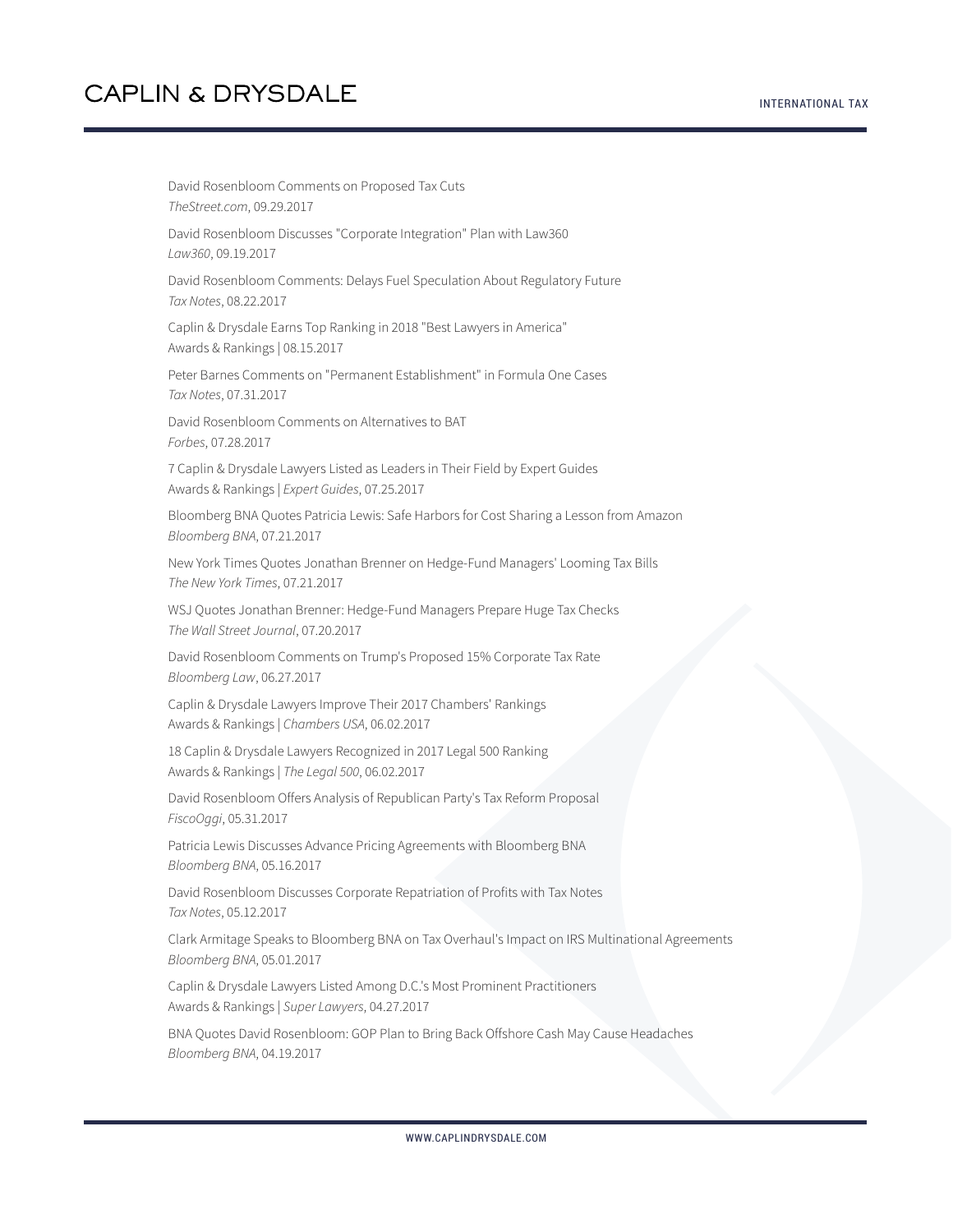David Rosenbloom Comments on Proposed Tax Cuts
*TheStreet.com*, 09.29.2017

David Rosenbloom Discusses "Corporate Integration" Plan with Law360
*Law360*, 09.19.2017

David Rosenbloom Comments: Delays Fuel Speculation About Regulatory Future
*Tax Notes*, 08.22.2017

Caplin & Drysdale Earns Top Ranking in 2018 "Best Lawyers in America"
Awards & Rankings | 08.15.2017

Peter Barnes Comments on "Permanent Establishment" in Formula One Cases
*Tax Notes*, 07.31.2017

David Rosenbloom Comments on Alternatives to BAT
*Forbes*, 07.28.2017

7 Caplin & Drysdale Lawyers Listed as Leaders in Their Field by Expert Guides
Awards & Rankings | *Expert Guides*, 07.25.2017

Bloomberg BNA Quotes Patricia Lewis: Safe Harbors for Cost Sharing a Lesson from Amazon
*Bloomberg BNA*, 07.21.2017

New York Times Quotes Jonathan Brenner on Hedge-Fund Managers' Looming Tax Bills
*The New York Times*, 07.21.2017

WSJ Quotes Jonathan Brenner: Hedge-Fund Managers Prepare Huge Tax Checks
*The Wall Street Journal*, 07.20.2017

David Rosenbloom Comments on Trump's Proposed 15% Corporate Tax Rate
*Bloomberg Law*, 06.27.2017

Caplin & Drysdale Lawyers Improve Their 2017 Chambers' Rankings
Awards & Rankings | *Chambers USA*, 06.02.2017

18 Caplin & Drysdale Lawyers Recognized in 2017 Legal 500 Ranking
Awards & Rankings | *The Legal 500*, 06.02.2017

David Rosenbloom Offers Analysis of Republican Party's Tax Reform Proposal
*FiscoOggi*, 05.31.2017

Patricia Lewis Discusses Advance Pricing Agreements with Bloomberg BNA
*Bloomberg BNA*, 05.16.2017

David Rosenbloom Discusses Corporate Repatriation of Profits with Tax Notes
*Tax Notes*, 05.12.2017

Clark Armitage Speaks to Bloomberg BNA on Tax Overhaul's Impact on IRS Multinational Agreements
*Bloomberg BNA*, 05.01.2017

Caplin & Drysdale Lawyers Listed Among D.C.'s Most Prominent Practitioners
Awards & Rankings | *Super Lawyers*, 04.27.2017

BNA Quotes David Rosenbloom: GOP Plan to Bring Back Offshore Cash May Cause Headaches
*Bloomberg BNA*, 04.19.2017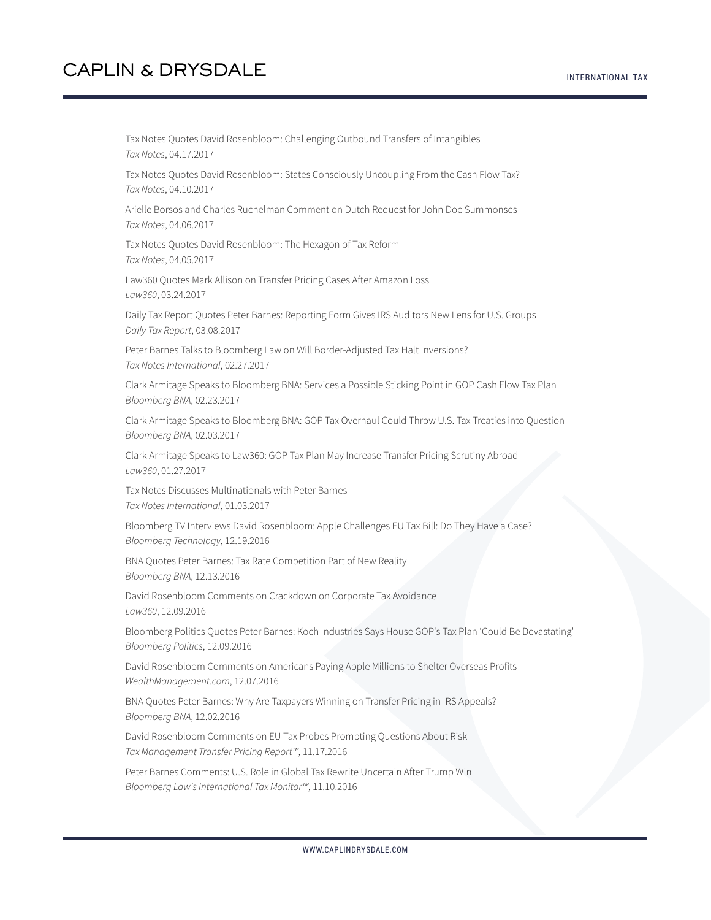Tax Notes Quotes David Rosenbloom: Challenging Outbound Transfers of Intangibles
*Tax Notes*, 04.17.2017

Tax Notes Quotes David Rosenbloom: States Consciously Uncoupling From the Cash Flow Tax?
*Tax Notes*, 04.10.2017

Arielle Borsos and Charles Ruchelman Comment on Dutch Request for John Doe Summonses
*Tax Notes*, 04.06.2017

Tax Notes Quotes David Rosenbloom: The Hexagon of Tax Reform
*Tax Notes*, 04.05.2017

Law360 Quotes Mark Allison on Transfer Pricing Cases After Amazon Loss
*Law360*, 03.24.2017

Daily Tax Report Quotes Peter Barnes: Reporting Form Gives IRS Auditors New Lens for U.S. Groups
*Daily Tax Report*, 03.08.2017

Peter Barnes Talks to Bloomberg Law on Will Border-Adjusted Tax Halt Inversions?
*Tax Notes International*, 02.27.2017

Clark Armitage Speaks to Bloomberg BNA: Services a Possible Sticking Point in GOP Cash Flow Tax Plan
*Bloomberg BNA*, 02.23.2017

Clark Armitage Speaks to Bloomberg BNA: GOP Tax Overhaul Could Throw U.S. Tax Treaties into Question
*Bloomberg BNA*, 02.03.2017

Clark Armitage Speaks to Law360: GOP Tax Plan May Increase Transfer Pricing Scrutiny Abroad
*Law360*, 01.27.2017

Tax Notes Discusses Multinationals with Peter Barnes
*Tax Notes International*, 01.03.2017

Bloomberg TV Interviews David Rosenbloom: Apple Challenges EU Tax Bill: Do They Have a Case?
*Bloomberg Technology*, 12.19.2016

BNA Quotes Peter Barnes: Tax Rate Competition Part of New Reality
*Bloomberg BNA*, 12.13.2016

David Rosenbloom Comments on Crackdown on Corporate Tax Avoidance
*Law360*, 12.09.2016

Bloomberg Politics Quotes Peter Barnes: Koch Industries Says House GOP's Tax Plan 'Could Be Devastating'
*Bloomberg Politics*, 12.09.2016

David Rosenbloom Comments on Americans Paying Apple Millions to Shelter Overseas Profits
*WealthManagement.com*, 12.07.2016

BNA Quotes Peter Barnes: Why Are Taxpayers Winning on Transfer Pricing in IRS Appeals?
*Bloomberg BNA*, 12.02.2016

David Rosenbloom Comments on EU Tax Probes Prompting Questions About Risk
*Tax Management Transfer Pricing Report™*, 11.17.2016

Peter Barnes Comments: U.S. Role in Global Tax Rewrite Uncertain After Trump Win
*Bloomberg Law's International Tax Monitor™*, 11.10.2016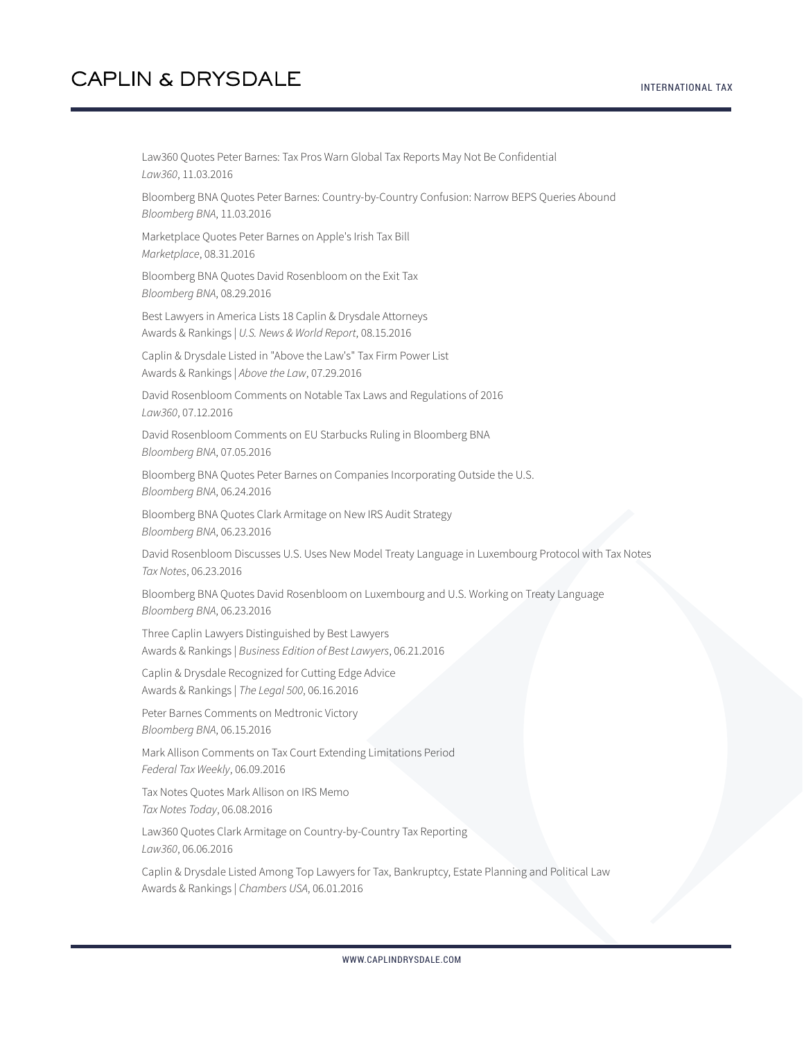Law360 Quotes Peter Barnes: Tax Pros Warn Global Tax Reports May Not Be Confidential
*Law360*, 11.03.2016

Bloomberg BNA Quotes Peter Barnes: Country-by-Country Confusion: Narrow BEPS Queries Abound
*Bloomberg BNA*, 11.03.2016

Marketplace Quotes Peter Barnes on Apple's Irish Tax Bill
*Marketplace*, 08.31.2016

Bloomberg BNA Quotes David Rosenbloom on the Exit Tax
*Bloomberg BNA*, 08.29.2016

Best Lawyers in America Lists 18 Caplin & Drysdale Attorneys
Awards & Rankings | *U.S. News & World Report*, 08.15.2016

Caplin & Drysdale Listed in "Above the Law's" Tax Firm Power List
Awards & Rankings | *Above the Law*, 07.29.2016

David Rosenbloom Comments on Notable Tax Laws and Regulations of 2016
*Law360*, 07.12.2016

David Rosenbloom Comments on EU Starbucks Ruling in Bloomberg BNA
*Bloomberg BNA*, 07.05.2016

Bloomberg BNA Quotes Peter Barnes on Companies Incorporating Outside the U.S.
*Bloomberg BNA*, 06.24.2016

Bloomberg BNA Quotes Clark Armitage on New IRS Audit Strategy
*Bloomberg BNA*, 06.23.2016

David Rosenbloom Discusses U.S. Uses New Model Treaty Language in Luxembourg Protocol with Tax Notes
*Tax Notes*, 06.23.2016

Bloomberg BNA Quotes David Rosenbloom on Luxembourg and U.S. Working on Treaty Language
*Bloomberg BNA*, 06.23.2016

Three Caplin Lawyers Distinguished by Best Lawyers
Awards & Rankings | *Business Edition of Best Lawyers*, 06.21.2016

Caplin & Drysdale Recognized for Cutting Edge Advice
Awards & Rankings | *The Legal 500*, 06.16.2016

Peter Barnes Comments on Medtronic Victory
*Bloomberg BNA*, 06.15.2016

Mark Allison Comments on Tax Court Extending Limitations Period
*Federal Tax Weekly*, 06.09.2016

Tax Notes Quotes Mark Allison on IRS Memo
*Tax Notes Today*, 06.08.2016

Law360 Quotes Clark Armitage on Country-by-Country Tax Reporting
*Law360*, 06.06.2016

Caplin & Drysdale Listed Among Top Lawyers for Tax, Bankruptcy, Estate Planning and Political Law
Awards & Rankings | *Chambers USA*, 06.01.2016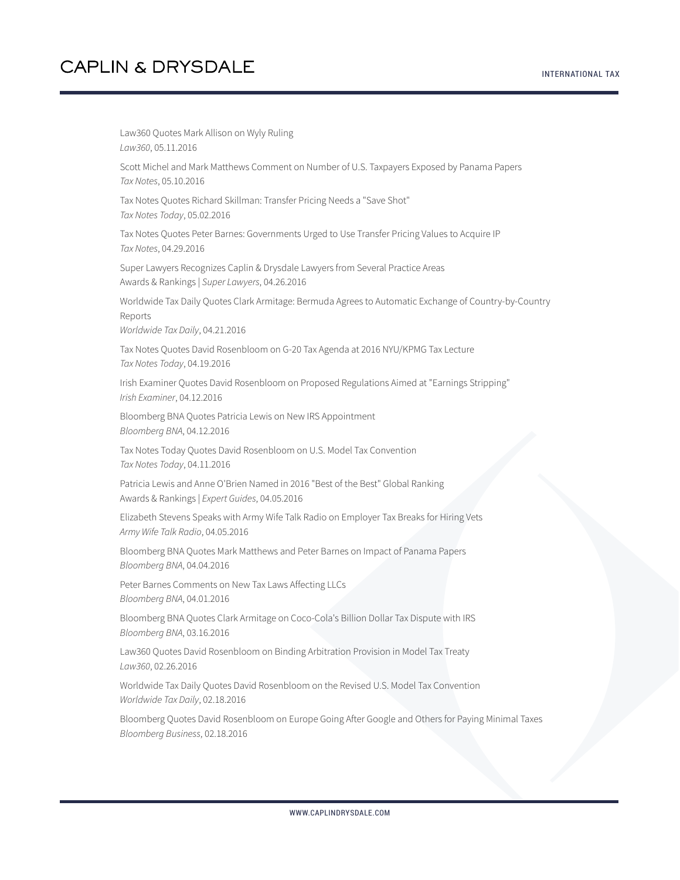Law360 Quotes Mark Allison on Wyly Ruling
*Law360*, 05.11.2016

Scott Michel and Mark Matthews Comment on Number of U.S. Taxpayers Exposed by Panama Papers
*Tax Notes*, 05.10.2016

Tax Notes Quotes Richard Skillman: Transfer Pricing Needs a "Save Shot"
*Tax Notes Today*, 05.02.2016

Tax Notes Quotes Peter Barnes: Governments Urged to Use Transfer Pricing Values to Acquire IP
*Tax Notes*, 04.29.2016

Super Lawyers Recognizes Caplin & Drysdale Lawyers from Several Practice Areas
Awards & Rankings | *Super Lawyers*, 04.26.2016

Worldwide Tax Daily Quotes Clark Armitage: Bermuda Agrees to Automatic Exchange of Country-by-Country Reports
*Worldwide Tax Daily*, 04.21.2016

Tax Notes Quotes David Rosenbloom on G-20 Tax Agenda at 2016 NYU/KPMG Tax Lecture
*Tax Notes Today*, 04.19.2016

Irish Examiner Quotes David Rosenbloom on Proposed Regulations Aimed at "Earnings Stripping"
*Irish Examiner*, 04.12.2016

Bloomberg BNA Quotes Patricia Lewis on New IRS Appointment
*Bloomberg BNA*, 04.12.2016

Tax Notes Today Quotes David Rosenbloom on U.S. Model Tax Convention
*Tax Notes Today*, 04.11.2016

Patricia Lewis and Anne O'Brien Named in 2016 "Best of the Best" Global Ranking
Awards & Rankings | *Expert Guides*, 04.05.2016

Elizabeth Stevens Speaks with Army Wife Talk Radio on Employer Tax Breaks for Hiring Vets
*Army Wife Talk Radio*, 04.05.2016

Bloomberg BNA Quotes Mark Matthews and Peter Barnes on Impact of Panama Papers
*Bloomberg BNA*, 04.04.2016

Peter Barnes Comments on New Tax Laws Affecting LLCs
*Bloomberg BNA*, 04.01.2016

Bloomberg BNA Quotes Clark Armitage on Coco-Cola's Billion Dollar Tax Dispute with IRS
*Bloomberg BNA*, 03.16.2016

Law360 Quotes David Rosenbloom on Binding Arbitration Provision in Model Tax Treaty
*Law360*, 02.26.2016

Worldwide Tax Daily Quotes David Rosenbloom on the Revised U.S. Model Tax Convention
*Worldwide Tax Daily*, 02.18.2016

Bloomberg Quotes David Rosenbloom on Europe Going After Google and Others for Paying Minimal Taxes
*Bloomberg Business*, 02.18.2016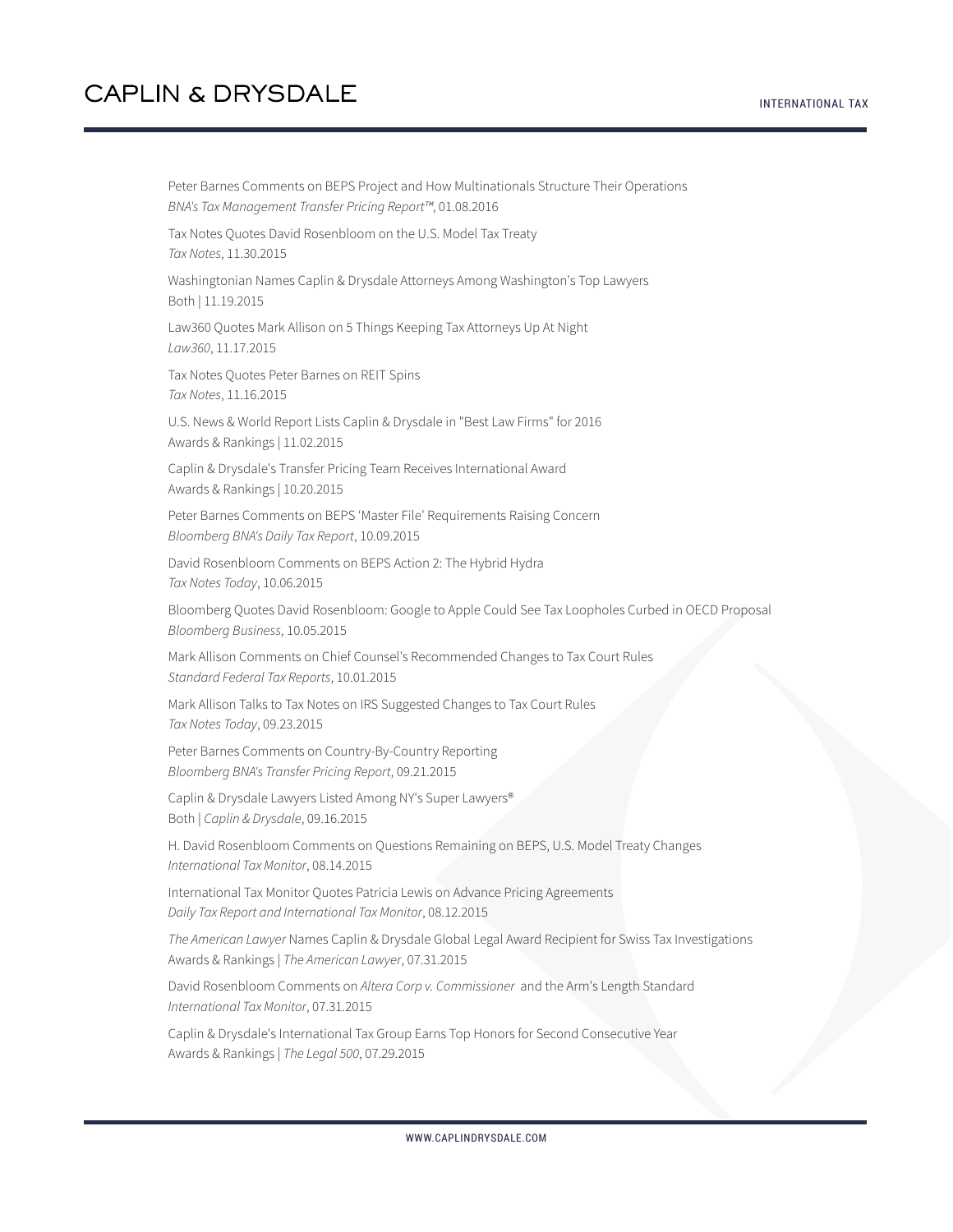Peter Barnes Comments on BEPS Project and How Multinationals Structure Their Operations
*BNA's Tax Management Transfer Pricing Report™*, 01.08.2016

Tax Notes Quotes David Rosenbloom on the U.S. Model Tax Treaty
*Tax Notes*, 11.30.2015

Washingtonian Names Caplin & Drysdale Attorneys Among Washington's Top Lawyers
Both | 11.19.2015

Law360 Quotes Mark Allison on 5 Things Keeping Tax Attorneys Up At Night
*Law360*, 11.17.2015

Tax Notes Quotes Peter Barnes on REIT Spins
*Tax Notes*, 11.16.2015

U.S. News & World Report Lists Caplin & Drysdale in "Best Law Firms" for 2016
Awards & Rankings | 11.02.2015

Caplin & Drysdale's Transfer Pricing Team Receives International Award
Awards & Rankings | 10.20.2015

Peter Barnes Comments on BEPS 'Master File' Requirements Raising Concern
*Bloomberg BNA's Daily Tax Report*, 10.09.2015

David Rosenbloom Comments on BEPS Action 2: The Hybrid Hydra
*Tax Notes Today*, 10.06.2015

Bloomberg Quotes David Rosenbloom: Google to Apple Could See Tax Loopholes Curbed in OECD Proposal
*Bloomberg Business*, 10.05.2015

Mark Allison Comments on Chief Counsel's Recommended Changes to Tax Court Rules
*Standard Federal Tax Reports*, 10.01.2015

Mark Allison Talks to Tax Notes on IRS Suggested Changes to Tax Court Rules
*Tax Notes Today*, 09.23.2015

Peter Barnes Comments on Country-By-Country Reporting
*Bloomberg BNA's Transfer Pricing Report*, 09.21.2015

Caplin & Drysdale Lawyers Listed Among NY's Super Lawyers®
Both | *Caplin & Drysdale*, 09.16.2015

H. David Rosenbloom Comments on Questions Remaining on BEPS, U.S. Model Treaty Changes
*International Tax Monitor*, 08.14.2015

International Tax Monitor Quotes Patricia Lewis on Advance Pricing Agreements
*Daily Tax Report and International Tax Monitor*, 08.12.2015

*The American Lawyer* Names Caplin & Drysdale Global Legal Award Recipient for Swiss Tax Investigations
Awards & Rankings | *The American Lawyer*, 07.31.2015

David Rosenbloom Comments on *Altera Corp v. Commissioner* and the Arm's Length Standard
*International Tax Monitor*, 07.31.2015

Caplin & Drysdale's International Tax Group Earns Top Honors for Second Consecutive Year
Awards & Rankings | *The Legal 500*, 07.29.2015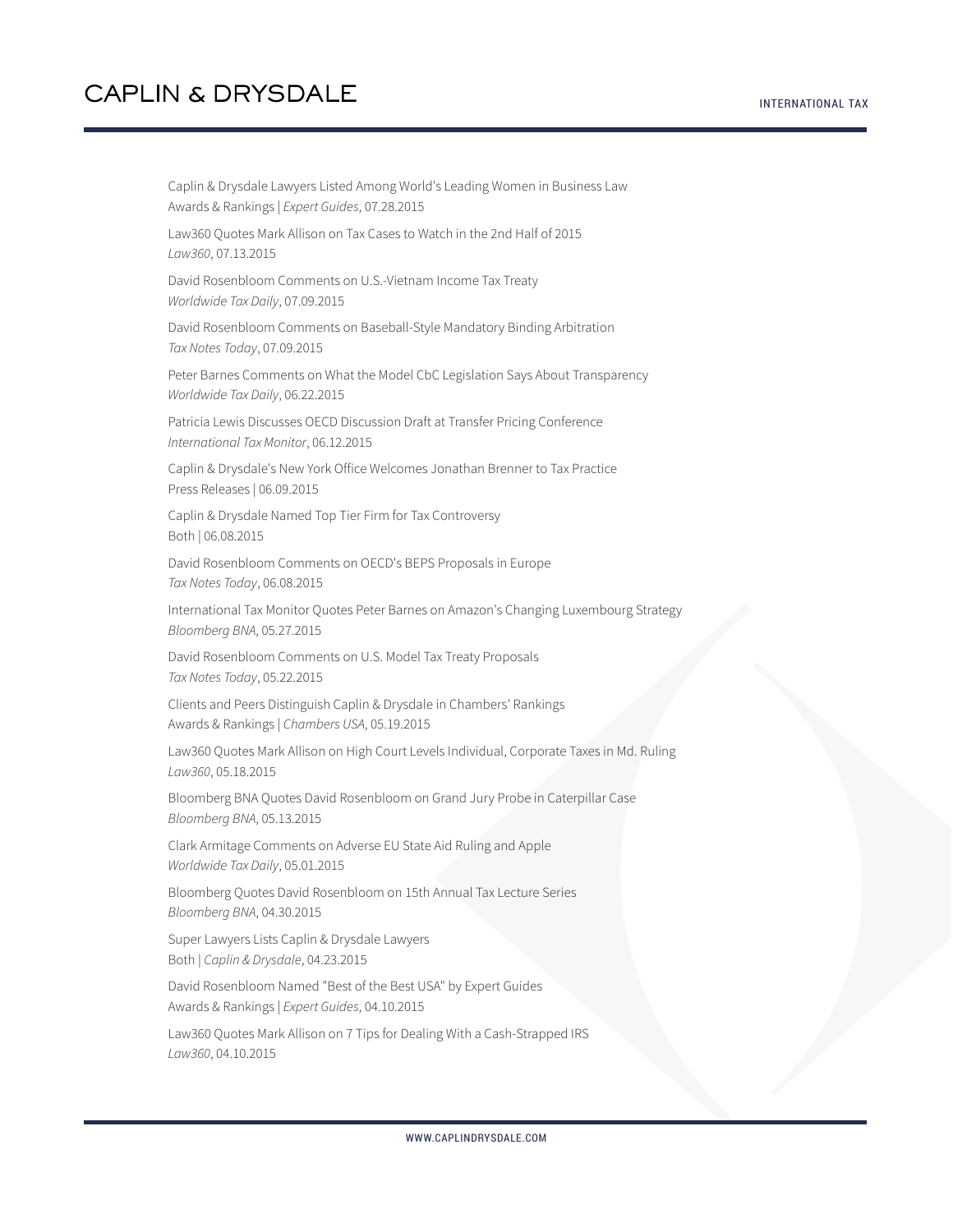Caplin & Drysdale Lawyers Listed Among World's Leading Women in Business Law
Awards & Rankings | *Expert Guides*, 07.28.2015

Law360 Quotes Mark Allison on Tax Cases to Watch in the 2nd Half of 2015
*Law360*, 07.13.2015

David Rosenbloom Comments on U.S.-Vietnam Income Tax Treaty
*Worldwide Tax Daily*, 07.09.2015

David Rosenbloom Comments on Baseball-Style Mandatory Binding Arbitration
*Tax Notes Today*, 07.09.2015

Peter Barnes Comments on What the Model CbC Legislation Says About Transparency
*Worldwide Tax Daily*, 06.22.2015

Patricia Lewis Discusses OECD Discussion Draft at Transfer Pricing Conference
*International Tax Monitor*, 06.12.2015

Caplin & Drysdale's New York Office Welcomes Jonathan Brenner to Tax Practice
Press Releases | 06.09.2015

Caplin & Drysdale Named Top Tier Firm for Tax Controversy
Both | 06.08.2015

David Rosenbloom Comments on OECD's BEPS Proposals in Europe
*Tax Notes Today*, 06.08.2015

International Tax Monitor Quotes Peter Barnes on Amazon's Changing Luxembourg Strategy
*Bloomberg BNA*, 05.27.2015

David Rosenbloom Comments on U.S. Model Tax Treaty Proposals
*Tax Notes Today*, 05.22.2015

Clients and Peers Distinguish Caplin & Drysdale in Chambers' Rankings
Awards & Rankings | *Chambers USA*, 05.19.2015

Law360 Quotes Mark Allison on High Court Levels Individual, Corporate Taxes in Md. Ruling
*Law360*, 05.18.2015

Bloomberg BNA Quotes David Rosenbloom on Grand Jury Probe in Caterpillar Case
*Bloomberg BNA*, 05.13.2015

Clark Armitage Comments on Adverse EU State Aid Ruling and Apple
*Worldwide Tax Daily*, 05.01.2015

Bloomberg Quotes David Rosenbloom on 15th Annual Tax Lecture Series
*Bloomberg BNA*, 04.30.2015

Super Lawyers Lists Caplin & Drysdale Lawyers
Both | *Caplin & Drysdale*, 04.23.2015

David Rosenbloom Named "Best of the Best USA" by Expert Guides
Awards & Rankings | *Expert Guides*, 04.10.2015

Law360 Quotes Mark Allison on 7 Tips for Dealing With a Cash-Strapped IRS
*Law360*, 04.10.2015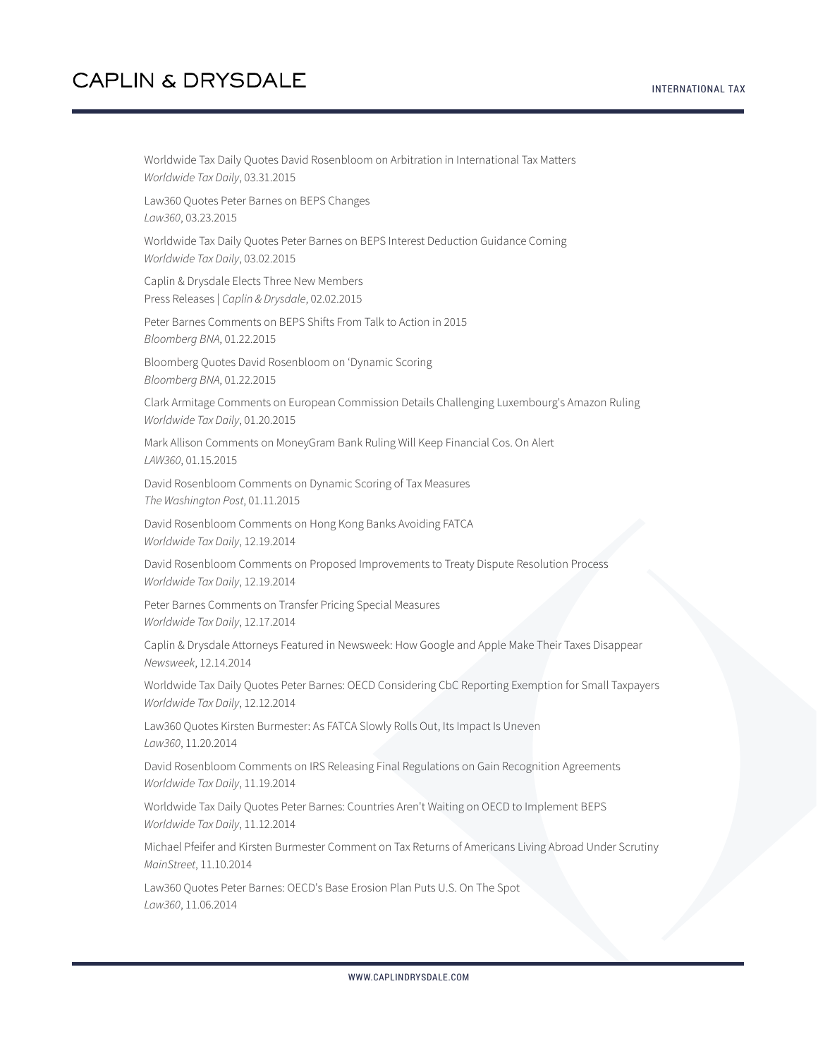Worldwide Tax Daily Quotes David Rosenbloom on Arbitration in International Tax Matters
*Worldwide Tax Daily*, 03.31.2015

Law360 Quotes Peter Barnes on BEPS Changes
*Law360*, 03.23.2015

Worldwide Tax Daily Quotes Peter Barnes on BEPS Interest Deduction Guidance Coming
*Worldwide Tax Daily*, 03.02.2015

Caplin & Drysdale Elects Three New Members
Press Releases | *Caplin & Drysdale*, 02.02.2015

Peter Barnes Comments on BEPS Shifts From Talk to Action in 2015
*Bloomberg BNA*, 01.22.2015

Bloomberg Quotes David Rosenbloom on 'Dynamic Scoring
*Bloomberg BNA*, 01.22.2015

Clark Armitage Comments on European Commission Details Challenging Luxembourg's Amazon Ruling
*Worldwide Tax Daily*, 01.20.2015

Mark Allison Comments on MoneyGram Bank Ruling Will Keep Financial Cos. On Alert
*LAW360*, 01.15.2015

David Rosenbloom Comments on Dynamic Scoring of Tax Measures
*The Washington Post*, 01.11.2015

David Rosenbloom Comments on Hong Kong Banks Avoiding FATCA
*Worldwide Tax Daily*, 12.19.2014

David Rosenbloom Comments on Proposed Improvements to Treaty Dispute Resolution Process
*Worldwide Tax Daily*, 12.19.2014

Peter Barnes Comments on Transfer Pricing Special Measures
*Worldwide Tax Daily*, 12.17.2014

Caplin & Drysdale Attorneys Featured in Newsweek: How Google and Apple Make Their Taxes Disappear
*Newsweek*, 12.14.2014

Worldwide Tax Daily Quotes Peter Barnes: OECD Considering CbC Reporting Exemption for Small Taxpayers
*Worldwide Tax Daily*, 12.12.2014

Law360 Quotes Kirsten Burmester: As FATCA Slowly Rolls Out, Its Impact Is Uneven
*Law360*, 11.20.2014

David Rosenbloom Comments on IRS Releasing Final Regulations on Gain Recognition Agreements
*Worldwide Tax Daily*, 11.19.2014

Worldwide Tax Daily Quotes Peter Barnes: Countries Aren't Waiting on OECD to Implement BEPS
*Worldwide Tax Daily*, 11.12.2014

Michael Pfeifer and Kirsten Burmester Comment on Tax Returns of Americans Living Abroad Under Scrutiny
*MainStreet*, 11.10.2014

Law360 Quotes Peter Barnes: OECD's Base Erosion Plan Puts U.S. On The Spot
*Law360*, 11.06.2014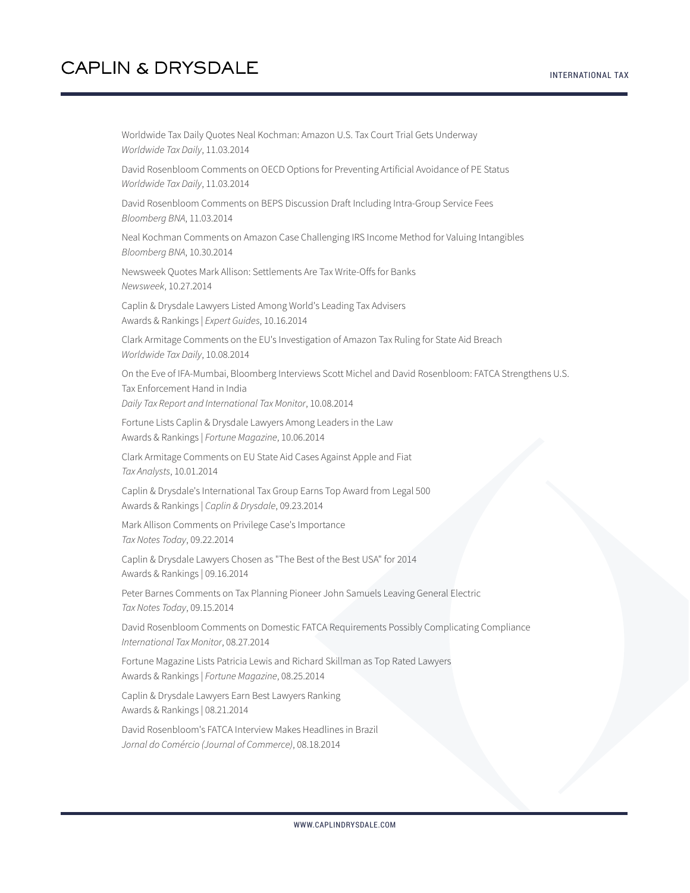Worldwide Tax Daily Quotes Neal Kochman: Amazon U.S. Tax Court Trial Gets Underway
*Worldwide Tax Daily*, 11.03.2014

David Rosenbloom Comments on OECD Options for Preventing Artificial Avoidance of PE Status
*Worldwide Tax Daily*, 11.03.2014

David Rosenbloom Comments on BEPS Discussion Draft Including Intra-Group Service Fees
*Bloomberg BNA*, 11.03.2014

Neal Kochman Comments on Amazon Case Challenging IRS Income Method for Valuing Intangibles
*Bloomberg BNA*, 10.30.2014

Newsweek Quotes Mark Allison: Settlements Are Tax Write-Offs for Banks
*Newsweek*, 10.27.2014

Caplin & Drysdale Lawyers Listed Among World's Leading Tax Advisers
Awards & Rankings | *Expert Guides*, 10.16.2014

Clark Armitage Comments on the EU's Investigation of Amazon Tax Ruling for State Aid Breach
*Worldwide Tax Daily*, 10.08.2014

On the Eve of IFA-Mumbai, Bloomberg Interviews Scott Michel and David Rosenbloom: FATCA Strengthens U.S. Tax Enforcement Hand in India
*Daily Tax Report and International Tax Monitor*, 10.08.2014

Fortune Lists Caplin & Drysdale Lawyers Among Leaders in the Law
Awards & Rankings | *Fortune Magazine*, 10.06.2014

Clark Armitage Comments on EU State Aid Cases Against Apple and Fiat
*Tax Analysts*, 10.01.2014

Caplin & Drysdale's International Tax Group Earns Top Award from Legal 500
Awards & Rankings | *Caplin & Drysdale*, 09.23.2014

Mark Allison Comments on Privilege Case's Importance
*Tax Notes Today*, 09.22.2014

Caplin & Drysdale Lawyers Chosen as "The Best of the Best USA" for 2014
Awards & Rankings | 09.16.2014

Peter Barnes Comments on Tax Planning Pioneer John Samuels Leaving General Electric
*Tax Notes Today*, 09.15.2014

David Rosenbloom Comments on Domestic FATCA Requirements Possibly Complicating Compliance
*International Tax Monitor*, 08.27.2014

Fortune Magazine Lists Patricia Lewis and Richard Skillman as Top Rated Lawyers
Awards & Rankings | *Fortune Magazine*, 08.25.2014

Caplin & Drysdale Lawyers Earn Best Lawyers Ranking
Awards & Rankings | 08.21.2014

David Rosenbloom's FATCA Interview Makes Headlines in Brazil
*Jornal do Comércio (Journal of Commerce)*, 08.18.2014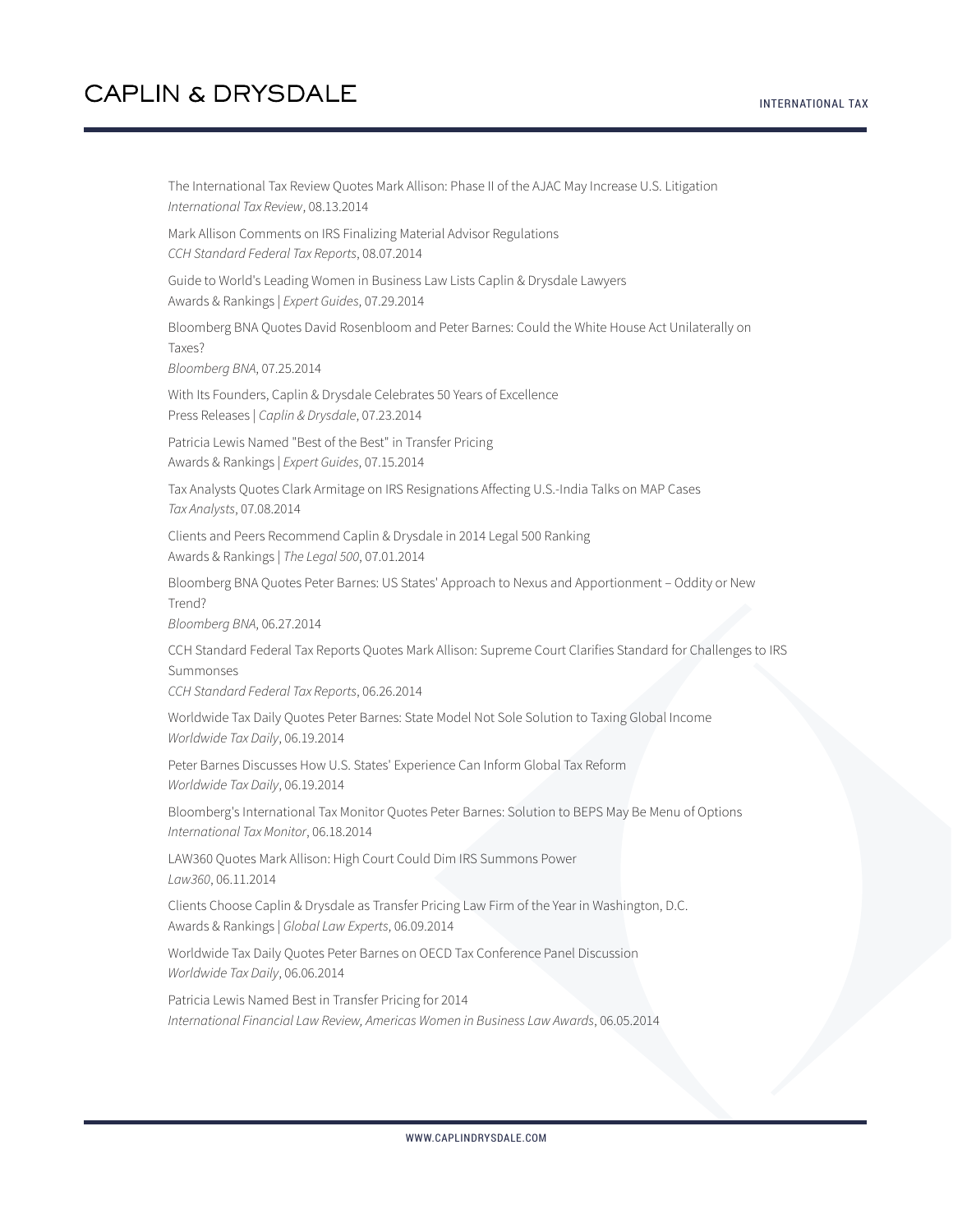The International Tax Review Quotes Mark Allison: Phase II of the AJAC May Increase U.S. Litigation
*International Tax Review*, 08.13.2014

Mark Allison Comments on IRS Finalizing Material Advisor Regulations
*CCH Standard Federal Tax Reports*, 08.07.2014

Guide to World's Leading Women in Business Law Lists Caplin & Drysdale Lawyers
Awards & Rankings | *Expert Guides*, 07.29.2014

Bloomberg BNA Quotes David Rosenbloom and Peter Barnes: Could the White House Act Unilaterally on Taxes?
*Bloomberg BNA*, 07.25.2014

With Its Founders, Caplin & Drysdale Celebrates 50 Years of Excellence
Press Releases | *Caplin & Drysdale*, 07.23.2014

Patricia Lewis Named "Best of the Best" in Transfer Pricing
Awards & Rankings | *Expert Guides*, 07.15.2014

Tax Analysts Quotes Clark Armitage on IRS Resignations Affecting U.S.-India Talks on MAP Cases
*Tax Analysts*, 07.08.2014

Clients and Peers Recommend Caplin & Drysdale in 2014 Legal 500 Ranking
Awards & Rankings | *The Legal 500*, 07.01.2014

Bloomberg BNA Quotes Peter Barnes: US States' Approach to Nexus and Apportionment – Oddity or New Trend?
*Bloomberg BNA*, 06.27.2014

CCH Standard Federal Tax Reports Quotes Mark Allison: Supreme Court Clarifies Standard for Challenges to IRS Summonses
*CCH Standard Federal Tax Reports*, 06.26.2014

Worldwide Tax Daily Quotes Peter Barnes: State Model Not Sole Solution to Taxing Global Income
*Worldwide Tax Daily*, 06.19.2014

Peter Barnes Discusses How U.S. States' Experience Can Inform Global Tax Reform
*Worldwide Tax Daily*, 06.19.2014

Bloomberg's International Tax Monitor Quotes Peter Barnes: Solution to BEPS May Be Menu of Options
*International Tax Monitor*, 06.18.2014

LAW360 Quotes Mark Allison: High Court Could Dim IRS Summons Power
*Law360*, 06.11.2014

Clients Choose Caplin & Drysdale as Transfer Pricing Law Firm of the Year in Washington, D.C.
Awards & Rankings | *Global Law Experts*, 06.09.2014

Worldwide Tax Daily Quotes Peter Barnes on OECD Tax Conference Panel Discussion
*Worldwide Tax Daily*, 06.06.2014

Patricia Lewis Named Best in Transfer Pricing for 2014
*International Financial Law Review, Americas Women in Business Law Awards*, 06.05.2014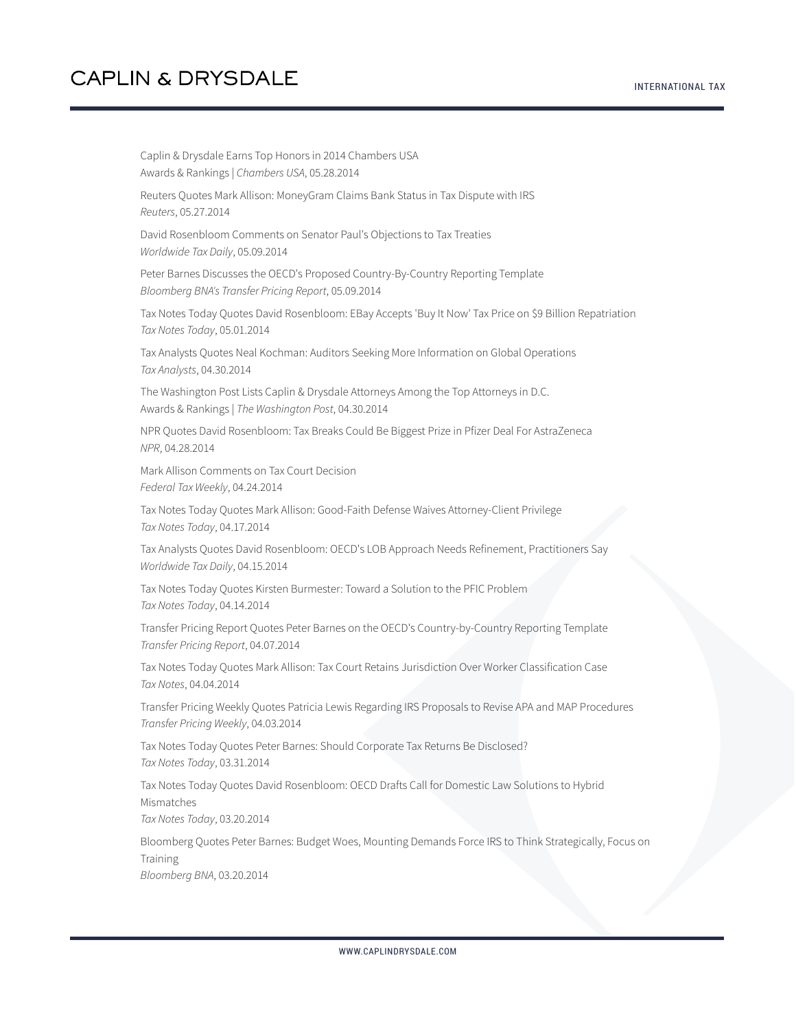Caplin & Drysdale Earns Top Honors in 2014 Chambers USA
Awards & Rankings | *Chambers USA*, 05.28.2014

Reuters Quotes Mark Allison: MoneyGram Claims Bank Status in Tax Dispute with IRS
*Reuters*, 05.27.2014

David Rosenbloom Comments on Senator Paul's Objections to Tax Treaties
*Worldwide Tax Daily*, 05.09.2014

Peter Barnes Discusses the OECD's Proposed Country-By-Country Reporting Template
*Bloomberg BNA's Transfer Pricing Report*, 05.09.2014

Tax Notes Today Quotes David Rosenbloom: EBay Accepts 'Buy It Now' Tax Price on $9 Billion Repatriation
*Tax Notes Today*, 05.01.2014

Tax Analysts Quotes Neal Kochman: Auditors Seeking More Information on Global Operations
*Tax Analysts*, 04.30.2014

The Washington Post Lists Caplin & Drysdale Attorneys Among the Top Attorneys in D.C.
Awards & Rankings | *The Washington Post*, 04.30.2014

NPR Quotes David Rosenbloom: Tax Breaks Could Be Biggest Prize in Pfizer Deal For AstraZeneca
*NPR*, 04.28.2014

Mark Allison Comments on Tax Court Decision
*Federal Tax Weekly*, 04.24.2014

Tax Notes Today Quotes Mark Allison: Good-Faith Defense Waives Attorney-Client Privilege
*Tax Notes Today*, 04.17.2014

Tax Analysts Quotes David Rosenbloom: OECD's LOB Approach Needs Refinement, Practitioners Say
*Worldwide Tax Daily*, 04.15.2014

Tax Notes Today Quotes Kirsten Burmester: Toward a Solution to the PFIC Problem
*Tax Notes Today*, 04.14.2014

Transfer Pricing Report Quotes Peter Barnes on the OECD's Country-by-Country Reporting Template
*Transfer Pricing Report*, 04.07.2014

Tax Notes Today Quotes Mark Allison: Tax Court Retains Jurisdiction Over Worker Classification Case
*Tax Notes*, 04.04.2014

Transfer Pricing Weekly Quotes Patricia Lewis Regarding IRS Proposals to Revise APA and MAP Procedures
*Transfer Pricing Weekly*, 04.03.2014

Tax Notes Today Quotes Peter Barnes: Should Corporate Tax Returns Be Disclosed?
*Tax Notes Today*, 03.31.2014

Tax Notes Today Quotes David Rosenbloom: OECD Drafts Call for Domestic Law Solutions to Hybrid Mismatches
*Tax Notes Today*, 03.20.2014

Bloomberg Quotes Peter Barnes: Budget Woes, Mounting Demands Force IRS to Think Strategically, Focus on Training
*Bloomberg BNA*, 03.20.2014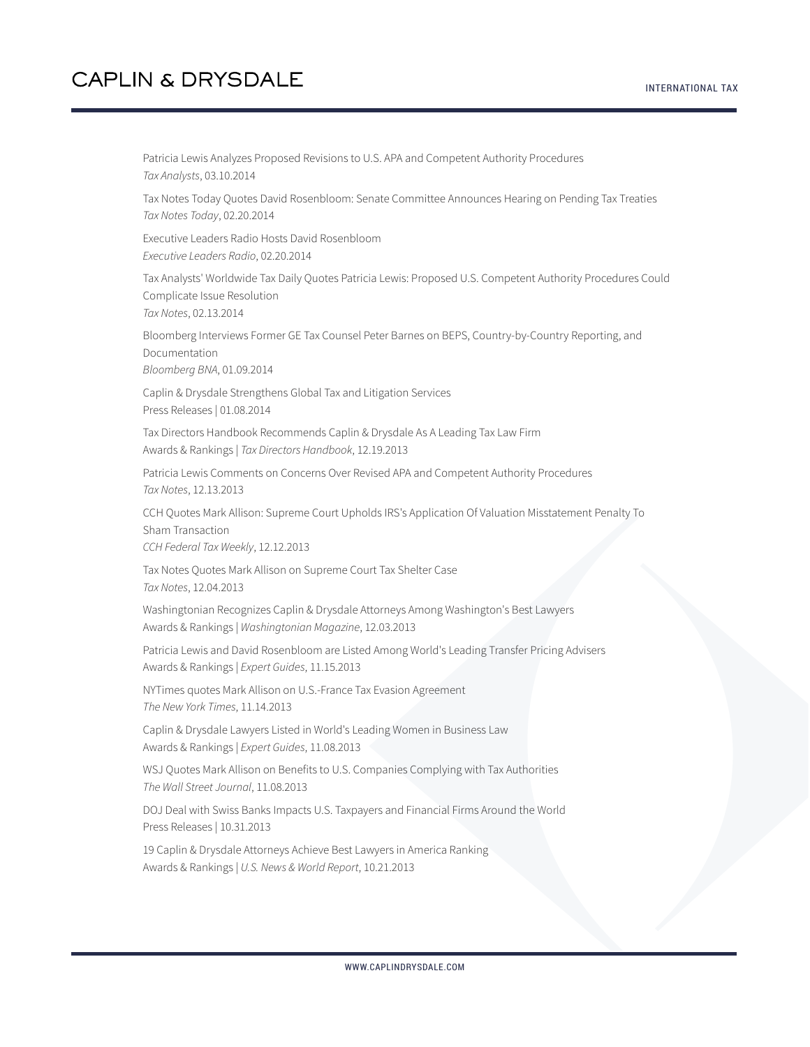Patricia Lewis Analyzes Proposed Revisions to U.S. APA and Competent Authority Procedures
*Tax Analysts*, 03.10.2014

Tax Notes Today Quotes David Rosenbloom: Senate Committee Announces Hearing on Pending Tax Treaties
*Tax Notes Today*, 02.20.2014

Executive Leaders Radio Hosts David Rosenbloom
*Executive Leaders Radio*, 02.20.2014

Tax Analysts' Worldwide Tax Daily Quotes Patricia Lewis: Proposed U.S. Competent Authority Procedures Could Complicate Issue Resolution
*Tax Notes*, 02.13.2014

Bloomberg Interviews Former GE Tax Counsel Peter Barnes on BEPS, Country-by-Country Reporting, and Documentation
*Bloomberg BNA*, 01.09.2014

Caplin & Drysdale Strengthens Global Tax and Litigation Services
Press Releases | 01.08.2014

Tax Directors Handbook Recommends Caplin & Drysdale As A Leading Tax Law Firm
Awards & Rankings | *Tax Directors Handbook*, 12.19.2013

Patricia Lewis Comments on Concerns Over Revised APA and Competent Authority Procedures
*Tax Notes*, 12.13.2013

CCH Quotes Mark Allison: Supreme Court Upholds IRS's Application Of Valuation Misstatement Penalty To Sham Transaction
*CCH Federal Tax Weekly*, 12.12.2013

Tax Notes Quotes Mark Allison on Supreme Court Tax Shelter Case
*Tax Notes*, 12.04.2013

Washingtonian Recognizes Caplin & Drysdale Attorneys Among Washington's Best Lawyers
Awards & Rankings | *Washingtonian Magazine*, 12.03.2013

Patricia Lewis and David Rosenbloom are Listed Among World's Leading Transfer Pricing Advisers
Awards & Rankings | *Expert Guides*, 11.15.2013

NYTimes quotes Mark Allison on U.S.-France Tax Evasion Agreement
*The New York Times*, 11.14.2013

Caplin & Drysdale Lawyers Listed in World's Leading Women in Business Law
Awards & Rankings | *Expert Guides*, 11.08.2013

WSJ Quotes Mark Allison on Benefits to U.S. Companies Complying with Tax Authorities
*The Wall Street Journal*, 11.08.2013

DOJ Deal with Swiss Banks Impacts U.S. Taxpayers and Financial Firms Around the World
Press Releases | 10.31.2013

19 Caplin & Drysdale Attorneys Achieve Best Lawyers in America Ranking
Awards & Rankings | *U.S. News & World Report*, 10.21.2013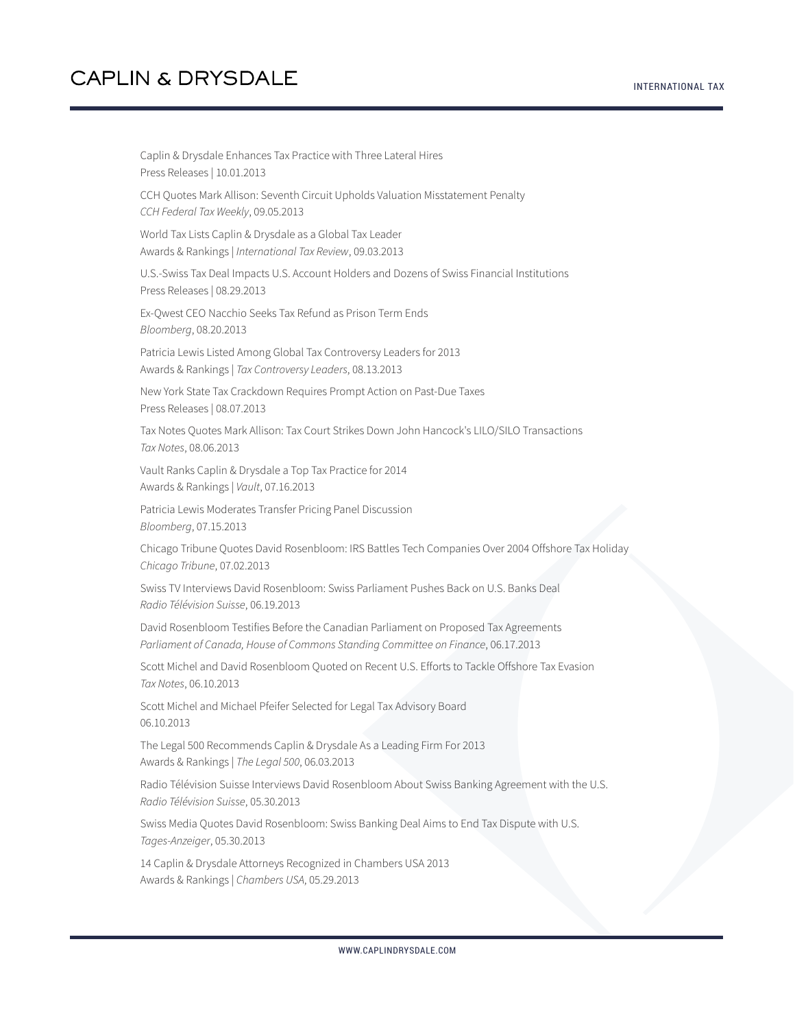Caplin & Drysdale Enhances Tax Practice with Three Lateral Hires
Press Releases | 10.01.2013

CCH Quotes Mark Allison: Seventh Circuit Upholds Valuation Misstatement Penalty
*CCH Federal Tax Weekly*, 09.05.2013

World Tax Lists Caplin & Drysdale as a Global Tax Leader
Awards & Rankings | *International Tax Review*, 09.03.2013

U.S.-Swiss Tax Deal Impacts U.S. Account Holders and Dozens of Swiss Financial Institutions
Press Releases | 08.29.2013

Ex-Qwest CEO Nacchio Seeks Tax Refund as Prison Term Ends
*Bloomberg*, 08.20.2013

Patricia Lewis Listed Among Global Tax Controversy Leaders for 2013
Awards & Rankings | *Tax Controversy Leaders*, 08.13.2013

New York State Tax Crackdown Requires Prompt Action on Past-Due Taxes
Press Releases | 08.07.2013

Tax Notes Quotes Mark Allison: Tax Court Strikes Down John Hancock's LILO/SILO Transactions
*Tax Notes*, 08.06.2013

Vault Ranks Caplin & Drysdale a Top Tax Practice for 2014
Awards & Rankings | *Vault*, 07.16.2013

Patricia Lewis Moderates Transfer Pricing Panel Discussion
*Bloomberg*, 07.15.2013

Chicago Tribune Quotes David Rosenbloom: IRS Battles Tech Companies Over 2004 Offshore Tax Holiday
*Chicago Tribune*, 07.02.2013

Swiss TV Interviews David Rosenbloom: Swiss Parliament Pushes Back on U.S. Banks Deal
*Radio Télévision Suisse*, 06.19.2013

David Rosenbloom Testifies Before the Canadian Parliament on Proposed Tax Agreements
*Parliament of Canada, House of Commons Standing Committee on Finance*, 06.17.2013

Scott Michel and David Rosenbloom Quoted on Recent U.S. Efforts to Tackle Offshore Tax Evasion
*Tax Notes*, 06.10.2013

Scott Michel and Michael Pfeifer Selected for Legal Tax Advisory Board
06.10.2013

The Legal 500 Recommends Caplin & Drysdale As a Leading Firm For 2013
Awards & Rankings | *The Legal 500*, 06.03.2013

Radio Télévision Suisse Interviews David Rosenbloom About Swiss Banking Agreement with the U.S.
*Radio Télévision Suisse*, 05.30.2013

Swiss Media Quotes David Rosenbloom: Swiss Banking Deal Aims to End Tax Dispute with U.S.
*Tages-Anzeiger*, 05.30.2013

14 Caplin & Drysdale Attorneys Recognized in Chambers USA 2013
Awards & Rankings | *Chambers USA*, 05.29.2013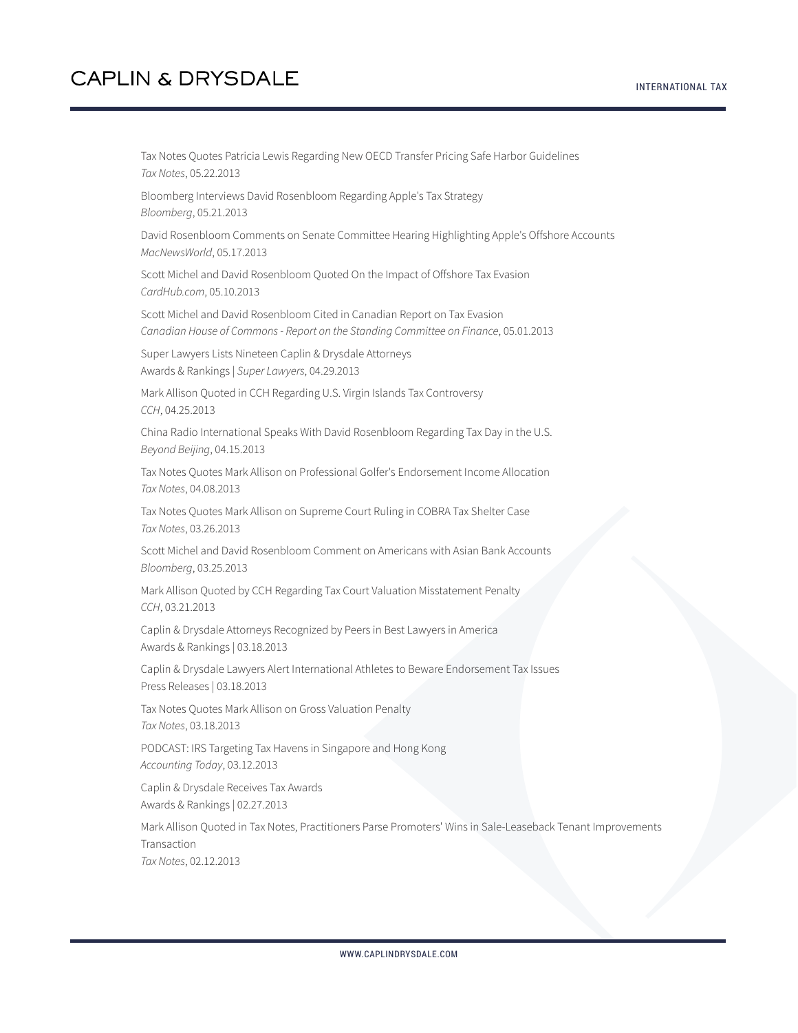Tax Notes Quotes Patricia Lewis Regarding New OECD Transfer Pricing Safe Harbor Guidelines
*Tax Notes*, 05.22.2013

Bloomberg Interviews David Rosenbloom Regarding Apple's Tax Strategy
*Bloomberg*, 05.21.2013

David Rosenbloom Comments on Senate Committee Hearing Highlighting Apple's Offshore Accounts
*MacNewsWorld*, 05.17.2013

Scott Michel and David Rosenbloom Quoted On the Impact of Offshore Tax Evasion
*CardHub.com*, 05.10.2013

Scott Michel and David Rosenbloom Cited in Canadian Report on Tax Evasion
*Canadian House of Commons - Report on the Standing Committee on Finance*, 05.01.2013

Super Lawyers Lists Nineteen Caplin & Drysdale Attorneys
Awards & Rankings | *Super Lawyers*, 04.29.2013

Mark Allison Quoted in CCH Regarding U.S. Virgin Islands Tax Controversy
*CCH*, 04.25.2013

China Radio International Speaks With David Rosenbloom Regarding Tax Day in the U.S.
*Beyond Beijing*, 04.15.2013

Tax Notes Quotes Mark Allison on Professional Golfer's Endorsement Income Allocation
*Tax Notes*, 04.08.2013

Tax Notes Quotes Mark Allison on Supreme Court Ruling in COBRA Tax Shelter Case
*Tax Notes*, 03.26.2013

Scott Michel and David Rosenbloom Comment on Americans with Asian Bank Accounts
*Bloomberg*, 03.25.2013

Mark Allison Quoted by CCH Regarding Tax Court Valuation Misstatement Penalty
*CCH*, 03.21.2013

Caplin & Drysdale Attorneys Recognized by Peers in Best Lawyers in America
Awards & Rankings | 03.18.2013

Caplin & Drysdale Lawyers Alert International Athletes to Beware Endorsement Tax Issues
Press Releases | 03.18.2013

Tax Notes Quotes Mark Allison on Gross Valuation Penalty
*Tax Notes*, 03.18.2013

PODCAST: IRS Targeting Tax Havens in Singapore and Hong Kong
*Accounting Today*, 03.12.2013

Caplin & Drysdale Receives Tax Awards
Awards & Rankings | 02.27.2013

Mark Allison Quoted in Tax Notes, Practitioners Parse Promoters' Wins in Sale-Leaseback Tenant Improvements Transaction
*Tax Notes*, 02.12.2013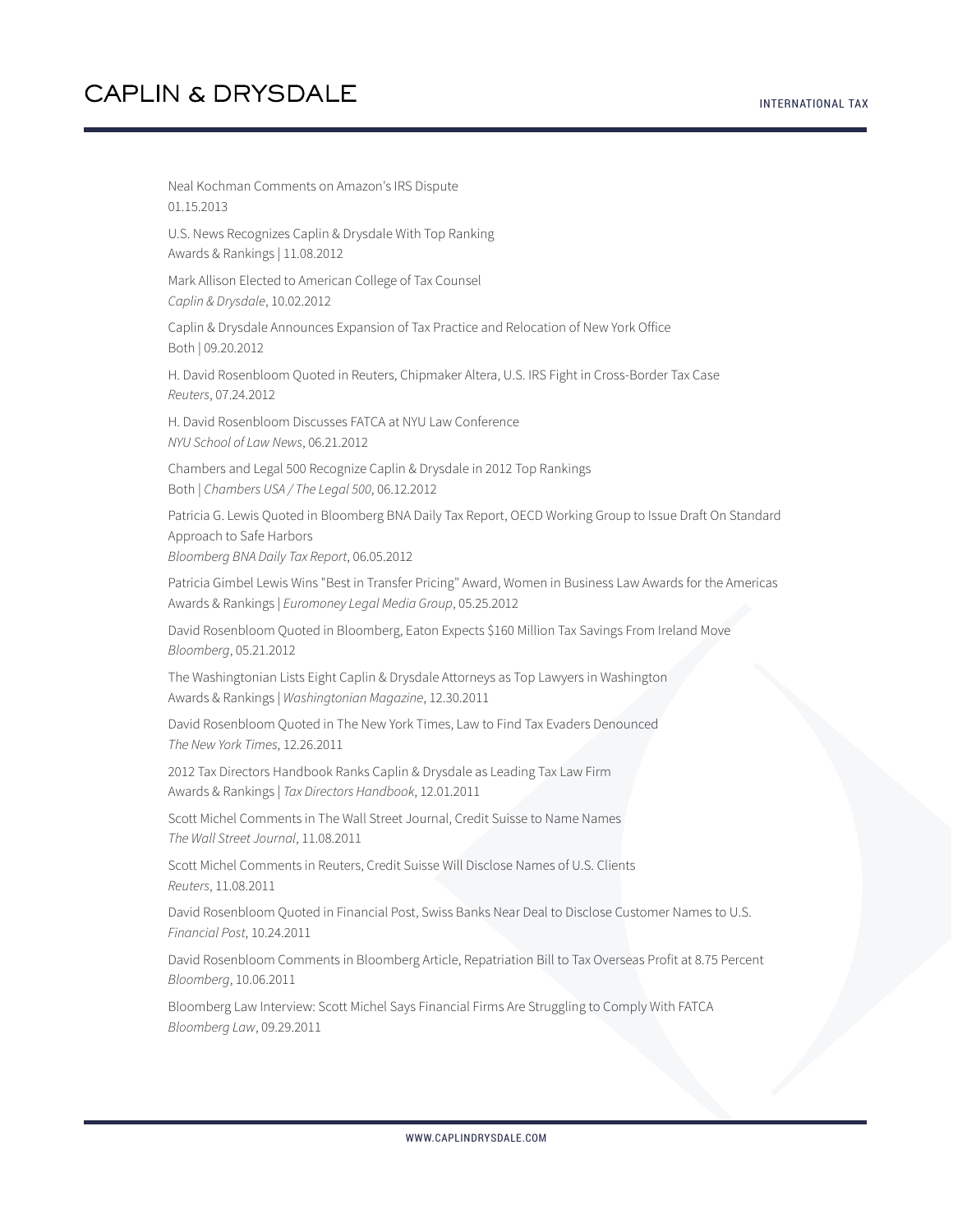Neal Kochman Comments on Amazon's IRS Dispute
01.15.2013

U.S. News Recognizes Caplin & Drysdale With Top Ranking
Awards & Rankings | 11.08.2012

Mark Allison Elected to American College of Tax Counsel
*Caplin & Drysdale*, 10.02.2012

Caplin & Drysdale Announces Expansion of Tax Practice and Relocation of New York Office
Both | 09.20.2012

H. David Rosenbloom Quoted in Reuters, Chipmaker Altera, U.S. IRS Fight in Cross-Border Tax Case
*Reuters*, 07.24.2012

H. David Rosenbloom Discusses FATCA at NYU Law Conference
*NYU School of Law News*, 06.21.2012

Chambers and Legal 500 Recognize Caplin & Drysdale in 2012 Top Rankings
Both | *Chambers USA / The Legal 500*, 06.12.2012

Patricia G. Lewis Quoted in Bloomberg BNA Daily Tax Report, OECD Working Group to Issue Draft On Standard Approach to Safe Harbors
*Bloomberg BNA Daily Tax Report*, 06.05.2012

Patricia Gimbel Lewis Wins "Best in Transfer Pricing" Award, Women in Business Law Awards for the Americas
Awards & Rankings | *Euromoney Legal Media Group*, 05.25.2012

David Rosenbloom Quoted in Bloomberg, Eaton Expects $160 Million Tax Savings From Ireland Move
*Bloomberg*, 05.21.2012

The Washingtonian Lists Eight Caplin & Drysdale Attorneys as Top Lawyers in Washington
Awards & Rankings | *Washingtonian Magazine*, 12.30.2011

David Rosenbloom Quoted in The New York Times, Law to Find Tax Evaders Denounced
*The New York Times*, 12.26.2011

2012 Tax Directors Handbook Ranks Caplin & Drysdale as Leading Tax Law Firm
Awards & Rankings | *Tax Directors Handbook*, 12.01.2011

Scott Michel Comments in The Wall Street Journal, Credit Suisse to Name Names
*The Wall Street Journal*, 11.08.2011

Scott Michel Comments in Reuters, Credit Suisse Will Disclose Names of U.S. Clients
*Reuters*, 11.08.2011

David Rosenbloom Quoted in Financial Post, Swiss Banks Near Deal to Disclose Customer Names to U.S.
*Financial Post*, 10.24.2011

David Rosenbloom Comments in Bloomberg Article, Repatriation Bill to Tax Overseas Profit at 8.75 Percent
*Bloomberg*, 10.06.2011

Bloomberg Law Interview: Scott Michel Says Financial Firms Are Struggling to Comply With FATCA
*Bloomberg Law*, 09.29.2011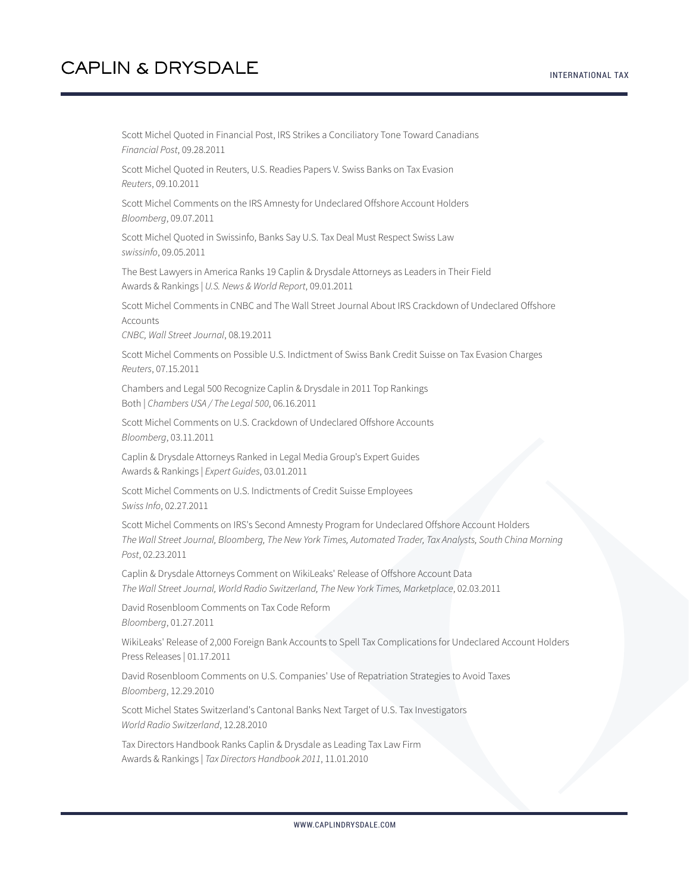Scott Michel Quoted in Financial Post, IRS Strikes a Conciliatory Tone Toward Canadians
*Financial Post*, 09.28.2011

Scott Michel Quoted in Reuters, U.S. Readies Papers V. Swiss Banks on Tax Evasion
*Reuters*, 09.10.2011

Scott Michel Comments on the IRS Amnesty for Undeclared Offshore Account Holders
*Bloomberg*, 09.07.2011

Scott Michel Quoted in Swissinfo, Banks Say U.S. Tax Deal Must Respect Swiss Law
*swissinfo*, 09.05.2011

The Best Lawyers in America Ranks 19 Caplin & Drysdale Attorneys as Leaders in Their Field
Awards & Rankings | *U.S. News & World Report*, 09.01.2011

Scott Michel Comments in CNBC and The Wall Street Journal About IRS Crackdown of Undeclared Offshore Accounts
*CNBC, Wall Street Journal*, 08.19.2011

Scott Michel Comments on Possible U.S. Indictment of Swiss Bank Credit Suisse on Tax Evasion Charges
*Reuters*, 07.15.2011

Chambers and Legal 500 Recognize Caplin & Drysdale in 2011 Top Rankings
Both | *Chambers USA / The Legal 500*, 06.16.2011

Scott Michel Comments on U.S. Crackdown of Undeclared Offshore Accounts
*Bloomberg*, 03.11.2011

Caplin & Drysdale Attorneys Ranked in Legal Media Group's Expert Guides
Awards & Rankings | *Expert Guides*, 03.01.2011

Scott Michel Comments on U.S. Indictments of Credit Suisse Employees
*Swiss Info*, 02.27.2011

Scott Michel Comments on IRS's Second Amnesty Program for Undeclared Offshore Account Holders
*The Wall Street Journal, Bloomberg, The New York Times, Automated Trader, Tax Analysts, South China Morning Post*, 02.23.2011

Caplin & Drysdale Attorneys Comment on WikiLeaks' Release of Offshore Account Data
*The Wall Street Journal, World Radio Switzerland, The New York Times, Marketplace*, 02.03.2011

David Rosenbloom Comments on Tax Code Reform
*Bloomberg*, 01.27.2011

WikiLeaks' Release of 2,000 Foreign Bank Accounts to Spell Tax Complications for Undeclared Account Holders
Press Releases | 01.17.2011

David Rosenbloom Comments on U.S. Companies' Use of Repatriation Strategies to Avoid Taxes
*Bloomberg*, 12.29.2010

Scott Michel States Switzerland's Cantonal Banks Next Target of U.S. Tax Investigators
*World Radio Switzerland*, 12.28.2010

Tax Directors Handbook Ranks Caplin & Drysdale as Leading Tax Law Firm
Awards & Rankings | *Tax Directors Handbook 2011*, 11.01.2010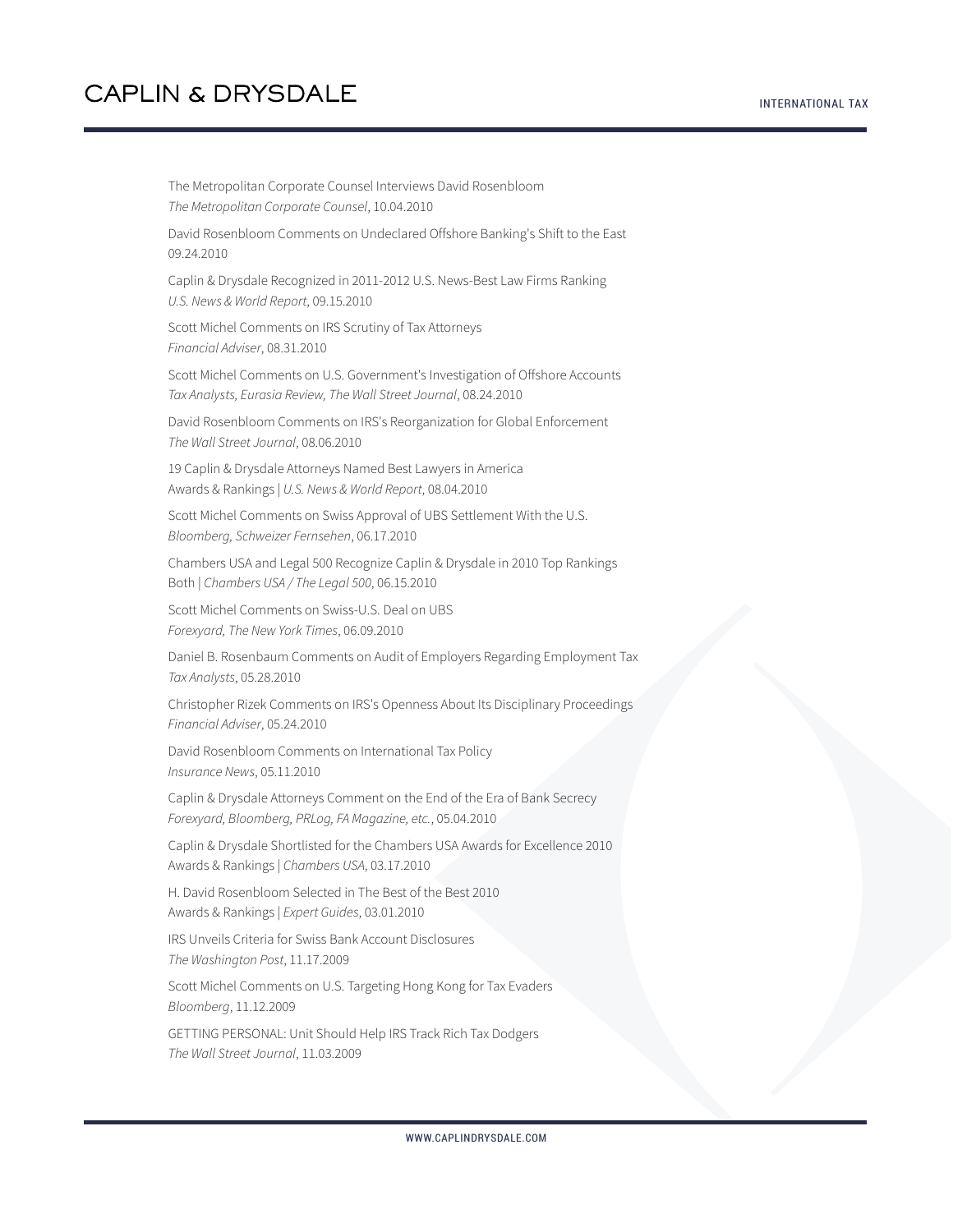The Metropolitan Corporate Counsel Interviews David Rosenbloom
*The Metropolitan Corporate Counsel*, 10.04.2010

David Rosenbloom Comments on Undeclared Offshore Banking's Shift to the East
09.24.2010

Caplin & Drysdale Recognized in 2011-2012 U.S. News-Best Law Firms Ranking
*U.S. News & World Report*, 09.15.2010

Scott Michel Comments on IRS Scrutiny of Tax Attorneys
*Financial Adviser*, 08.31.2010

Scott Michel Comments on U.S. Government's Investigation of Offshore Accounts
*Tax Analysts, Eurasia Review, The Wall Street Journal*, 08.24.2010

David Rosenbloom Comments on IRS's Reorganization for Global Enforcement
*The Wall Street Journal*, 08.06.2010

19 Caplin & Drysdale Attorneys Named Best Lawyers in America
Awards & Rankings | *U.S. News & World Report*, 08.04.2010

Scott Michel Comments on Swiss Approval of UBS Settlement With the U.S.
*Bloomberg, Schweizer Fernsehen*, 06.17.2010

Chambers USA and Legal 500 Recognize Caplin & Drysdale in 2010 Top Rankings
Both | *Chambers USA / The Legal 500*, 06.15.2010

Scott Michel Comments on Swiss-U.S. Deal on UBS
*Forexyard, The New York Times*, 06.09.2010

Daniel B. Rosenbaum Comments on Audit of Employers Regarding Employment Tax
*Tax Analysts*, 05.28.2010

Christopher Rizek Comments on IRS's Openness About Its Disciplinary Proceedings
*Financial Adviser*, 05.24.2010

David Rosenbloom Comments on International Tax Policy
*Insurance News*, 05.11.2010

Caplin & Drysdale Attorneys Comment on the End of the Era of Bank Secrecy
*Forexyard, Bloomberg, PRLog, FA Magazine, etc.*, 05.04.2010

Caplin & Drysdale Shortlisted for the Chambers USA Awards for Excellence 2010
Awards & Rankings | *Chambers USA*, 03.17.2010

H. David Rosenbloom Selected in The Best of the Best 2010
Awards & Rankings | *Expert Guides*, 03.01.2010

IRS Unveils Criteria for Swiss Bank Account Disclosures
*The Washington Post*, 11.17.2009

Scott Michel Comments on U.S. Targeting Hong Kong for Tax Evaders
*Bloomberg*, 11.12.2009

GETTING PERSONAL: Unit Should Help IRS Track Rich Tax Dodgers
*The Wall Street Journal*, 11.03.2009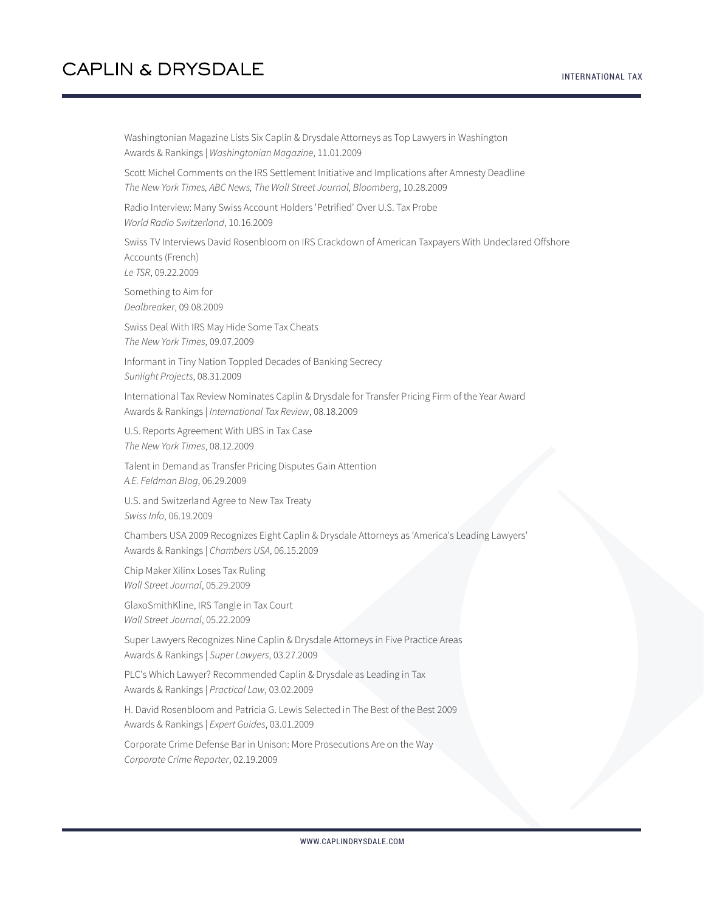Washingtonian Magazine Lists Six Caplin & Drysdale Attorneys as Top Lawyers in Washington
Awards & Rankings | *Washingtonian Magazine*, 11.01.2009

Scott Michel Comments on the IRS Settlement Initiative and Implications after Amnesty Deadline
*The New York Times, ABC News, The Wall Street Journal, Bloomberg*, 10.28.2009

Radio Interview: Many Swiss Account Holders 'Petrified' Over U.S. Tax Probe
*World Radio Switzerland*, 10.16.2009

Swiss TV Interviews David Rosenbloom on IRS Crackdown of American Taxpayers With Undeclared Offshore Accounts (French)
*Le TSR*, 09.22.2009

Something to Aim for
*Dealbreaker*, 09.08.2009

Swiss Deal With IRS May Hide Some Tax Cheats
*The New York Times*, 09.07.2009

Informant in Tiny Nation Toppled Decades of Banking Secrecy
*Sunlight Projects*, 08.31.2009

International Tax Review Nominates Caplin & Drysdale for Transfer Pricing Firm of the Year Award
Awards & Rankings | *International Tax Review*, 08.18.2009

U.S. Reports Agreement With UBS in Tax Case
*The New York Times*, 08.12.2009

Talent in Demand as Transfer Pricing Disputes Gain Attention
*A.E. Feldman Blog*, 06.29.2009

U.S. and Switzerland Agree to New Tax Treaty
*Swiss Info*, 06.19.2009

Chambers USA 2009 Recognizes Eight Caplin & Drysdale Attorneys as 'America's Leading Lawyers'
Awards & Rankings | *Chambers USA*, 06.15.2009

Chip Maker Xilinx Loses Tax Ruling
*Wall Street Journal*, 05.29.2009

GlaxoSmithKline, IRS Tangle in Tax Court
*Wall Street Journal*, 05.22.2009

Super Lawyers Recognizes Nine Caplin & Drysdale Attorneys in Five Practice Areas
Awards & Rankings | *Super Lawyers*, 03.27.2009

PLC's Which Lawyer? Recommended Caplin & Drysdale as Leading in Tax
Awards & Rankings | *Practical Law*, 03.02.2009

H. David Rosenbloom and Patricia G. Lewis Selected in The Best of the Best 2009
Awards & Rankings | *Expert Guides*, 03.01.2009

Corporate Crime Defense Bar in Unison: More Prosecutions Are on the Way
*Corporate Crime Reporter*, 02.19.2009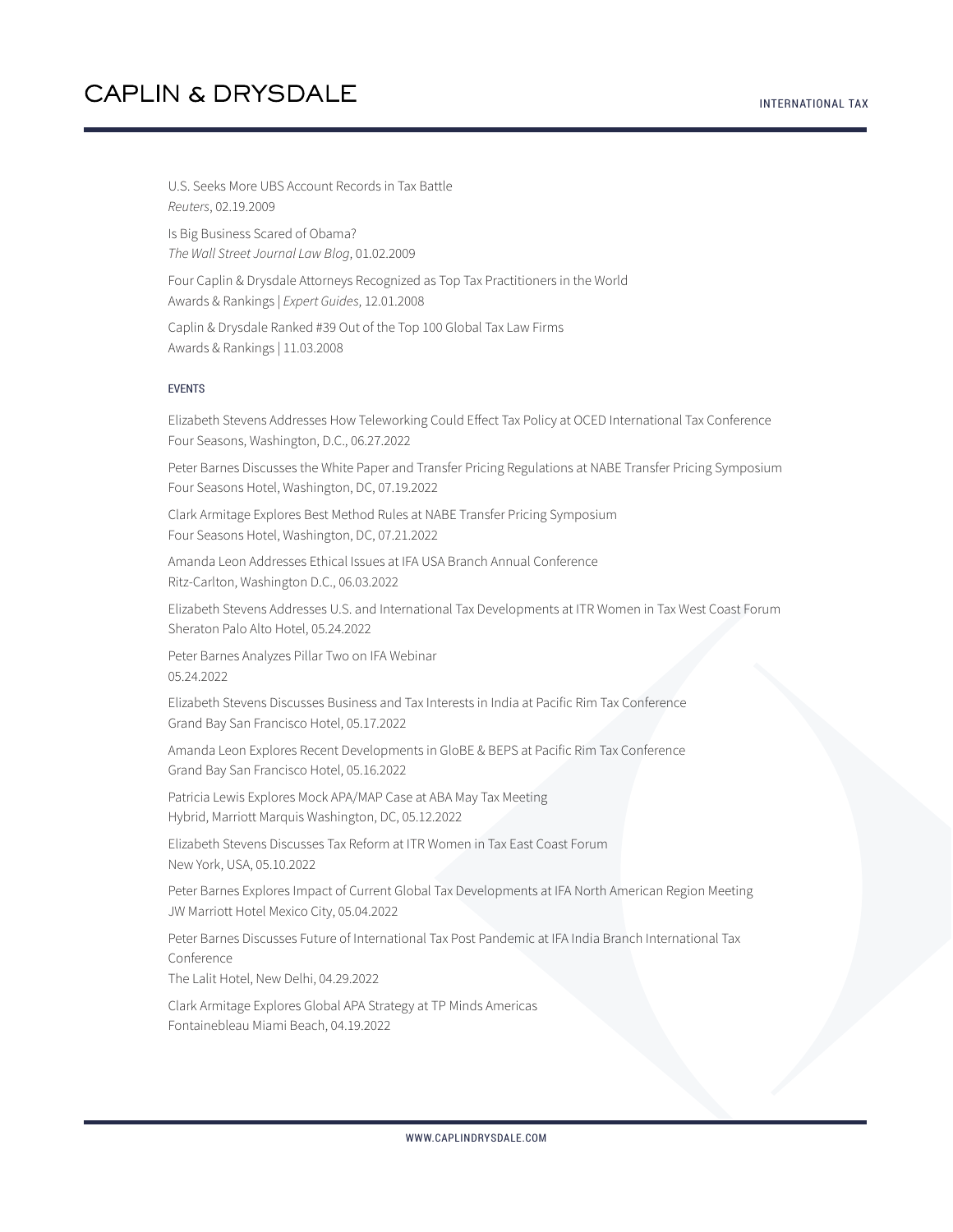U.S. Seeks More UBS Account Records in Tax Battle
*Reuters*, 02.19.2009

Is Big Business Scared of Obama?
*The Wall Street Journal Law Blog*, 01.02.2009

Four Caplin & Drysdale Attorneys Recognized as Top Tax Practitioners in the World
Awards & Rankings | *Expert Guides*, 12.01.2008

Caplin & Drysdale Ranked #39 Out of the Top 100 Global Tax Law Firms
Awards & Rankings | 11.03.2008

#### EVENTS

Elizabeth Stevens Addresses How Teleworking Could Effect Tax Policy at OCED International Tax Conference
Four Seasons, Washington, D.C., 06.27.2022

Peter Barnes Discusses the White Paper and Transfer Pricing Regulations at NABE Transfer Pricing Symposium
Four Seasons Hotel, Washington, DC, 07.19.2022

Clark Armitage Explores Best Method Rules at NABE Transfer Pricing Symposium
Four Seasons Hotel, Washington, DC, 07.21.2022

Amanda Leon Addresses Ethical Issues at IFA USA Branch Annual Conference
Ritz-Carlton, Washington D.C., 06.03.2022

Elizabeth Stevens Addresses U.S. and International Tax Developments at ITR Women in Tax West Coast Forum
Sheraton Palo Alto Hotel, 05.24.2022

Peter Barnes Analyzes Pillar Two on IFA Webinar
05.24.2022

Elizabeth Stevens Discusses Business and Tax Interests in India at Pacific Rim Tax Conference
Grand Bay San Francisco Hotel, 05.17.2022

Amanda Leon Explores Recent Developments in GloBE & BEPS at Pacific Rim Tax Conference
Grand Bay San Francisco Hotel, 05.16.2022

Patricia Lewis Explores Mock APA/MAP Case at ABA May Tax Meeting
Hybrid, Marriott Marquis Washington, DC, 05.12.2022

Elizabeth Stevens Discusses Tax Reform at ITR Women in Tax East Coast Forum
New York, USA, 05.10.2022

Peter Barnes Explores Impact of Current Global Tax Developments at IFA North American Region Meeting
JW Marriott Hotel Mexico City, 05.04.2022

Peter Barnes Discusses Future of International Tax Post Pandemic at IFA India Branch International Tax Conference
The Lalit Hotel, New Delhi, 04.29.2022

Clark Armitage Explores Global APA Strategy at TP Minds Americas
Fontainebleau Miami Beach, 04.19.2022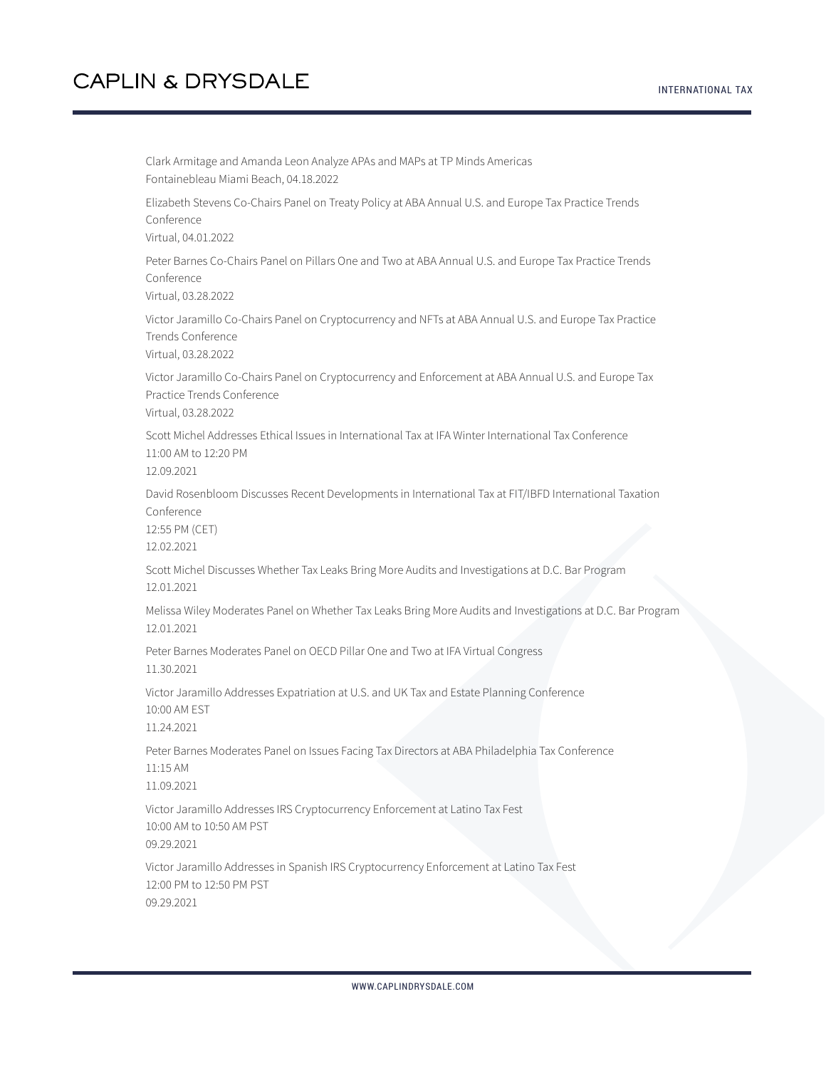Clark Armitage and Amanda Leon Analyze APAs and MAPs at TP Minds Americas
Fontainebleau Miami Beach, 04.18.2022

Elizabeth Stevens Co-Chairs Panel on Treaty Policy at ABA Annual U.S. and Europe Tax Practice Trends Conference
Virtual, 04.01.2022

Peter Barnes Co-Chairs Panel on Pillars One and Two at ABA Annual U.S. and Europe Tax Practice Trends Conference
Virtual, 03.28.2022

Victor Jaramillo Co-Chairs Panel on Cryptocurrency and NFTs at ABA Annual U.S. and Europe Tax Practice Trends Conference
Virtual, 03.28.2022

Victor Jaramillo Co-Chairs Panel on Cryptocurrency and Enforcement at ABA Annual U.S. and Europe Tax Practice Trends Conference
Virtual, 03.28.2022

Scott Michel Addresses Ethical Issues in International Tax at IFA Winter International Tax Conference
11:00 AM to 12:20 PM
12.09.2021

David Rosenbloom Discusses Recent Developments in International Tax at FIT/IBFD International Taxation Conference
12:55 PM (CET)
12.02.2021

Scott Michel Discusses Whether Tax Leaks Bring More Audits and Investigations at D.C. Bar Program
12.01.2021

Melissa Wiley Moderates Panel on Whether Tax Leaks Bring More Audits and Investigations at D.C. Bar Program
12.01.2021

Peter Barnes Moderates Panel on OECD Pillar One and Two at IFA Virtual Congress
11.30.2021

Victor Jaramillo Addresses Expatriation at U.S. and UK Tax and Estate Planning Conference
10:00 AM EST
11.24.2021

Peter Barnes Moderates Panel on Issues Facing Tax Directors at ABA Philadelphia Tax Conference
11:15 AM
11.09.2021

Victor Jaramillo Addresses IRS Cryptocurrency Enforcement at Latino Tax Fest
10:00 AM to 10:50 AM PST
09.29.2021

Victor Jaramillo Addresses in Spanish IRS Cryptocurrency Enforcement at Latino Tax Fest
12:00 PM to 12:50 PM PST
09.29.2021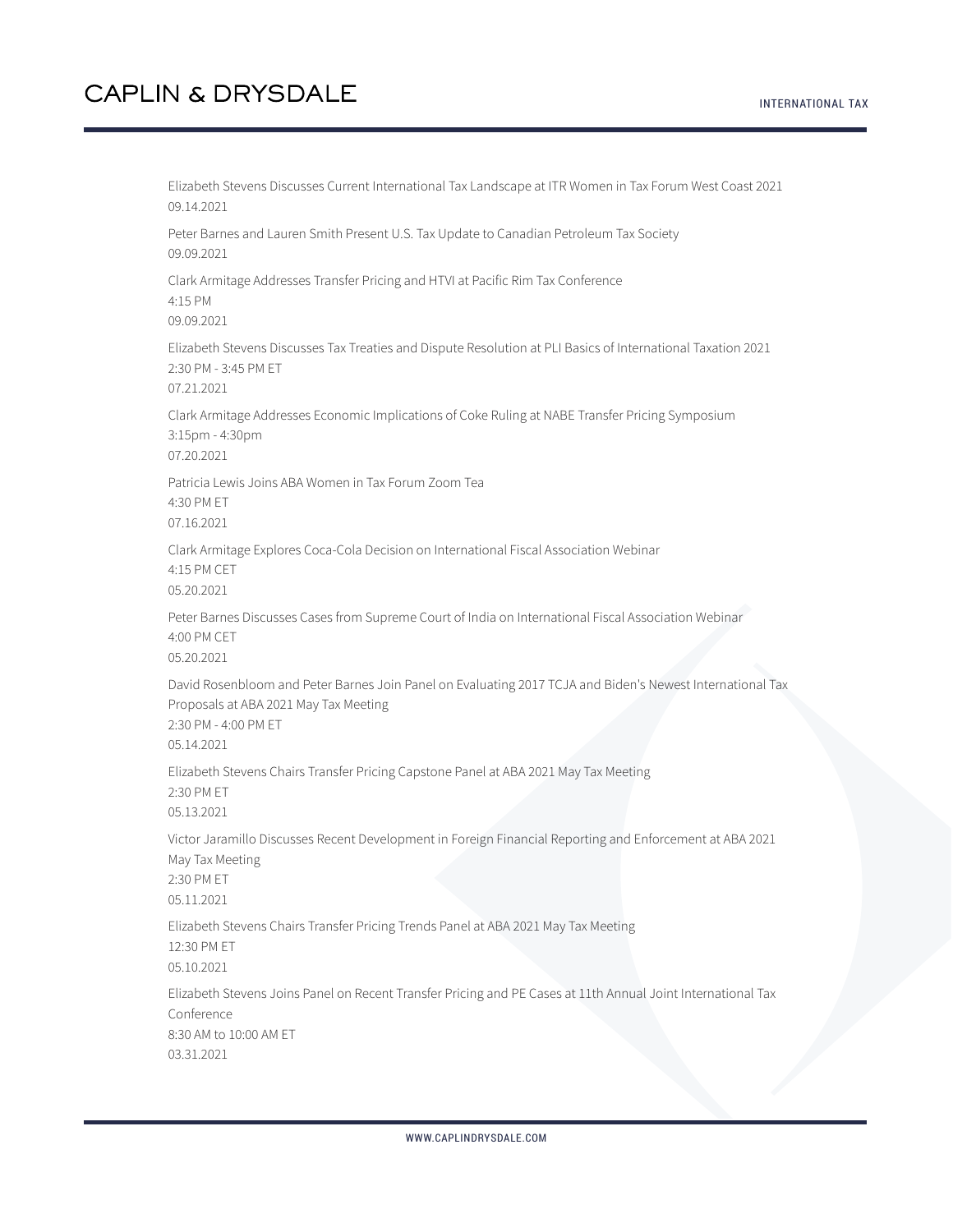Elizabeth Stevens Discusses Current International Tax Landscape at ITR Women in Tax Forum West Coast 2021
09.14.2021

Peter Barnes and Lauren Smith Present U.S. Tax Update to Canadian Petroleum Tax Society
09.09.2021

Clark Armitage Addresses Transfer Pricing and HTVI at Pacific Rim Tax Conference
4:15 PM
09.09.2021

Elizabeth Stevens Discusses Tax Treaties and Dispute Resolution at PLI Basics of International Taxation 2021
2:30 PM - 3:45 PM ET
07.21.2021

Clark Armitage Addresses Economic Implications of Coke Ruling at NABE Transfer Pricing Symposium
3:15pm - 4:30pm
07.20.2021

Patricia Lewis Joins ABA Women in Tax Forum Zoom Tea
4:30 PM ET
07.16.2021

Clark Armitage Explores Coca-Cola Decision on International Fiscal Association Webinar
4:15 PM CET
05.20.2021

Peter Barnes Discusses Cases from Supreme Court of India on International Fiscal Association Webinar
4:00 PM CET
05.20.2021

David Rosenbloom and Peter Barnes Join Panel on Evaluating 2017 TCJA and Biden's Newest International Tax Proposals at ABA 2021 May Tax Meeting
2:30 PM - 4:00 PM ET
05.14.2021

Elizabeth Stevens Chairs Transfer Pricing Capstone Panel at ABA 2021 May Tax Meeting
2:30 PM ET
05.13.2021

Victor Jaramillo Discusses Recent Development in Foreign Financial Reporting and Enforcement at ABA 2021 May Tax Meeting
2:30 PM ET
05.11.2021

Elizabeth Stevens Chairs Transfer Pricing Trends Panel at ABA 2021 May Tax Meeting
12:30 PM ET
05.10.2021

Elizabeth Stevens Joins Panel on Recent Transfer Pricing and PE Cases at 11th Annual Joint International Tax Conference
8:30 AM to 10:00 AM ET
03.31.2021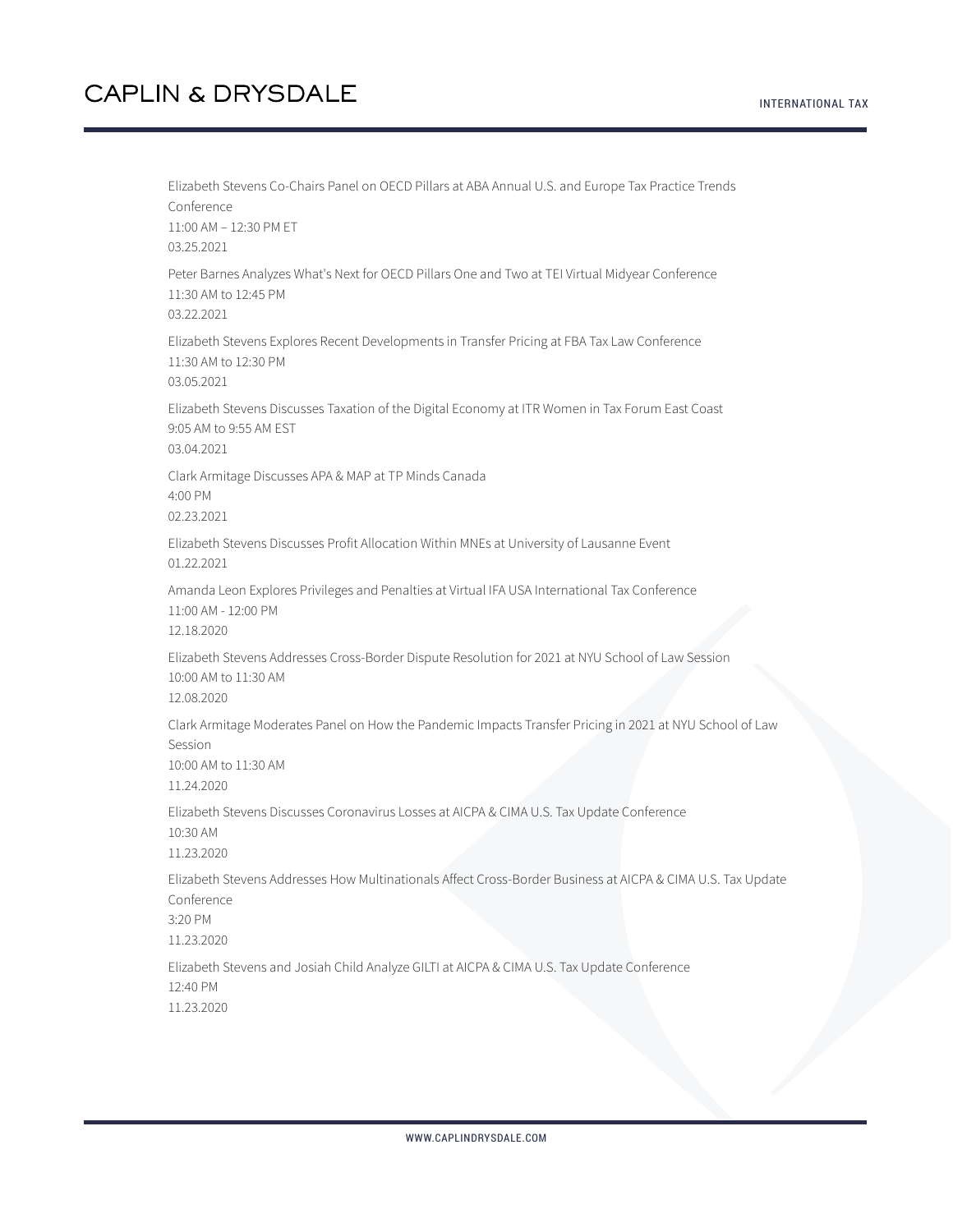Elizabeth Stevens Co-Chairs Panel on OECD Pillars at ABA Annual U.S. and Europe Tax Practice Trends Conference
11:00 AM – 12:30 PM ET
03.25.2021

Peter Barnes Analyzes What's Next for OECD Pillars One and Two at TEI Virtual Midyear Conference
11:30 AM to 12:45 PM
03.22.2021

Elizabeth Stevens Explores Recent Developments in Transfer Pricing at FBA Tax Law Conference
11:30 AM to 12:30 PM
03.05.2021

Elizabeth Stevens Discusses Taxation of the Digital Economy at ITR Women in Tax Forum East Coast
9:05 AM to 9:55 AM EST
03.04.2021

Clark Armitage Discusses APA & MAP at TP Minds Canada
4:00 PM
02.23.2021

Elizabeth Stevens Discusses Profit Allocation Within MNEs at University of Lausanne Event
01.22.2021

Amanda Leon Explores Privileges and Penalties at Virtual IFA USA International Tax Conference
11:00 AM - 12:00 PM
12.18.2020

Elizabeth Stevens Addresses Cross-Border Dispute Resolution for 2021 at NYU School of Law Session
10:00 AM to 11:30 AM
12.08.2020

Clark Armitage Moderates Panel on How the Pandemic Impacts Transfer Pricing in 2021 at NYU School of Law Session
10:00 AM to 11:30 AM
11.24.2020

Elizabeth Stevens Discusses Coronavirus Losses at AICPA & CIMA U.S. Tax Update Conference
10:30 AM
11.23.2020

Elizabeth Stevens Addresses How Multinationals Affect Cross-Border Business at AICPA & CIMA U.S. Tax Update Conference
3:20 PM
11.23.2020

Elizabeth Stevens and Josiah Child Analyze GILTI at AICPA & CIMA U.S. Tax Update Conference
12:40 PM
11.23.2020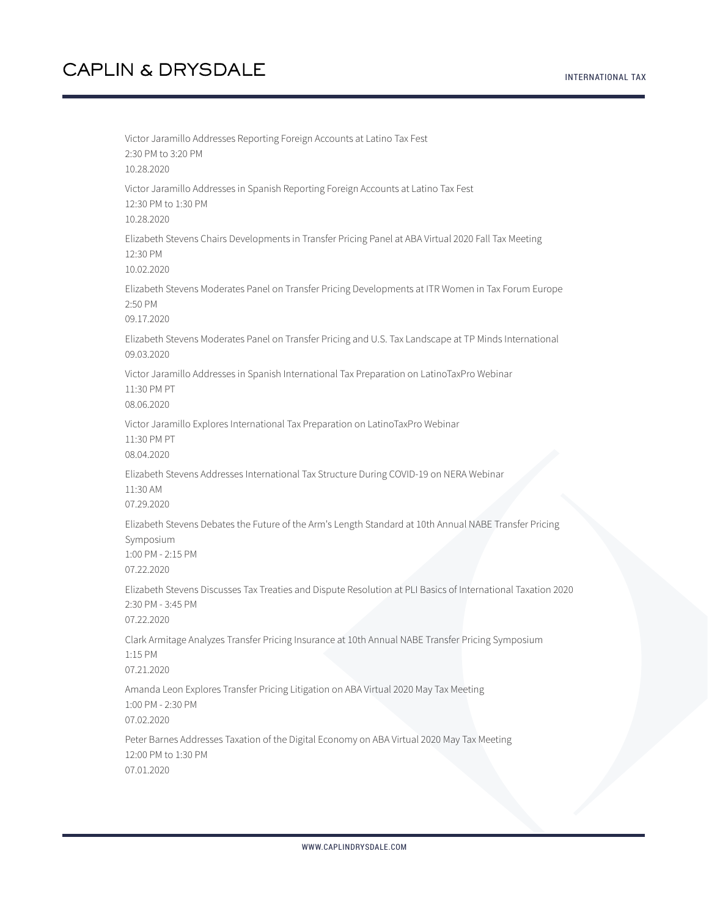Victor Jaramillo Addresses Reporting Foreign Accounts at Latino Tax Fest
2:30 PM to 3:20 PM
10.28.2020

Victor Jaramillo Addresses in Spanish Reporting Foreign Accounts at Latino Tax Fest
12:30 PM to 1:30 PM
10.28.2020

Elizabeth Stevens Chairs Developments in Transfer Pricing Panel at ABA Virtual 2020 Fall Tax Meeting
12:30 PM
10.02.2020

Elizabeth Stevens Moderates Panel on Transfer Pricing Developments at ITR Women in Tax Forum Europe
2:50 PM
09.17.2020

Elizabeth Stevens Moderates Panel on Transfer Pricing and U.S. Tax Landscape at TP Minds International
09.03.2020

Victor Jaramillo Addresses in Spanish International Tax Preparation on LatinoTaxPro Webinar
11:30 PM PT
08.06.2020

Victor Jaramillo Explores International Tax Preparation on LatinoTaxPro Webinar
11:30 PM PT
08.04.2020

Elizabeth Stevens Addresses International Tax Structure During COVID-19 on NERA Webinar
11:30 AM
07.29.2020

Elizabeth Stevens Debates the Future of the Arm's Length Standard at 10th Annual NABE Transfer Pricing Symposium
1:00 PM - 2:15 PM
07.22.2020

Elizabeth Stevens Discusses Tax Treaties and Dispute Resolution at PLI Basics of International Taxation 2020
2:30 PM - 3:45 PM
07.22.2020

Clark Armitage Analyzes Transfer Pricing Insurance at 10th Annual NABE Transfer Pricing Symposium
1:15 PM
07.21.2020

Amanda Leon Explores Transfer Pricing Litigation on ABA Virtual 2020 May Tax Meeting
1:00 PM - 2:30 PM
07.02.2020

Peter Barnes Addresses Taxation of the Digital Economy on ABA Virtual 2020 May Tax Meeting
12:00 PM to 1:30 PM
07.01.2020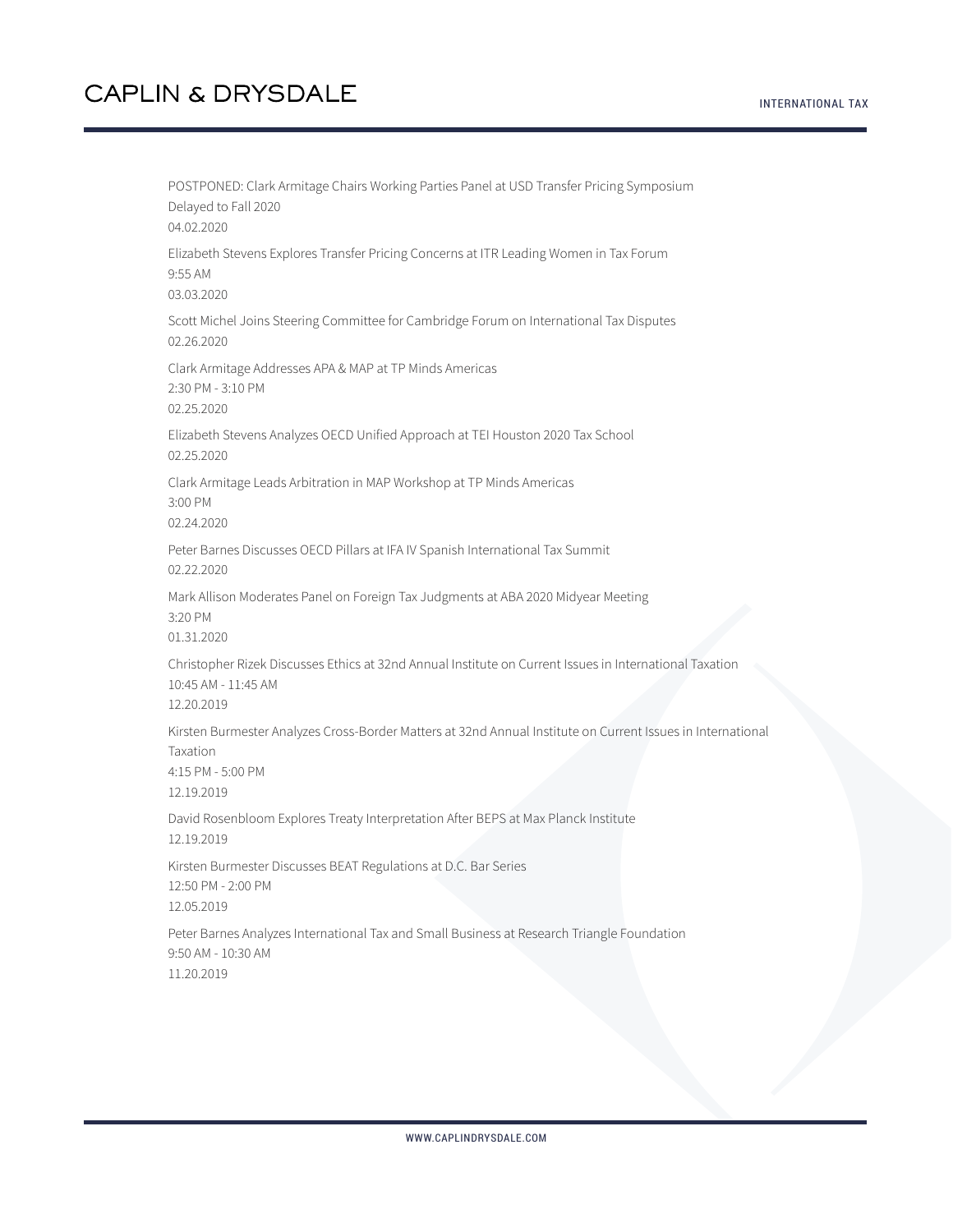POSTPONED: Clark Armitage Chairs Working Parties Panel at USD Transfer Pricing Symposium Delayed to Fall 2020
04.02.2020

Elizabeth Stevens Explores Transfer Pricing Concerns at ITR Leading Women in Tax Forum
9:55 AM
03.03.2020

Scott Michel Joins Steering Committee for Cambridge Forum on International Tax Disputes
02.26.2020

Clark Armitage Addresses APA & MAP at TP Minds Americas
2:30 PM - 3:10 PM
02.25.2020

Elizabeth Stevens Analyzes OECD Unified Approach at TEI Houston 2020 Tax School
02.25.2020

Clark Armitage Leads Arbitration in MAP Workshop at TP Minds Americas
3:00 PM
02.24.2020

Peter Barnes Discusses OECD Pillars at IFA IV Spanish International Tax Summit
02.22.2020

Mark Allison Moderates Panel on Foreign Tax Judgments at ABA 2020 Midyear Meeting
3:20 PM
01.31.2020

Christopher Rizek Discusses Ethics at 32nd Annual Institute on Current Issues in International Taxation
10:45 AM - 11:45 AM
12.20.2019

Kirsten Burmester Analyzes Cross-Border Matters at 32nd Annual Institute on Current Issues in International Taxation
4:15 PM - 5:00 PM
12.19.2019

David Rosenbloom Explores Treaty Interpretation After BEPS at Max Planck Institute
12.19.2019

Kirsten Burmester Discusses BEAT Regulations at D.C. Bar Series
12:50 PM - 2:00 PM
12.05.2019

Peter Barnes Analyzes International Tax and Small Business at Research Triangle Foundation
9:50 AM - 10:30 AM
11.20.2019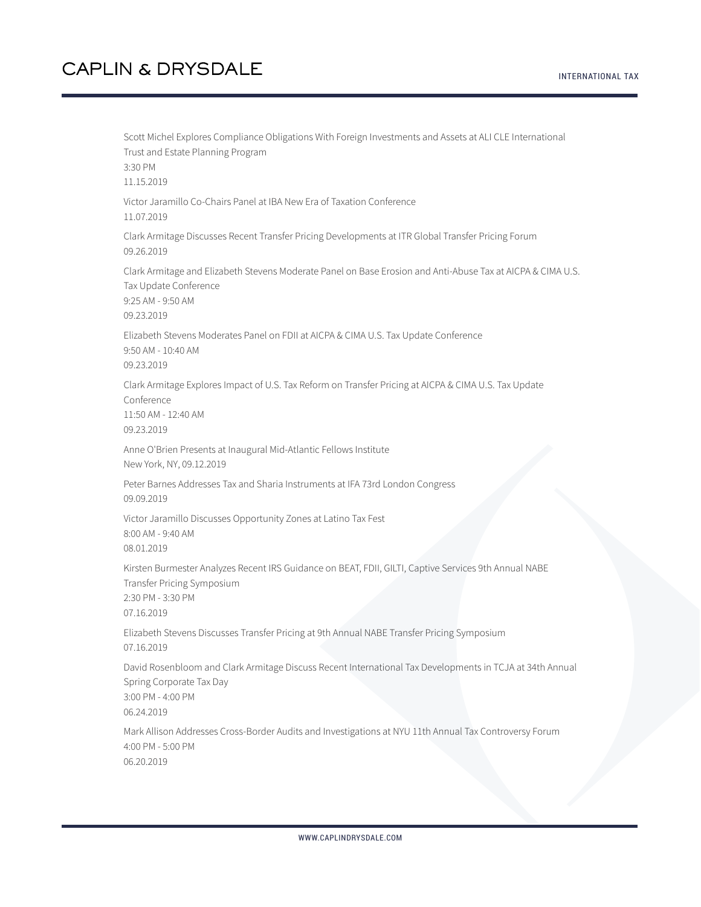Scott Michel Explores Compliance Obligations With Foreign Investments and Assets at ALI CLE International Trust and Estate Planning Program
3:30 PM
11.15.2019

Victor Jaramillo Co-Chairs Panel at IBA New Era of Taxation Conference
11.07.2019

Clark Armitage Discusses Recent Transfer Pricing Developments at ITR Global Transfer Pricing Forum
09.26.2019

Clark Armitage and Elizabeth Stevens Moderate Panel on Base Erosion and Anti-Abuse Tax at AICPA & CIMA U.S. Tax Update Conference
9:25 AM - 9:50 AM
09.23.2019

Elizabeth Stevens Moderates Panel on FDII at AICPA & CIMA U.S. Tax Update Conference
9:50 AM - 10:40 AM
09.23.2019

Clark Armitage Explores Impact of U.S. Tax Reform on Transfer Pricing at AICPA & CIMA U.S. Tax Update Conference
11:50 AM - 12:40 AM
09.23.2019

Anne O'Brien Presents at Inaugural Mid-Atlantic Fellows Institute
New York, NY, 09.12.2019

Peter Barnes Addresses Tax and Sharia Instruments at IFA 73rd London Congress
09.09.2019

Victor Jaramillo Discusses Opportunity Zones at Latino Tax Fest
8:00 AM - 9:40 AM
08.01.2019

Kirsten Burmester Analyzes Recent IRS Guidance on BEAT, FDII, GILTI, Captive Services 9th Annual NABE Transfer Pricing Symposium
2:30 PM - 3:30 PM
07.16.2019

Elizabeth Stevens Discusses Transfer Pricing at 9th Annual NABE Transfer Pricing Symposium
07.16.2019

David Rosenbloom and Clark Armitage Discuss Recent International Tax Developments in TCJA at 34th Annual Spring Corporate Tax Day
3:00 PM - 4:00 PM
06.24.2019

Mark Allison Addresses Cross-Border Audits and Investigations at NYU 11th Annual Tax Controversy Forum
4:00 PM - 5:00 PM
06.20.2019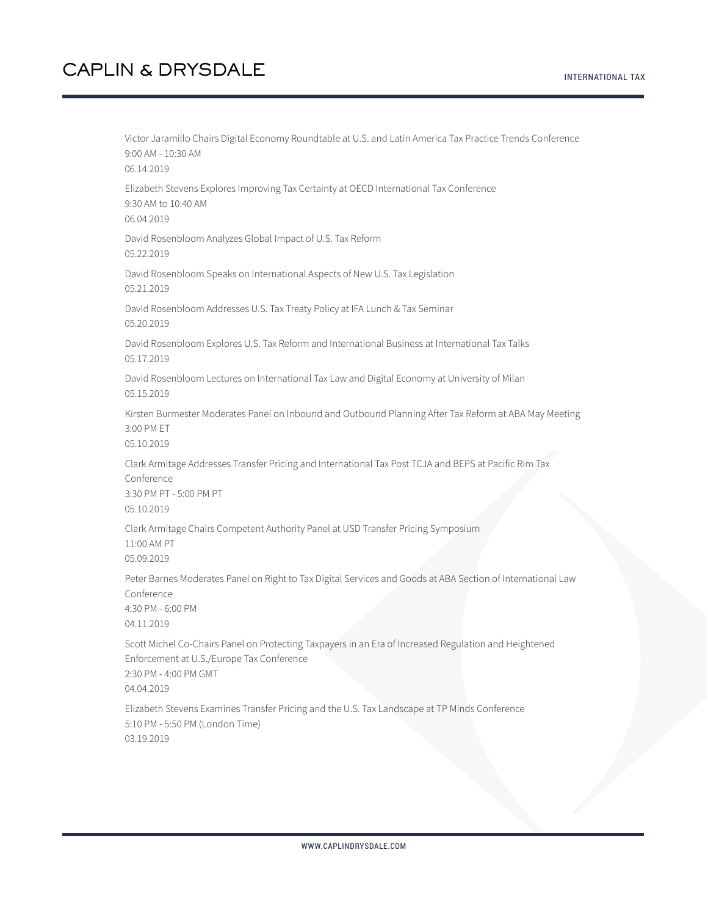Victor Jaramillo Chairs Digital Economy Roundtable at U.S. and Latin America Tax Practice Trends Conference
9:00 AM - 10:30 AM
06.14.2019

Elizabeth Stevens Explores Improving Tax Certainty at OECD International Tax Conference
9:30 AM to 10:40 AM
06.04.2019

David Rosenbloom Analyzes Global Impact of U.S. Tax Reform
05.22.2019

David Rosenbloom Speaks on International Aspects of New U.S. Tax Legislation
05.21.2019

David Rosenbloom Addresses U.S. Tax Treaty Policy at IFA Lunch & Tax Seminar
05.20.2019

David Rosenbloom Explores U.S. Tax Reform and International Business at International Tax Talks
05.17.2019

David Rosenbloom Lectures on International Tax Law and Digital Economy at University of Milan
05.15.2019

Kirsten Burmester Moderates Panel on Inbound and Outbound Planning After Tax Reform at ABA May Meeting
3:00 PM ET
05.10.2019

Clark Armitage Addresses Transfer Pricing and International Tax Post TCJA and BEPS at Pacific Rim Tax Conference
3:30 PM PT - 5:00 PM PT
05.10.2019

Clark Armitage Chairs Competent Authority Panel at USD Transfer Pricing Symposium
11:00 AM PT
05.09.2019

Peter Barnes Moderates Panel on Right to Tax Digital Services and Goods at ABA Section of International Law Conference
4:30 PM - 6:00 PM
04.11.2019

Scott Michel Co-Chairs Panel on Protecting Taxpayers in an Era of Increased Regulation and Heightened Enforcement at U.S./Europe Tax Conference
2:30 PM - 4:00 PM GMT
04.04.2019

Elizabeth Stevens Examines Transfer Pricing and the U.S. Tax Landscape at TP Minds Conference
5:10 PM - 5:50 PM (London Time)
03.19.2019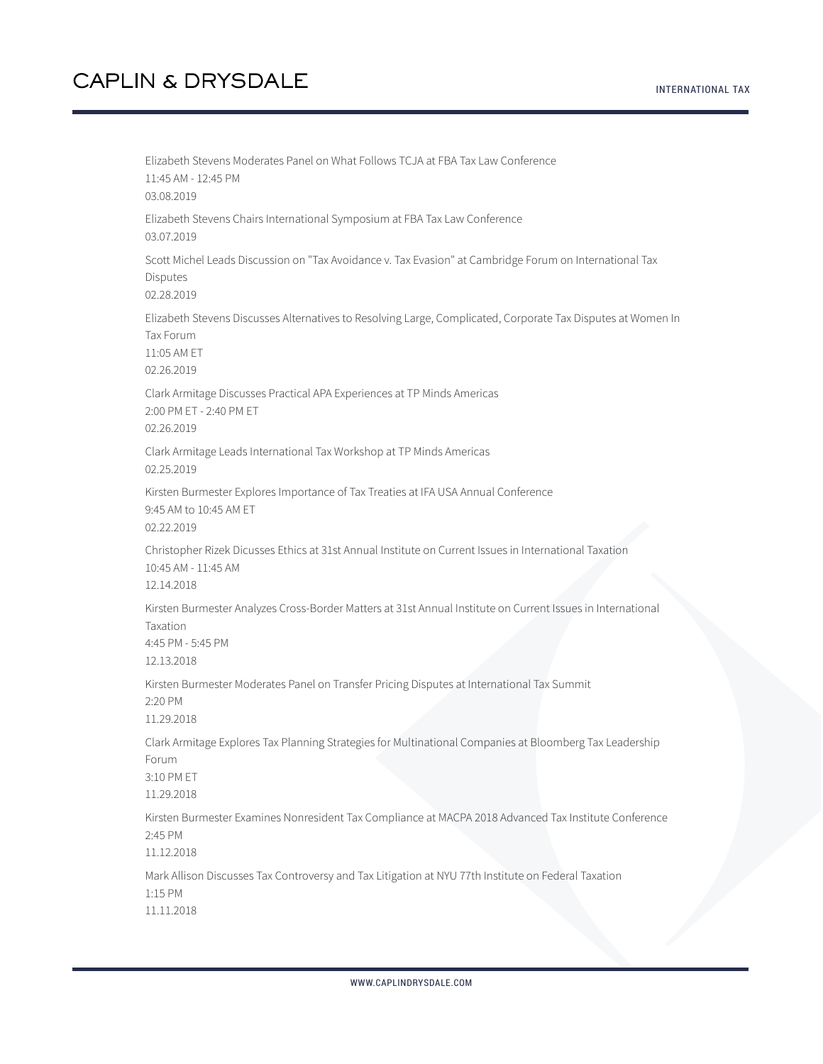Elizabeth Stevens Moderates Panel on What Follows TCJA at FBA Tax Law Conference
11:45 AM - 12:45 PM
03.08.2019

Elizabeth Stevens Chairs International Symposium at FBA Tax Law Conference
03.07.2019

Scott Michel Leads Discussion on "Tax Avoidance v. Tax Evasion" at Cambridge Forum on International Tax Disputes
02.28.2019

Elizabeth Stevens Discusses Alternatives to Resolving Large, Complicated, Corporate Tax Disputes at Women In Tax Forum
11:05 AM ET
02.26.2019

Clark Armitage Discusses Practical APA Experiences at TP Minds Americas
2:00 PM ET - 2:40 PM ET
02.26.2019

Clark Armitage Leads International Tax Workshop at TP Minds Americas
02.25.2019

Kirsten Burmester Explores Importance of Tax Treaties at IFA USA Annual Conference
9:45 AM to 10:45 AM ET
02.22.2019

Christopher Rizek Dicusses Ethics at 31st Annual Institute on Current Issues in International Taxation
10:45 AM - 11:45 AM
12.14.2018

Kirsten Burmester Analyzes Cross-Border Matters at 31st Annual Institute on Current Issues in International Taxation
4:45 PM - 5:45 PM
12.13.2018

Kirsten Burmester Moderates Panel on Transfer Pricing Disputes at International Tax Summit
2:20 PM
11.29.2018

Clark Armitage Explores Tax Planning Strategies for Multinational Companies at Bloomberg Tax Leadership Forum
3:10 PM ET
11.29.2018

Kirsten Burmester Examines Nonresident Tax Compliance at MACPA 2018 Advanced Tax Institute Conference
2:45 PM
11.12.2018

Mark Allison Discusses Tax Controversy and Tax Litigation at NYU 77th Institute on Federal Taxation
1:15 PM
11.11.2018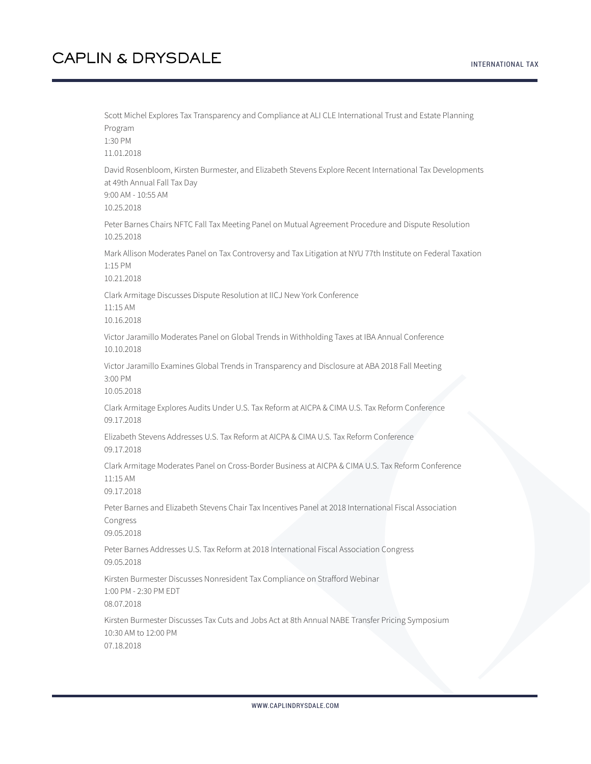Scott Michel Explores Tax Transparency and Compliance at ALI CLE International Trust and Estate Planning Program
1:30 PM
11.01.2018

David Rosenbloom, Kirsten Burmester, and Elizabeth Stevens Explore Recent International Tax Developments at 49th Annual Fall Tax Day
9:00 AM - 10:55 AM
10.25.2018

Peter Barnes Chairs NFTC Fall Tax Meeting Panel on Mutual Agreement Procedure and Dispute Resolution
10.25.2018

Mark Allison Moderates Panel on Tax Controversy and Tax Litigation at NYU 77th Institute on Federal Taxation
1:15 PM
10.21.2018

Clark Armitage Discusses Dispute Resolution at IICJ New York Conference
11:15 AM
10.16.2018

Victor Jaramillo Moderates Panel on Global Trends in Withholding Taxes at IBA Annual Conference
10.10.2018

Victor Jaramillo Examines Global Trends in Transparency and Disclosure at ABA 2018 Fall Meeting
3:00 PM
10.05.2018

Clark Armitage Explores Audits Under U.S. Tax Reform at AICPA & CIMA U.S. Tax Reform Conference
09.17.2018

Elizabeth Stevens Addresses U.S. Tax Reform at AICPA & CIMA U.S. Tax Reform Conference
09.17.2018

Clark Armitage Moderates Panel on Cross-Border Business at AICPA & CIMA U.S. Tax Reform Conference
11:15 AM
09.17.2018

Peter Barnes and Elizabeth Stevens Chair Tax Incentives Panel at 2018 International Fiscal Association Congress
09.05.2018

Peter Barnes Addresses U.S. Tax Reform at 2018 International Fiscal Association Congress
09.05.2018

Kirsten Burmester Discusses Nonresident Tax Compliance on Strafford Webinar
1:00 PM - 2:30 PM EDT
08.07.2018

Kirsten Burmester Discusses Tax Cuts and Jobs Act at 8th Annual NABE Transfer Pricing Symposium
10:30 AM to 12:00 PM
07.18.2018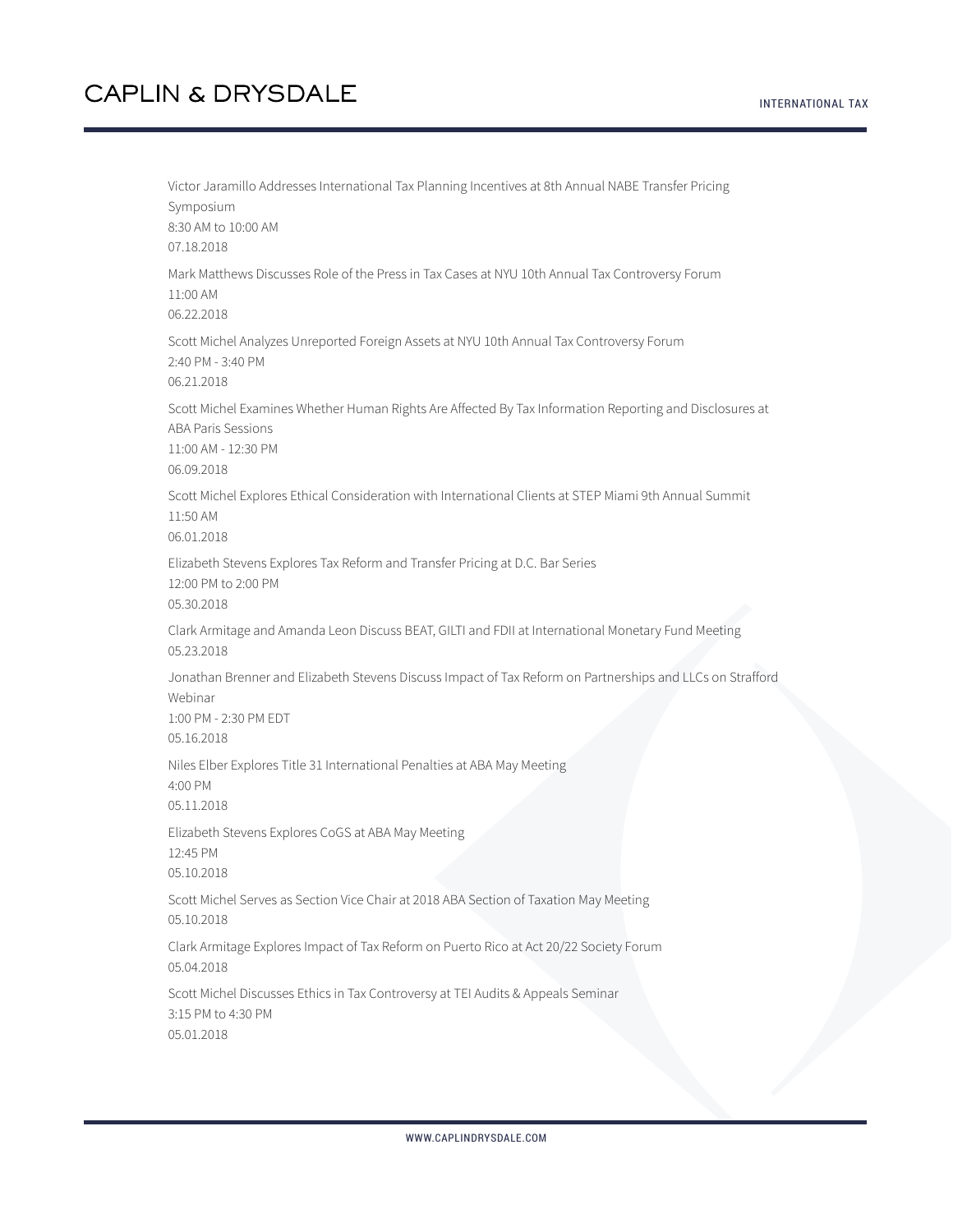Victor Jaramillo Addresses International Tax Planning Incentives at 8th Annual NABE Transfer Pricing Symposium
8:30 AM to 10:00 AM
07.18.2018

Mark Matthews Discusses Role of the Press in Tax Cases at NYU 10th Annual Tax Controversy Forum
11:00 AM
06.22.2018

Scott Michel Analyzes Unreported Foreign Assets at NYU 10th Annual Tax Controversy Forum
2:40 PM - 3:40 PM
06.21.2018

Scott Michel Examines Whether Human Rights Are Affected By Tax Information Reporting and Disclosures at ABA Paris Sessions
11:00 AM - 12:30 PM
06.09.2018

Scott Michel Explores Ethical Consideration with International Clients at STEP Miami 9th Annual Summit
11:50 AM
06.01.2018

Elizabeth Stevens Explores Tax Reform and Transfer Pricing at D.C. Bar Series
12:00 PM to 2:00 PM
05.30.2018

Clark Armitage and Amanda Leon Discuss BEAT, GILTI and FDII at International Monetary Fund Meeting
05.23.2018

Jonathan Brenner and Elizabeth Stevens Discuss Impact of Tax Reform on Partnerships and LLCs on Strafford Webinar
1:00 PM - 2:30 PM EDT
05.16.2018

Niles Elber Explores Title 31 International Penalties at ABA May Meeting
4:00 PM
05.11.2018

Elizabeth Stevens Explores CoGS at ABA May Meeting
12:45 PM
05.10.2018

Scott Michel Serves as Section Vice Chair at 2018 ABA Section of Taxation May Meeting
05.10.2018

Clark Armitage Explores Impact of Tax Reform on Puerto Rico at Act 20/22 Society Forum
05.04.2018

Scott Michel Discusses Ethics in Tax Controversy at TEI Audits & Appeals Seminar
3:15 PM to 4:30 PM
05.01.2018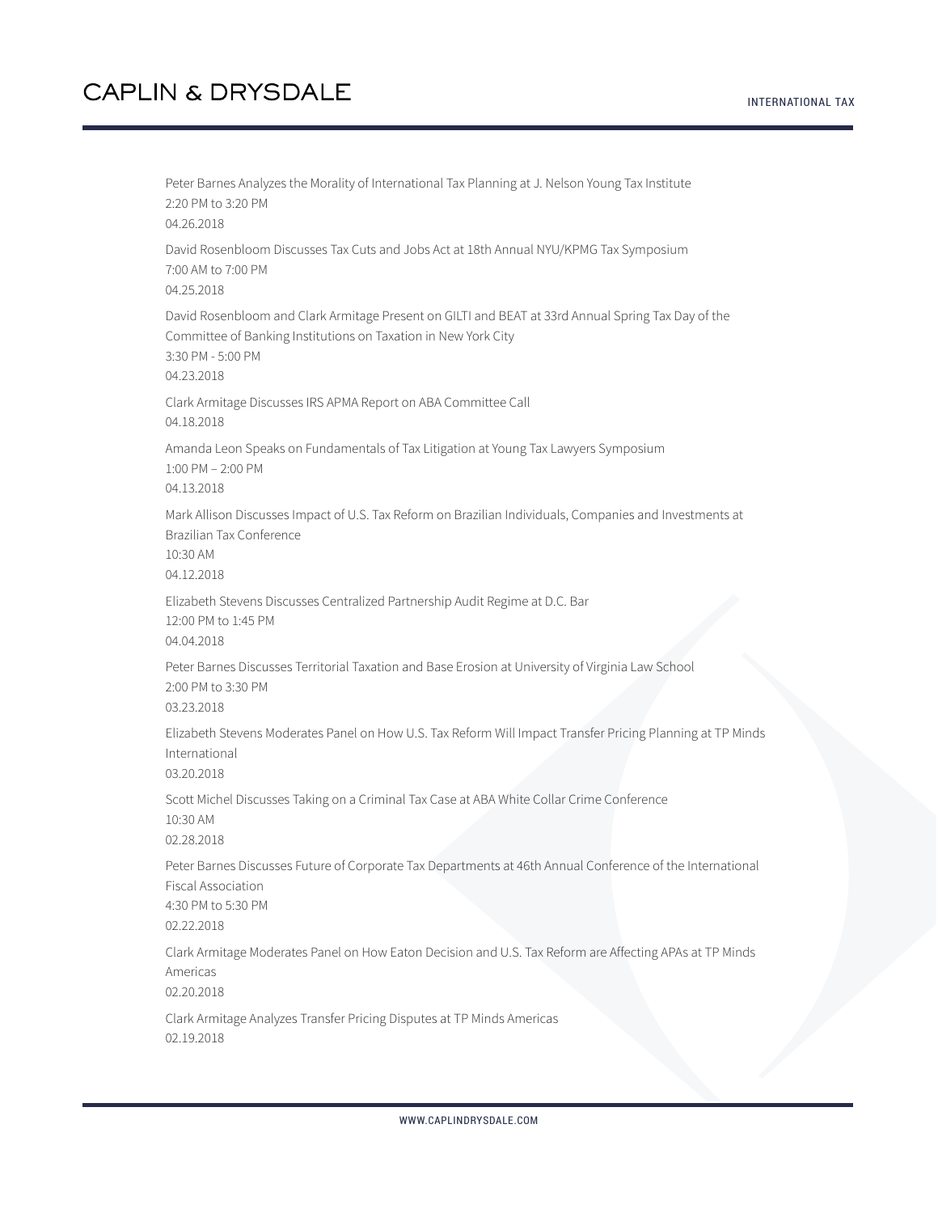Peter Barnes Analyzes the Morality of International Tax Planning at J. Nelson Young Tax Institute
2:20 PM to 3:20 PM
04.26.2018

David Rosenbloom Discusses Tax Cuts and Jobs Act at 18th Annual NYU/KPMG Tax Symposium
7:00 AM to 7:00 PM
04.25.2018

David Rosenbloom and Clark Armitage Present on GILTI and BEAT at 33rd Annual Spring Tax Day of the Committee of Banking Institutions on Taxation in New York City
3:30 PM - 5:00 PM
04.23.2018

Clark Armitage Discusses IRS APMA Report on ABA Committee Call
04.18.2018

Amanda Leon Speaks on Fundamentals of Tax Litigation at Young Tax Lawyers Symposium
1:00 PM – 2:00 PM
04.13.2018

Mark Allison Discusses Impact of U.S. Tax Reform on Brazilian Individuals, Companies and Investments at Brazilian Tax Conference
10:30 AM
04.12.2018

Elizabeth Stevens Discusses Centralized Partnership Audit Regime at D.C. Bar
12:00 PM to 1:45 PM
04.04.2018

Peter Barnes Discusses Territorial Taxation and Base Erosion at University of Virginia Law School
2:00 PM to 3:30 PM
03.23.2018

Elizabeth Stevens Moderates Panel on How U.S. Tax Reform Will Impact Transfer Pricing Planning at TP Minds International
03.20.2018

Scott Michel Discusses Taking on a Criminal Tax Case at ABA White Collar Crime Conference
10:30 AM
02.28.2018

Peter Barnes Discusses Future of Corporate Tax Departments at 46th Annual Conference of the International Fiscal Association
4:30 PM to 5:30 PM
02.22.2018

Clark Armitage Moderates Panel on How Eaton Decision and U.S. Tax Reform are Affecting APAs at TP Minds Americas
02.20.2018

Clark Armitage Analyzes Transfer Pricing Disputes at TP Minds Americas
02.19.2018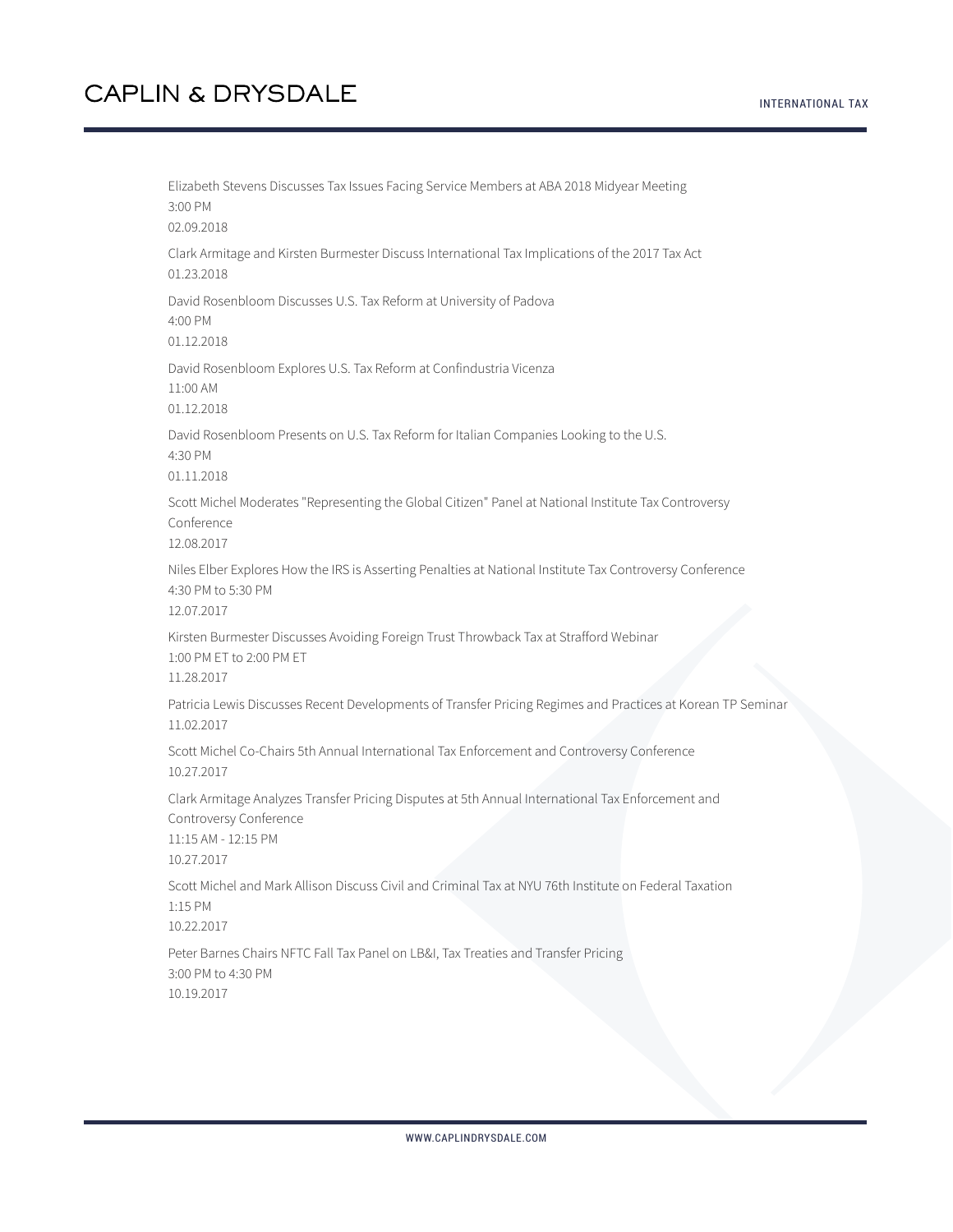Elizabeth Stevens Discusses Tax Issues Facing Service Members at ABA 2018 Midyear Meeting
3:00 PM
02.09.2018

Clark Armitage and Kirsten Burmester Discuss International Tax Implications of the 2017 Tax Act
01.23.2018

David Rosenbloom Discusses U.S. Tax Reform at University of Padova
4:00 PM
01.12.2018

David Rosenbloom Explores U.S. Tax Reform at Confindustria Vicenza
11:00 AM
01.12.2018

David Rosenbloom Presents on U.S. Tax Reform for Italian Companies Looking to the U.S.
4:30 PM
01.11.2018

Scott Michel Moderates "Representing the Global Citizen" Panel at National Institute Tax Controversy Conference
12.08.2017

Niles Elber Explores How the IRS is Asserting Penalties at National Institute Tax Controversy Conference
4:30 PM to 5:30 PM
12.07.2017

Kirsten Burmester Discusses Avoiding Foreign Trust Throwback Tax at Strafford Webinar
1:00 PM ET to 2:00 PM ET
11.28.2017

Patricia Lewis Discusses Recent Developments of Transfer Pricing Regimes and Practices at Korean TP Seminar
11.02.2017

Scott Michel Co-Chairs 5th Annual International Tax Enforcement and Controversy Conference
10.27.2017

Clark Armitage Analyzes Transfer Pricing Disputes at 5th Annual International Tax Enforcement and Controversy Conference
11:15 AM - 12:15 PM
10.27.2017

Scott Michel and Mark Allison Discuss Civil and Criminal Tax at NYU 76th Institute on Federal Taxation
1:15 PM
10.22.2017

Peter Barnes Chairs NFTC Fall Tax Panel on LB&I, Tax Treaties and Transfer Pricing
3:00 PM to 4:30 PM
10.19.2017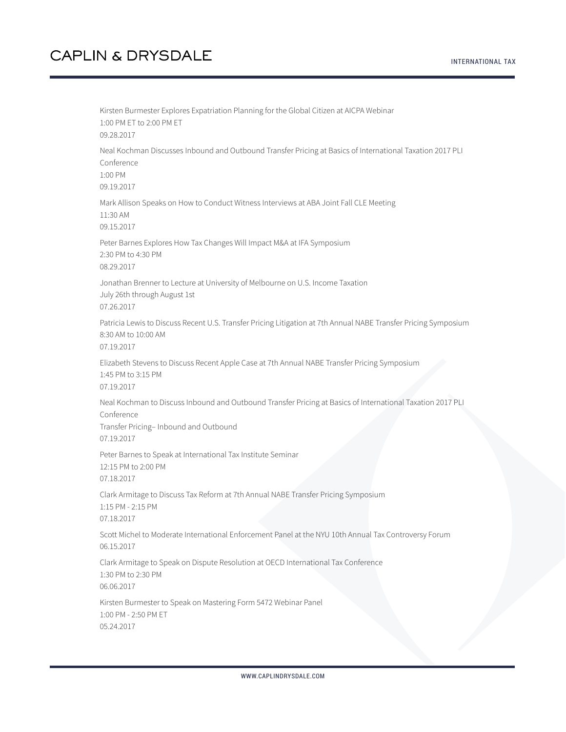Kirsten Burmester Explores Expatriation Planning for the Global Citizen at AICPA Webinar
1:00 PM ET to 2:00 PM ET
09.28.2017

Neal Kochman Discusses Inbound and Outbound Transfer Pricing at Basics of International Taxation 2017 PLI Conference
1:00 PM
09.19.2017

Mark Allison Speaks on How to Conduct Witness Interviews at ABA Joint Fall CLE Meeting
11:30 AM
09.15.2017

Peter Barnes Explores How Tax Changes Will Impact M&A at IFA Symposium
2:30 PM to 4:30 PM
08.29.2017

Jonathan Brenner to Lecture at University of Melbourne on U.S. Income Taxation
July 26th through August 1st
07.26.2017

Patricia Lewis to Discuss Recent U.S. Transfer Pricing Litigation at 7th Annual NABE Transfer Pricing Symposium
8:30 AM to 10:00 AM
07.19.2017

Elizabeth Stevens to Discuss Recent Apple Case at 7th Annual NABE Transfer Pricing Symposium
1:45 PM to 3:15 PM
07.19.2017

Neal Kochman to Discuss Inbound and Outbound Transfer Pricing at Basics of International Taxation 2017 PLI Conference
Transfer Pricing– Inbound and Outbound
07.19.2017

Peter Barnes to Speak at International Tax Institute Seminar
12:15 PM to 2:00 PM
07.18.2017

Clark Armitage to Discuss Tax Reform at 7th Annual NABE Transfer Pricing Symposium
1:15 PM - 2:15 PM
07.18.2017

Scott Michel to Moderate International Enforcement Panel at the NYU 10th Annual Tax Controversy Forum
06.15.2017

Clark Armitage to Speak on Dispute Resolution at OECD International Tax Conference
1:30 PM to 2:30 PM
06.06.2017

Kirsten Burmester to Speak on Mastering Form 5472 Webinar Panel
1:00 PM - 2:50 PM ET
05.24.2017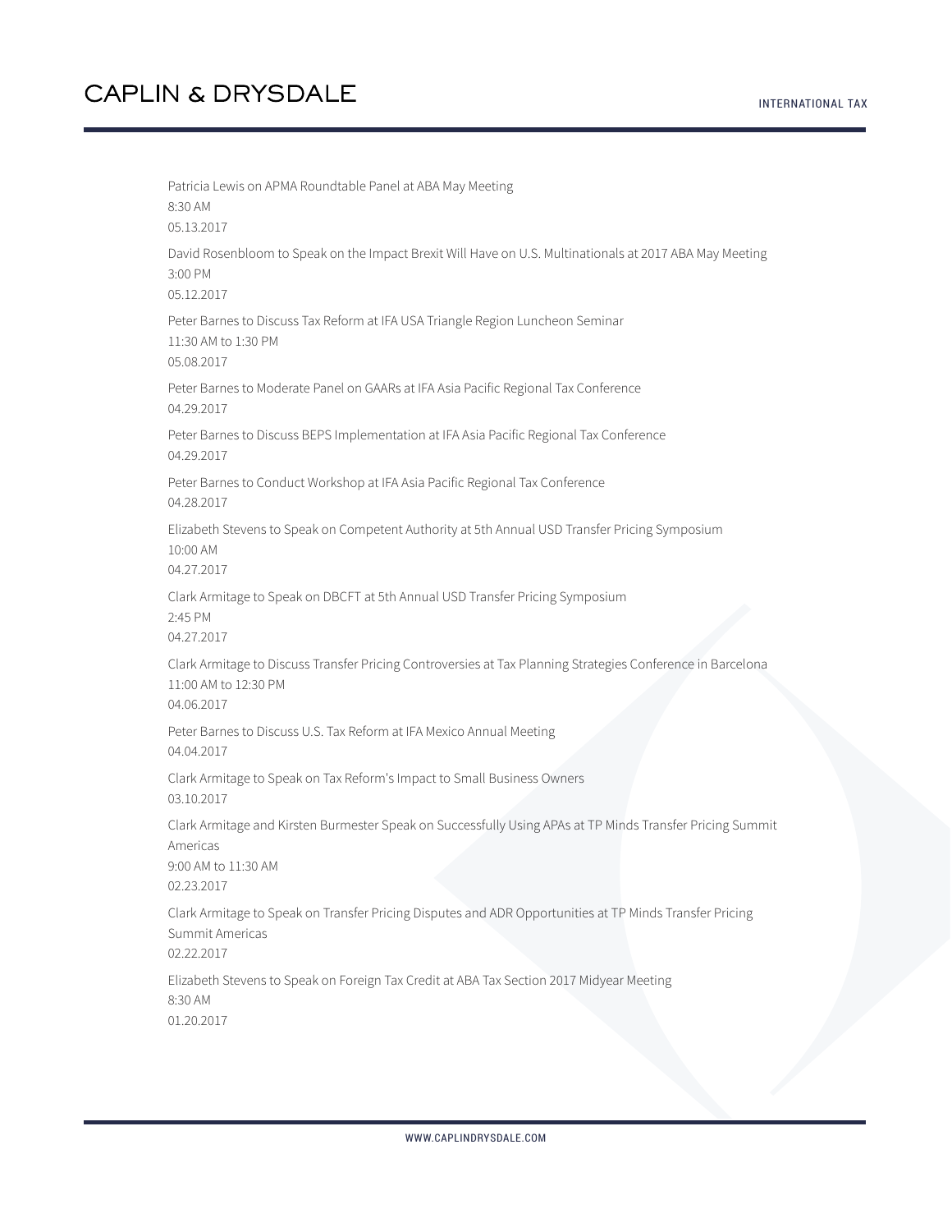Patricia Lewis on APMA Roundtable Panel at ABA May Meeting
8:30 AM
05.13.2017

David Rosenbloom to Speak on the Impact Brexit Will Have on U.S. Multinationals at 2017 ABA May Meeting
3:00 PM
05.12.2017

Peter Barnes to Discuss Tax Reform at IFA USA Triangle Region Luncheon Seminar
11:30 AM to 1:30 PM
05.08.2017

Peter Barnes to Moderate Panel on GAARs at IFA Asia Pacific Regional Tax Conference
04.29.2017

Peter Barnes to Discuss BEPS Implementation at IFA Asia Pacific Regional Tax Conference
04.29.2017

Peter Barnes to Conduct Workshop at IFA Asia Pacific Regional Tax Conference
04.28.2017

Elizabeth Stevens to Speak on Competent Authority at 5th Annual USD Transfer Pricing Symposium
10:00 AM
04.27.2017

Clark Armitage to Speak on DBCFT at 5th Annual USD Transfer Pricing Symposium
2:45 PM
04.27.2017

Clark Armitage to Discuss Transfer Pricing Controversies at Tax Planning Strategies Conference in Barcelona
11:00 AM to 12:30 PM
04.06.2017

Peter Barnes to Discuss U.S. Tax Reform at IFA Mexico Annual Meeting
04.04.2017

Clark Armitage to Speak on Tax Reform's Impact to Small Business Owners
03.10.2017

Clark Armitage and Kirsten Burmester Speak on Successfully Using APAs at TP Minds Transfer Pricing Summit Americas
9:00 AM to 11:30 AM
02.23.2017

Clark Armitage to Speak on Transfer Pricing Disputes and ADR Opportunities at TP Minds Transfer Pricing Summit Americas
02.22.2017

Elizabeth Stevens to Speak on Foreign Tax Credit at ABA Tax Section 2017 Midyear Meeting
8:30 AM
01.20.2017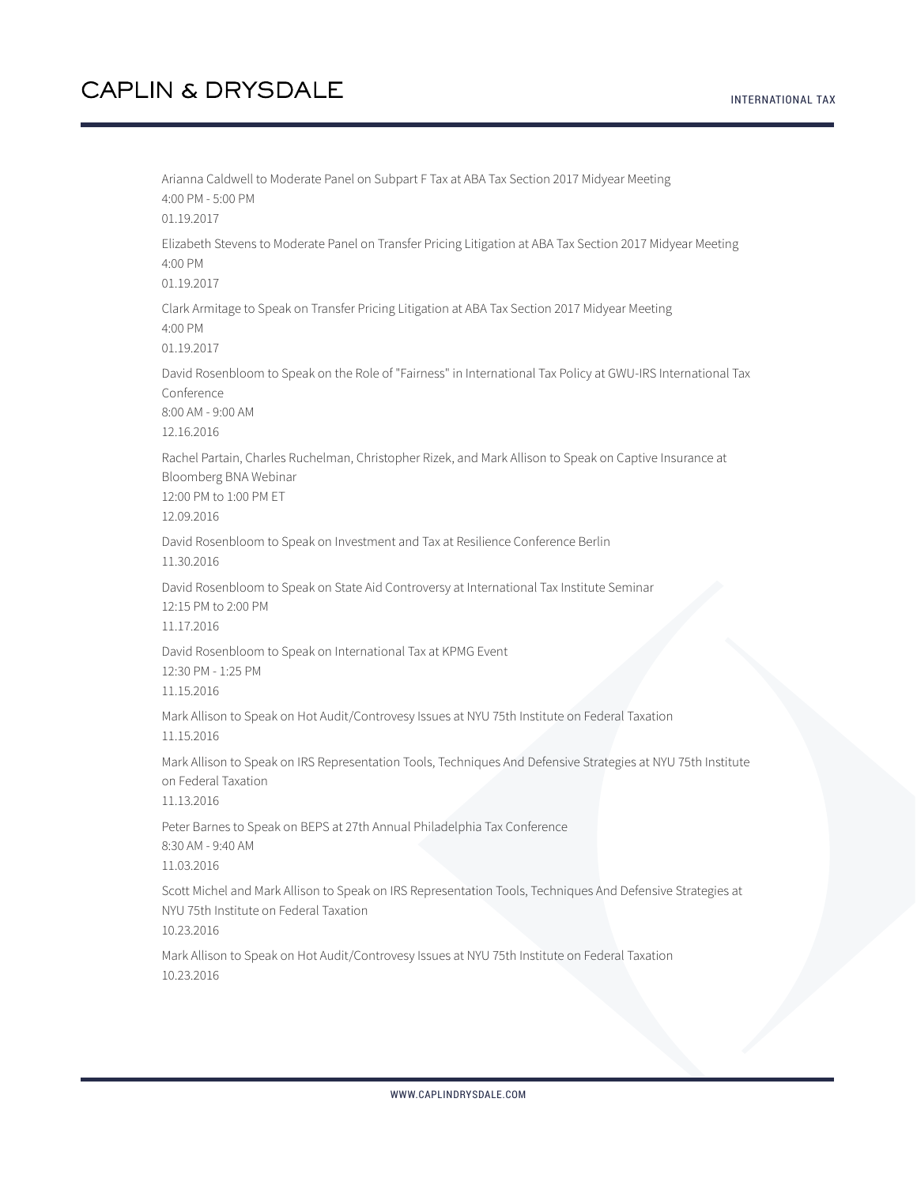Arianna Caldwell to Moderate Panel on Subpart F Tax at ABA Tax Section 2017 Midyear Meeting
4:00 PM - 5:00 PM
01.19.2017

Elizabeth Stevens to Moderate Panel on Transfer Pricing Litigation at ABA Tax Section 2017 Midyear Meeting
4:00 PM
01.19.2017

Clark Armitage to Speak on Transfer Pricing Litigation at ABA Tax Section 2017 Midyear Meeting
4:00 PM
01.19.2017

David Rosenbloom to Speak on the Role of "Fairness" in International Tax Policy at GWU-IRS International Tax Conference
8:00 AM - 9:00 AM
12.16.2016

Rachel Partain, Charles Ruchelman, Christopher Rizek, and Mark Allison to Speak on Captive Insurance at Bloomberg BNA Webinar
12:00 PM to 1:00 PM ET
12.09.2016

David Rosenbloom to Speak on Investment and Tax at Resilience Conference Berlin
11.30.2016

David Rosenbloom to Speak on State Aid Controversy at International Tax Institute Seminar
12:15 PM to 2:00 PM
11.17.2016

David Rosenbloom to Speak on International Tax at KPMG Event
12:30 PM - 1:25 PM
11.15.2016

Mark Allison to Speak on Hot Audit/Controvesy Issues at NYU 75th Institute on Federal Taxation
11.15.2016

Mark Allison to Speak on IRS Representation Tools, Techniques And Defensive Strategies at NYU 75th Institute on Federal Taxation
11.13.2016

Peter Barnes to Speak on BEPS at 27th Annual Philadelphia Tax Conference
8:30 AM - 9:40 AM
11.03.2016

Scott Michel and Mark Allison to Speak on IRS Representation Tools, Techniques And Defensive Strategies at NYU 75th Institute on Federal Taxation
10.23.2016

Mark Allison to Speak on Hot Audit/Controvesy Issues at NYU 75th Institute on Federal Taxation
10.23.2016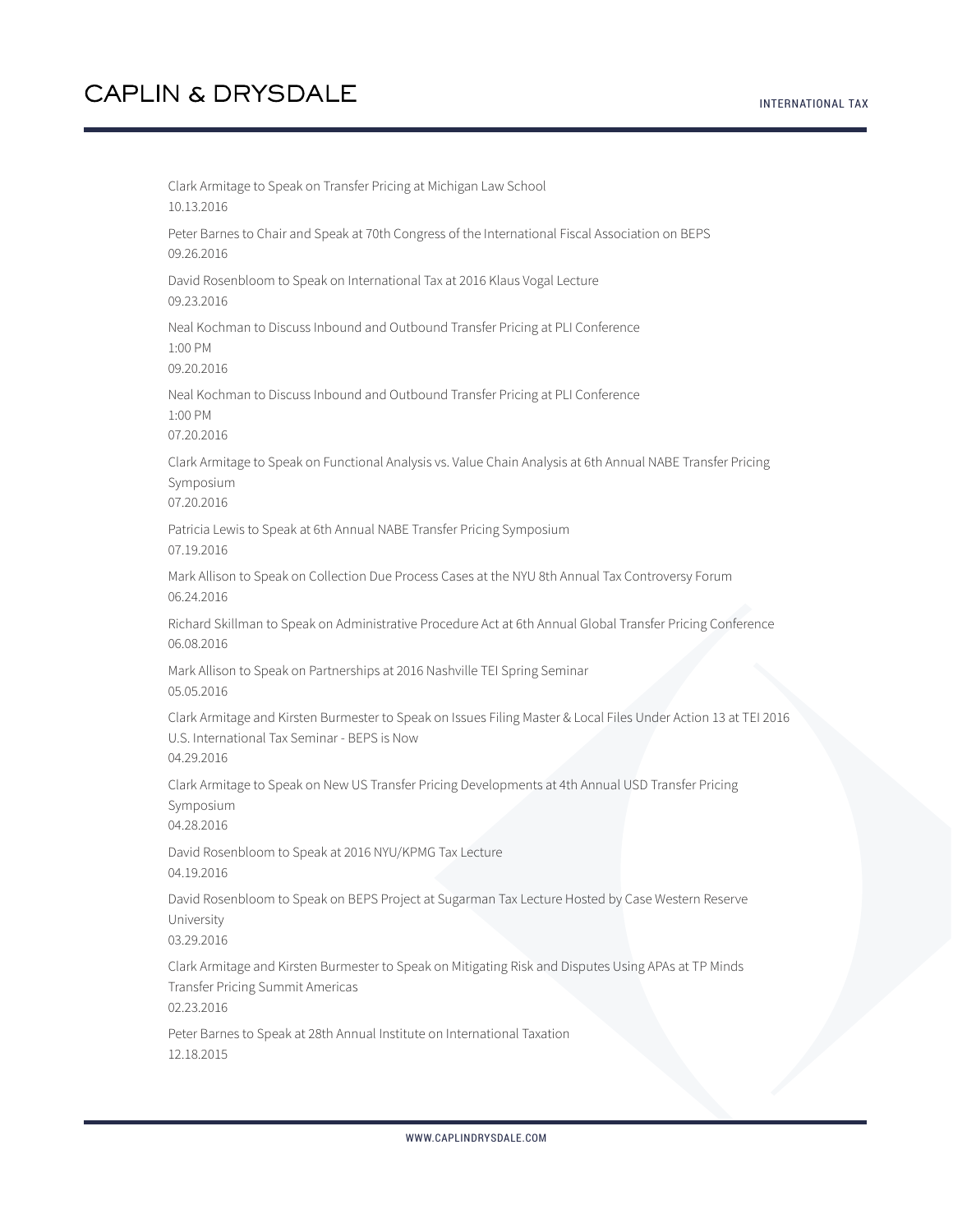Clark Armitage to Speak on Transfer Pricing at Michigan Law School
10.13.2016

Peter Barnes to Chair and Speak at 70th Congress of the International Fiscal Association on BEPS
09.26.2016

David Rosenbloom to Speak on International Tax at 2016 Klaus Vogal Lecture
09.23.2016

Neal Kochman to Discuss Inbound and Outbound Transfer Pricing at PLI Conference
1:00 PM
09.20.2016

Neal Kochman to Discuss Inbound and Outbound Transfer Pricing at PLI Conference
1:00 PM
07.20.2016

Clark Armitage to Speak on Functional Analysis vs. Value Chain Analysis at 6th Annual NABE Transfer Pricing Symposium
07.20.2016

Patricia Lewis to Speak at 6th Annual NABE Transfer Pricing Symposium
07.19.2016

Mark Allison to Speak on Collection Due Process Cases at the NYU 8th Annual Tax Controversy Forum
06.24.2016

Richard Skillman to Speak on Administrative Procedure Act at 6th Annual Global Transfer Pricing Conference
06.08.2016

Mark Allison to Speak on Partnerships at 2016 Nashville TEI Spring Seminar
05.05.2016

Clark Armitage and Kirsten Burmester to Speak on Issues Filing Master & Local Files Under Action 13 at TEI 2016 U.S. International Tax Seminar - BEPS is Now
04.29.2016

Clark Armitage to Speak on New US Transfer Pricing Developments at 4th Annual USD Transfer Pricing Symposium
04.28.2016

David Rosenbloom to Speak at 2016 NYU/KPMG Tax Lecture
04.19.2016

David Rosenbloom to Speak on BEPS Project at Sugarman Tax Lecture Hosted by Case Western Reserve University
03.29.2016

Clark Armitage and Kirsten Burmester to Speak on Mitigating Risk and Disputes Using APAs at TP Minds Transfer Pricing Summit Americas
02.23.2016

Peter Barnes to Speak at 28th Annual Institute on International Taxation
12.18.2015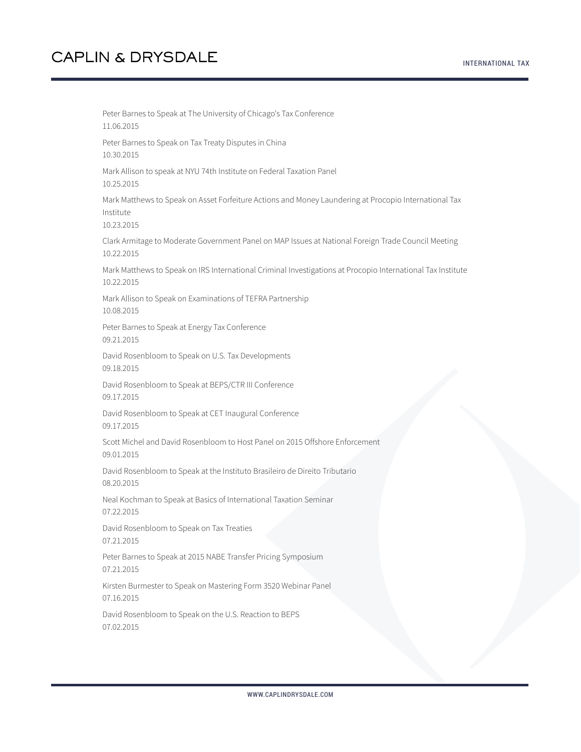Peter Barnes to Speak at The University of Chicago's Tax Conference
11.06.2015

Peter Barnes to Speak on Tax Treaty Disputes in China
10.30.2015

Mark Allison to speak at NYU 74th Institute on Federal Taxation Panel
10.25.2015

Mark Matthews to Speak on Asset Forfeiture Actions and Money Laundering at Procopio International Tax Institute
10.23.2015

Clark Armitage to Moderate Government Panel on MAP Issues at National Foreign Trade Council Meeting
10.22.2015

Mark Matthews to Speak on IRS International Criminal Investigations at Procopio International Tax Institute
10.22.2015

Mark Allison to Speak on Examinations of TEFRA Partnership
10.08.2015

Peter Barnes to Speak at Energy Tax Conference
09.21.2015

David Rosenbloom to Speak on U.S. Tax Developments
09.18.2015

David Rosenbloom to Speak at BEPS/CTR III Conference
09.17.2015

David Rosenbloom to Speak at CET Inaugural Conference
09.17.2015

Scott Michel and David Rosenbloom to Host Panel on 2015 Offshore Enforcement
09.01.2015

David Rosenbloom to Speak at the Instituto Brasileiro de Direito Tributario
08.20.2015

Neal Kochman to Speak at Basics of International Taxation Seminar
07.22.2015

David Rosenbloom to Speak on Tax Treaties
07.21.2015

Peter Barnes to Speak at 2015 NABE Transfer Pricing Symposium
07.21.2015

Kirsten Burmester to Speak on Mastering Form 3520 Webinar Panel
07.16.2015

David Rosenbloom to Speak on the U.S. Reaction to BEPS
07.02.2015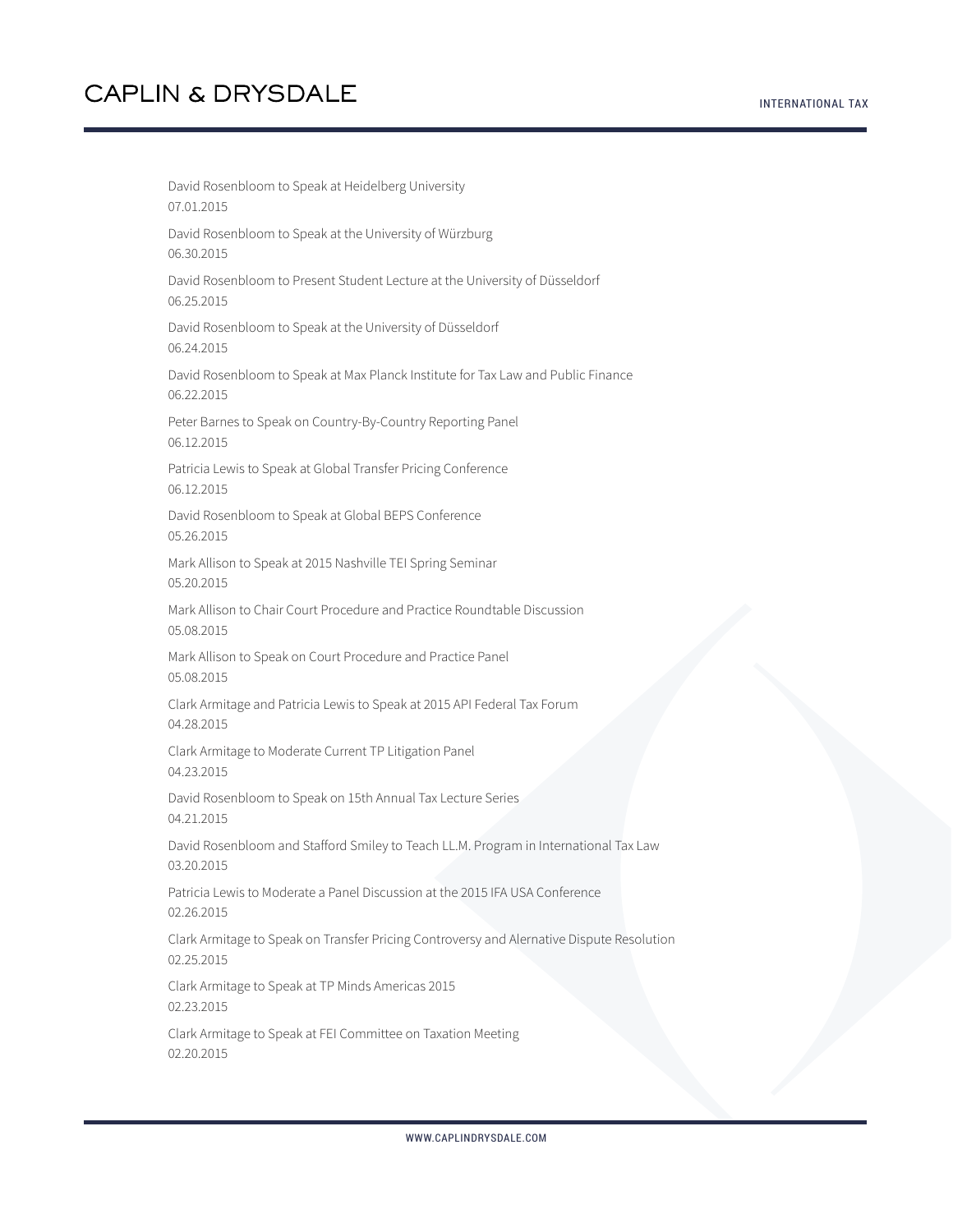David Rosenbloom to Speak at Heidelberg University
07.01.2015

David Rosenbloom to Speak at the University of Würzburg
06.30.2015

David Rosenbloom to Present Student Lecture at the University of Düsseldorf
06.25.2015

David Rosenbloom to Speak at the University of Düsseldorf
06.24.2015

David Rosenbloom to Speak at Max Planck Institute for Tax Law and Public Finance
06.22.2015

Peter Barnes to Speak on Country-By-Country Reporting Panel
06.12.2015

Patricia Lewis to Speak at Global Transfer Pricing Conference
06.12.2015

David Rosenbloom to Speak at Global BEPS Conference
05.26.2015

Mark Allison to Speak at 2015 Nashville TEI Spring Seminar
05.20.2015

Mark Allison to Chair Court Procedure and Practice Roundtable Discussion
05.08.2015

Mark Allison to Speak on Court Procedure and Practice Panel
05.08.2015

Clark Armitage and Patricia Lewis to Speak at 2015 API Federal Tax Forum
04.28.2015

Clark Armitage to Moderate Current TP Litigation Panel
04.23.2015

David Rosenbloom to Speak on 15th Annual Tax Lecture Series
04.21.2015

David Rosenbloom and Stafford Smiley to Teach LL.M. Program in International Tax Law
03.20.2015

Patricia Lewis to Moderate a Panel Discussion at the 2015 IFA USA Conference
02.26.2015

Clark Armitage to Speak on Transfer Pricing Controversy and Alernative Dispute Resolution
02.25.2015

Clark Armitage to Speak at TP Minds Americas 2015
02.23.2015

Clark Armitage to Speak at FEI Committee on Taxation Meeting
02.20.2015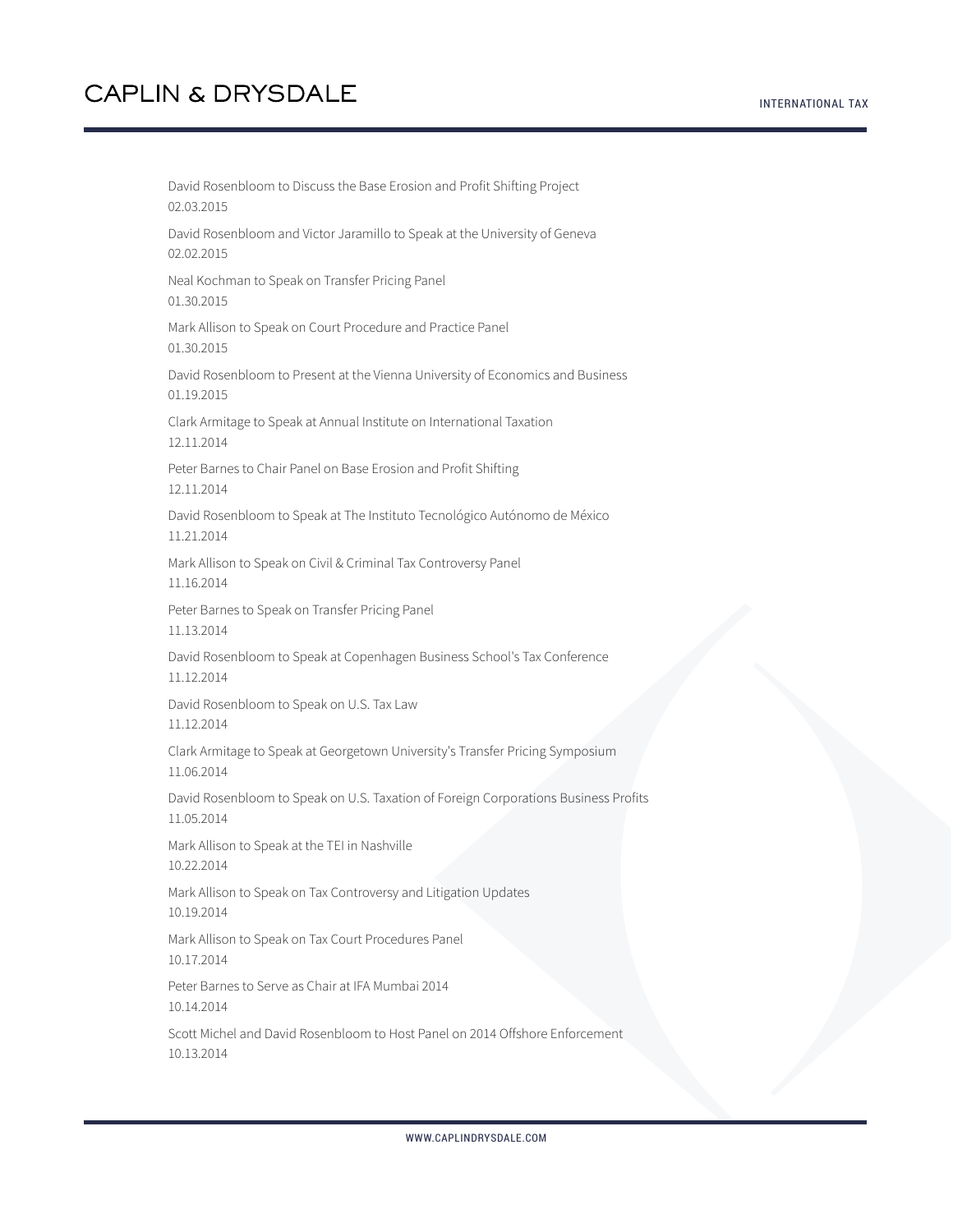David Rosenbloom to Discuss the Base Erosion and Profit Shifting Project
02.03.2015

David Rosenbloom and Victor Jaramillo to Speak at the University of Geneva
02.02.2015

Neal Kochman to Speak on Transfer Pricing Panel
01.30.2015

Mark Allison to Speak on Court Procedure and Practice Panel
01.30.2015

David Rosenbloom to Present at the Vienna University of Economics and Business
01.19.2015

Clark Armitage to Speak at Annual Institute on International Taxation
12.11.2014

Peter Barnes to Chair Panel on Base Erosion and Profit Shifting
12.11.2014

David Rosenbloom to Speak at The Instituto Tecnológico Autónomo de México
11.21.2014

Mark Allison to Speak on Civil & Criminal Tax Controversy Panel
11.16.2014

Peter Barnes to Speak on Transfer Pricing Panel
11.13.2014

David Rosenbloom to Speak at Copenhagen Business School's Tax Conference
11.12.2014

David Rosenbloom to Speak on U.S. Tax Law
11.12.2014

Clark Armitage to Speak at Georgetown University's Transfer Pricing Symposium
11.06.2014

David Rosenbloom to Speak on U.S. Taxation of Foreign Corporations Business Profits
11.05.2014

Mark Allison to Speak at the TEI in Nashville
10.22.2014

Mark Allison to Speak on Tax Controversy and Litigation Updates
10.19.2014

Mark Allison to Speak on Tax Court Procedures Panel
10.17.2014

Peter Barnes to Serve as Chair at IFA Mumbai 2014
10.14.2014

Scott Michel and David Rosenbloom to Host Panel on 2014 Offshore Enforcement
10.13.2014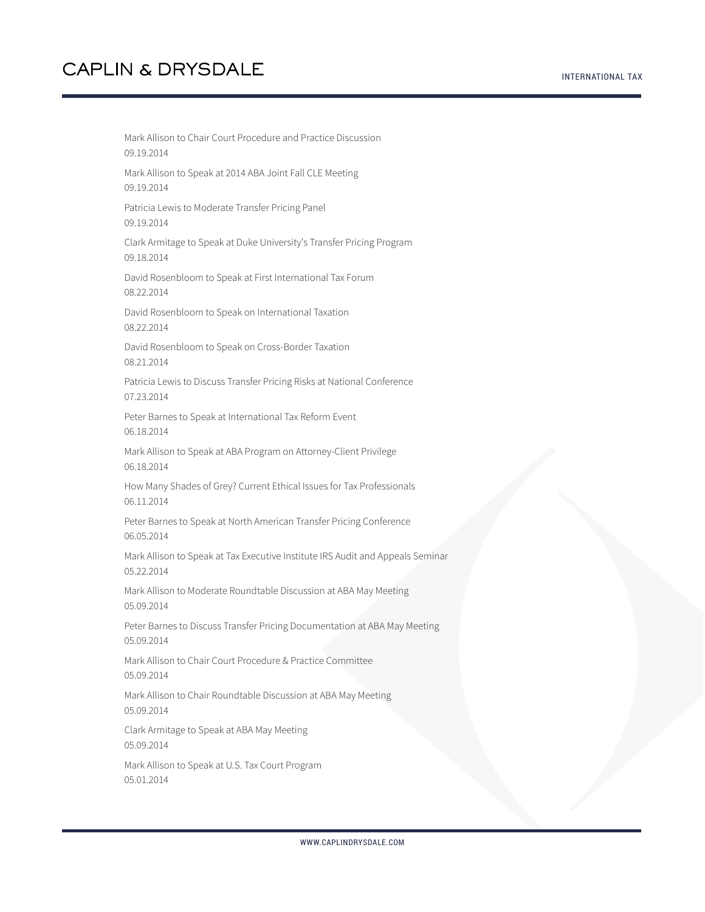Mark Allison to Chair Court Procedure and Practice Discussion
09.19.2014

Mark Allison to Speak at 2014 ABA Joint Fall CLE Meeting
09.19.2014

Patricia Lewis to Moderate Transfer Pricing Panel
09.19.2014

Clark Armitage to Speak at Duke University's Transfer Pricing Program
09.18.2014

David Rosenbloom to Speak at First International Tax Forum
08.22.2014

David Rosenbloom to Speak on International Taxation
08.22.2014

David Rosenbloom to Speak on Cross-Border Taxation
08.21.2014

Patricia Lewis to Discuss Transfer Pricing Risks at National Conference
07.23.2014

Peter Barnes to Speak at International Tax Reform Event
06.18.2014

Mark Allison to Speak at ABA Program on Attorney-Client Privilege
06.18.2014

How Many Shades of Grey? Current Ethical Issues for Tax Professionals
06.11.2014

Peter Barnes to Speak at North American Transfer Pricing Conference
06.05.2014

Mark Allison to Speak at Tax Executive Institute IRS Audit and Appeals Seminar
05.22.2014

Mark Allison to Moderate Roundtable Discussion at ABA May Meeting
05.09.2014

Peter Barnes to Discuss Transfer Pricing Documentation at ABA May Meeting
05.09.2014

Mark Allison to Chair Court Procedure & Practice Committee
05.09.2014

Mark Allison to Chair Roundtable Discussion at ABA May Meeting
05.09.2014

Clark Armitage to Speak at ABA May Meeting
05.09.2014

Mark Allison to Speak at U.S. Tax Court Program
05.01.2014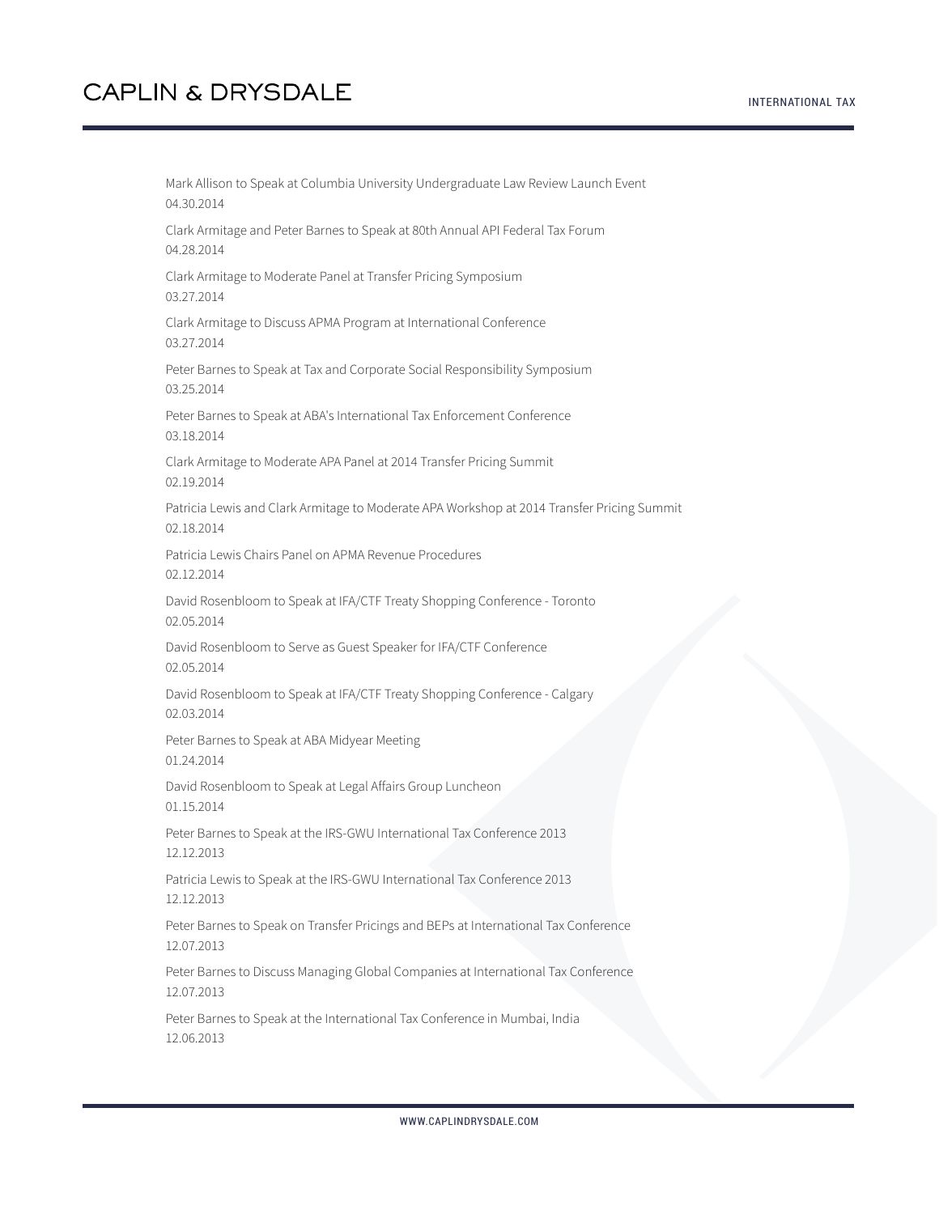Mark Allison to Speak at Columbia University Undergraduate Law Review Launch Event
04.30.2014

Clark Armitage and Peter Barnes to Speak at 80th Annual API Federal Tax Forum
04.28.2014

Clark Armitage to Moderate Panel at Transfer Pricing Symposium
03.27.2014

Clark Armitage to Discuss APMA Program at International Conference
03.27.2014

Peter Barnes to Speak at Tax and Corporate Social Responsibility Symposium
03.25.2014

Peter Barnes to Speak at ABA's International Tax Enforcement Conference
03.18.2014

Clark Armitage to Moderate APA Panel at 2014 Transfer Pricing Summit
02.19.2014

Patricia Lewis and Clark Armitage to Moderate APA Workshop at 2014 Transfer Pricing Summit
02.18.2014

Patricia Lewis Chairs Panel on APMA Revenue Procedures
02.12.2014

David Rosenbloom to Speak at IFA/CTF Treaty Shopping Conference - Toronto
02.05.2014

David Rosenbloom to Serve as Guest Speaker for IFA/CTF Conference
02.05.2014

David Rosenbloom to Speak at IFA/CTF Treaty Shopping Conference - Calgary
02.03.2014

Peter Barnes to Speak at ABA Midyear Meeting
01.24.2014

David Rosenbloom to Speak at Legal Affairs Group Luncheon
01.15.2014

Peter Barnes to Speak at the IRS-GWU International Tax Conference 2013
12.12.2013

Patricia Lewis to Speak at the IRS-GWU International Tax Conference 2013
12.12.2013

Peter Barnes to Speak on Transfer Pricings and BEPs at International Tax Conference
12.07.2013

Peter Barnes to Discuss Managing Global Companies at International Tax Conference
12.07.2013

Peter Barnes to Speak at the International Tax Conference in Mumbai, India
12.06.2013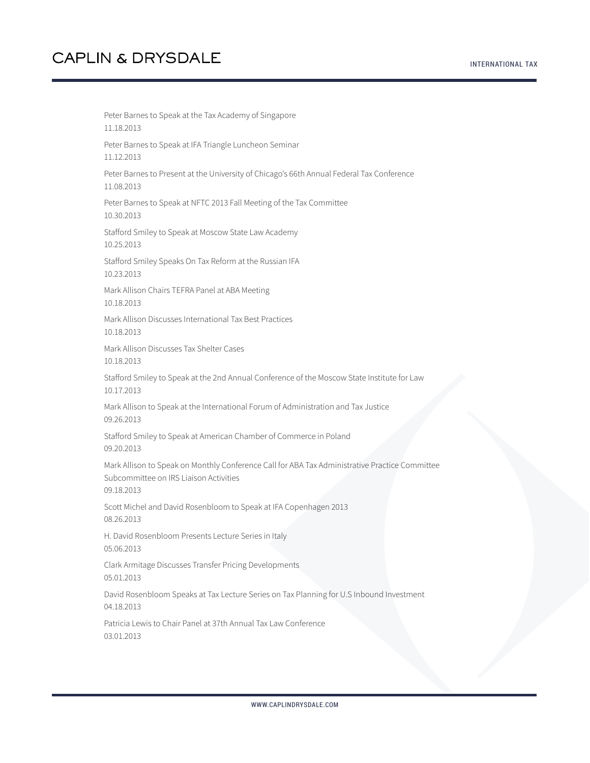Peter Barnes to Speak at the Tax Academy of Singapore
11.18.2013

Peter Barnes to Speak at IFA Triangle Luncheon Seminar
11.12.2013

Peter Barnes to Present at the University of Chicago's 66th Annual Federal Tax Conference
11.08.2013

Peter Barnes to Speak at NFTC 2013 Fall Meeting of the Tax Committee
10.30.2013

Stafford Smiley to Speak at Moscow State Law Academy
10.25.2013

Stafford Smiley Speaks On Tax Reform at the Russian IFA
10.23.2013

Mark Allison Chairs TEFRA Panel at ABA Meeting
10.18.2013

Mark Allison Discusses International Tax Best Practices
10.18.2013

Mark Allison Discusses Tax Shelter Cases
10.18.2013

Stafford Smiley to Speak at the 2nd Annual Conference of the Moscow State Institute for Law
10.17.2013

Mark Allison to Speak at the International Forum of Administration and Tax Justice
09.26.2013

Stafford Smiley to Speak at American Chamber of Commerce in Poland
09.20.2013

Mark Allison to Speak on Monthly Conference Call for ABA Tax Administrative Practice Committee Subcommittee on IRS Liaison Activities
09.18.2013

Scott Michel and David Rosenbloom to Speak at IFA Copenhagen 2013
08.26.2013

H. David Rosenbloom Presents Lecture Series in Italy
05.06.2013

Clark Armitage Discusses Transfer Pricing Developments
05.01.2013

David Rosenbloom Speaks at Tax Lecture Series on Tax Planning for U.S Inbound Investment
04.18.2013

Patricia Lewis to Chair Panel at 37th Annual Tax Law Conference
03.01.2013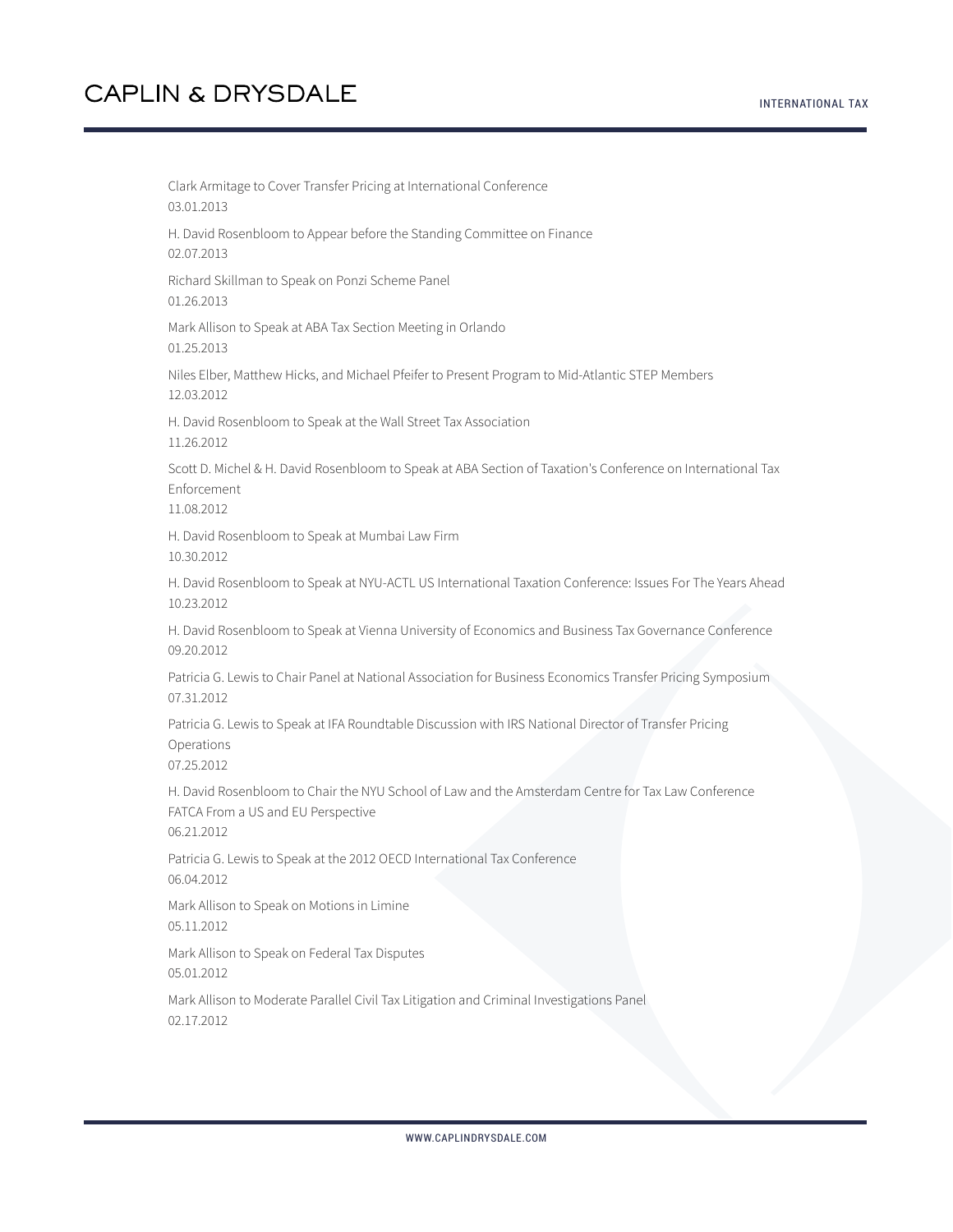Clark Armitage to Cover Transfer Pricing at International Conference
03.01.2013

H. David Rosenbloom to Appear before the Standing Committee on Finance
02.07.2013

Richard Skillman to Speak on Ponzi Scheme Panel
01.26.2013

Mark Allison to Speak at ABA Tax Section Meeting in Orlando
01.25.2013

Niles Elber, Matthew Hicks, and Michael Pfeifer to Present Program to Mid-Atlantic STEP Members
12.03.2012

H. David Rosenbloom to Speak at the Wall Street Tax Association
11.26.2012

Scott D. Michel & H. David Rosenbloom to Speak at ABA Section of Taxation's Conference on International Tax Enforcement
11.08.2012

H. David Rosenbloom to Speak at Mumbai Law Firm
10.30.2012

H. David Rosenbloom to Speak at NYU-ACTL US International Taxation Conference: Issues For The Years Ahead
10.23.2012

H. David Rosenbloom to Speak at Vienna University of Economics and Business Tax Governance Conference
09.20.2012

Patricia G. Lewis to Chair Panel at National Association for Business Economics Transfer Pricing Symposium
07.31.2012

Patricia G. Lewis to Speak at IFA Roundtable Discussion with IRS National Director of Transfer Pricing Operations
07.25.2012

H. David Rosenbloom to Chair the NYU School of Law and the Amsterdam Centre for Tax Law Conference FATCA From a US and EU Perspective
06.21.2012

Patricia G. Lewis to Speak at the 2012 OECD International Tax Conference
06.04.2012

Mark Allison to Speak on Motions in Limine
05.11.2012

Mark Allison to Speak on Federal Tax Disputes
05.01.2012

Mark Allison to Moderate Parallel Civil Tax Litigation and Criminal Investigations Panel
02.17.2012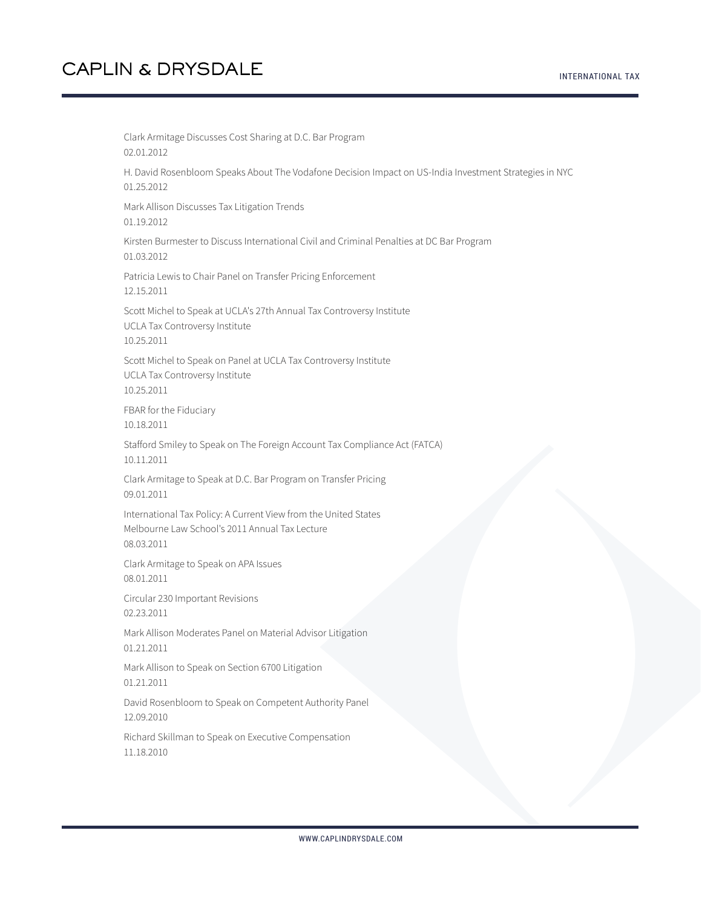Clark Armitage Discusses Cost Sharing at D.C. Bar Program
02.01.2012

H. David Rosenbloom Speaks About The Vodafone Decision Impact on US-India Investment Strategies in NYC
01.25.2012

Mark Allison Discusses Tax Litigation Trends
01.19.2012

Kirsten Burmester to Discuss International Civil and Criminal Penalties at DC Bar Program
01.03.2012

Patricia Lewis to Chair Panel on Transfer Pricing Enforcement
12.15.2011

Scott Michel to Speak at UCLA's 27th Annual Tax Controversy Institute
UCLA Tax Controversy Institute
10.25.2011

Scott Michel to Speak on Panel at UCLA Tax Controversy Institute
UCLA Tax Controversy Institute
10.25.2011

FBAR for the Fiduciary
10.18.2011

Stafford Smiley to Speak on The Foreign Account Tax Compliance Act (FATCA)
10.11.2011

Clark Armitage to Speak at D.C. Bar Program on Transfer Pricing
09.01.2011

International Tax Policy: A Current View from the United States
Melbourne Law School's 2011 Annual Tax Lecture
08.03.2011

Clark Armitage to Speak on APA Issues
08.01.2011

Circular 230 Important Revisions
02.23.2011

Mark Allison Moderates Panel on Material Advisor Litigation
01.21.2011

Mark Allison to Speak on Section 6700 Litigation
01.21.2011

David Rosenbloom to Speak on Competent Authority Panel
12.09.2010

Richard Skillman to Speak on Executive Compensation
11.18.2010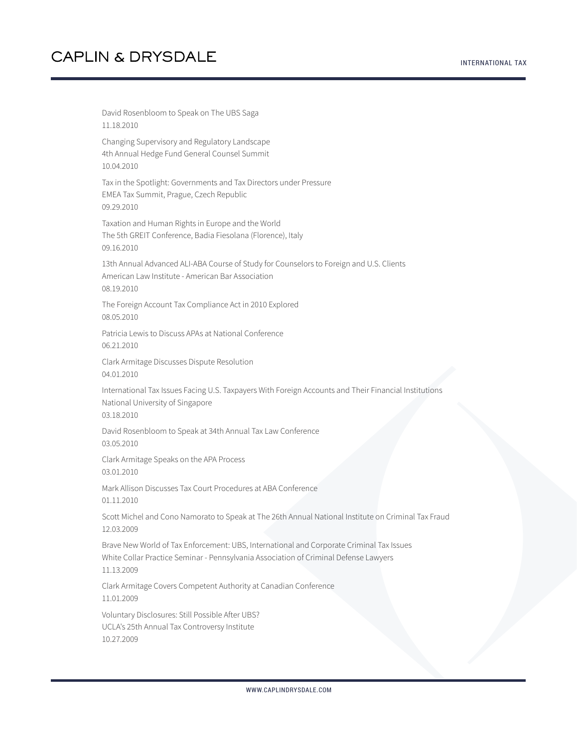David Rosenbloom to Speak on The UBS Saga
11.18.2010

Changing Supervisory and Regulatory Landscape
4th Annual Hedge Fund General Counsel Summit
10.04.2010

Tax in the Spotlight: Governments and Tax Directors under Pressure
EMEA Tax Summit, Prague, Czech Republic
09.29.2010

Taxation and Human Rights in Europe and the World
The 5th GREIT Conference, Badia Fiesolana (Florence), Italy
09.16.2010

13th Annual Advanced ALI-ABA Course of Study for Counselors to Foreign and U.S. Clients
American Law Institute - American Bar Association
08.19.2010

The Foreign Account Tax Compliance Act in 2010 Explored
08.05.2010

Patricia Lewis to Discuss APAs at National Conference
06.21.2010

Clark Armitage Discusses Dispute Resolution
04.01.2010

International Tax Issues Facing U.S. Taxpayers With Foreign Accounts and Their Financial Institutions
National University of Singapore
03.18.2010

David Rosenbloom to Speak at 34th Annual Tax Law Conference
03.05.2010

Clark Armitage Speaks on the APA Process
03.01.2010

Mark Allison Discusses Tax Court Procedures at ABA Conference
01.11.2010

Scott Michel and Cono Namorato to Speak at The 26th Annual National Institute on Criminal Tax Fraud
12.03.2009

Brave New World of Tax Enforcement: UBS, International and Corporate Criminal Tax Issues
White Collar Practice Seminar - Pennsylvania Association of Criminal Defense Lawyers
11.13.2009

Clark Armitage Covers Competent Authority at Canadian Conference
11.01.2009

Voluntary Disclosures: Still Possible After UBS?
UCLA's 25th Annual Tax Controversy Institute
10.27.2009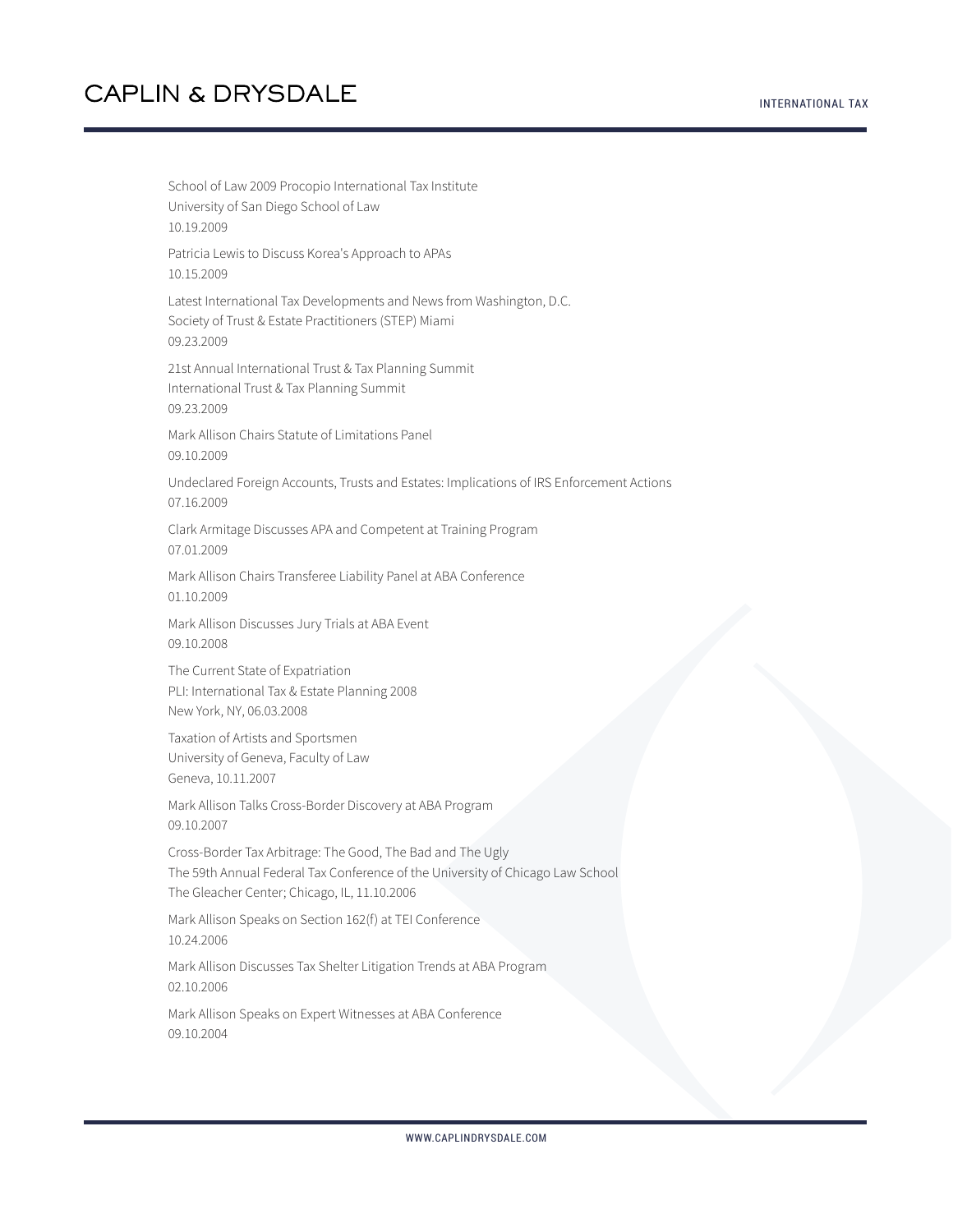School of Law 2009 Procopio International Tax Institute
University of San Diego School of Law
10.19.2009

Patricia Lewis to Discuss Korea's Approach to APAs
10.15.2009

Latest International Tax Developments and News from Washington, D.C.
Society of Trust & Estate Practitioners (STEP) Miami
09.23.2009

21st Annual International Trust & Tax Planning Summit
International Trust & Tax Planning Summit
09.23.2009

Mark Allison Chairs Statute of Limitations Panel
09.10.2009

Undeclared Foreign Accounts, Trusts and Estates: Implications of IRS Enforcement Actions
07.16.2009

Clark Armitage Discusses APA and Competent at Training Program
07.01.2009

Mark Allison Chairs Transferee Liability Panel at ABA Conference
01.10.2009

Mark Allison Discusses Jury Trials at ABA Event
09.10.2008

The Current State of Expatriation
PLI: International Tax & Estate Planning 2008
New York, NY, 06.03.2008

Taxation of Artists and Sportsmen
University of Geneva, Faculty of Law
Geneva, 10.11.2007

Mark Allison Talks Cross-Border Discovery at ABA Program
09.10.2007

Cross-Border Tax Arbitrage: The Good, The Bad and The Ugly
The 59th Annual Federal Tax Conference of the University of Chicago Law School
The Gleacher Center; Chicago, IL, 11.10.2006

Mark Allison Speaks on Section 162(f) at TEI Conference
10.24.2006

Mark Allison Discusses Tax Shelter Litigation Trends at ABA Program
02.10.2006

Mark Allison Speaks on Expert Witnesses at ABA Conference
09.10.2004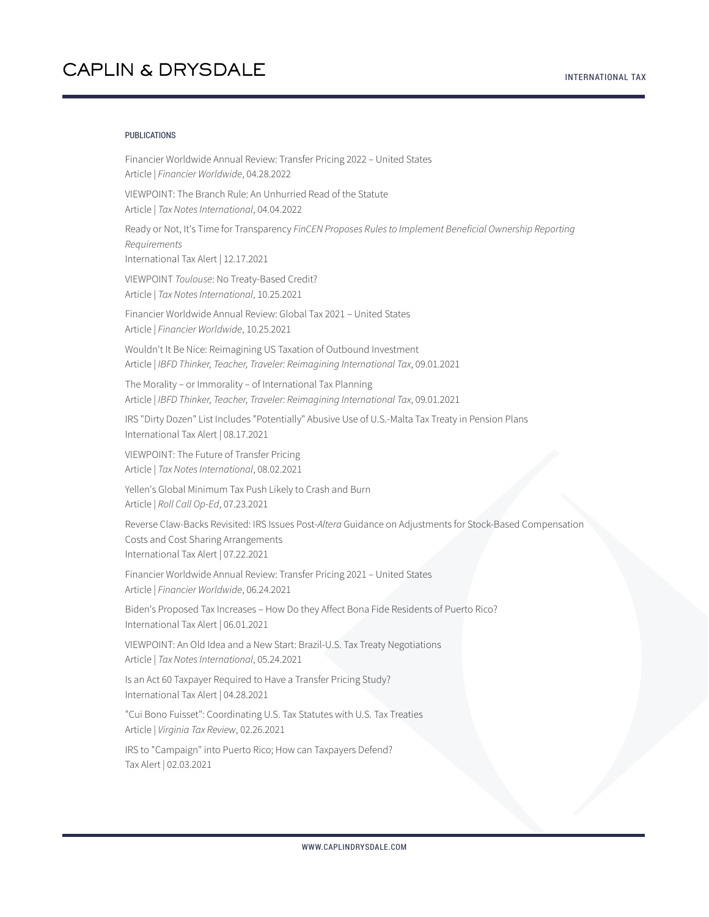## PUBLICATIONS

Financier Worldwide Annual Review: Transfer Pricing 2022 – United States
Article | *Financier Worldwide*, 04.28.2022

VIEWPOINT: The Branch Rule: An Unhurried Read of the Statute
Article | *Tax Notes International*, 04.04.2022

Ready or Not, It's Time for Transparency *FinCEN Proposes Rules to Implement Beneficial Ownership Reporting Requirements*
International Tax Alert | 12.17.2021

VIEWPOINT *Toulouse*: No Treaty-Based Credit?
Article | *Tax Notes International*, 10.25.2021

Financier Worldwide Annual Review: Global Tax 2021 – United States
Article | *Financier Worldwide*, 10.25.2021

Wouldn't It Be Nice: Reimagining US Taxation of Outbound Investment
Article | *IBFD Thinker, Teacher, Traveler: Reimagining International Tax*, 09.01.2021

The Morality – or Immorality – of International Tax Planning
Article | *IBFD Thinker, Teacher, Traveler: Reimagining International Tax*, 09.01.2021

IRS "Dirty Dozen" List Includes "Potentially" Abusive Use of U.S.-Malta Tax Treaty in Pension Plans
International Tax Alert | 08.17.2021

VIEWPOINT: The Future of Transfer Pricing
Article | *Tax Notes International*, 08.02.2021

Yellen's Global Minimum Tax Push Likely to Crash and Burn
Article | *Roll Call Op-Ed*, 07.23.2021

Reverse Claw-Backs Revisited: IRS Issues Post-*Altera* Guidance on Adjustments for Stock-Based Compensation Costs and Cost Sharing Arrangements
International Tax Alert | 07.22.2021

Financier Worldwide Annual Review: Transfer Pricing 2021 – United States
Article | *Financier Worldwide*, 06.24.2021

Biden's Proposed Tax Increases – How Do they Affect Bona Fide Residents of Puerto Rico?
International Tax Alert | 06.01.2021

VIEWPOINT: An Old Idea and a New Start: Brazil-U.S. Tax Treaty Negotiations
Article | *Tax Notes International*, 05.24.2021

Is an Act 60 Taxpayer Required to Have a Transfer Pricing Study?
International Tax Alert | 04.28.2021

"Cui Bono Fuisset": Coordinating U.S. Tax Statutes with U.S. Tax Treaties
Article | *Virginia Tax Review*, 02.26.2021

IRS to "Campaign" into Puerto Rico; How can Taxpayers Defend?
Tax Alert | 02.03.2021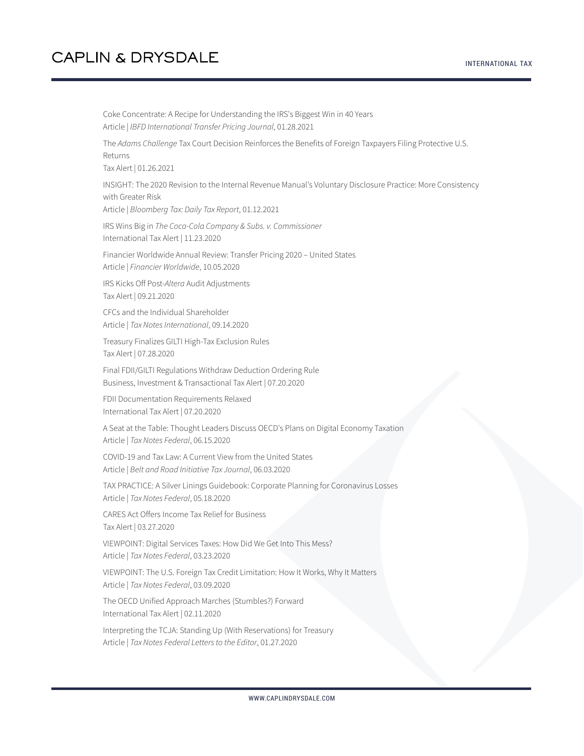Coke Concentrate: A Recipe for Understanding the IRS's Biggest Win in 40 Years
Article | *IBFD International Transfer Pricing Journal*, 01.28.2021

The *Adams Challenge* Tax Court Decision Reinforces the Benefits of Foreign Taxpayers Filing Protective U.S. Returns
Tax Alert | 01.26.2021

INSIGHT: The 2020 Revision to the Internal Revenue Manual's Voluntary Disclosure Practice: More Consistency with Greater Risk
Article | *Bloomberg Tax: Daily Tax Report*, 01.12.2021

IRS Wins Big in *The Coca-Cola Company & Subs. v. Commissioner*
International Tax Alert | 11.23.2020

Financier Worldwide Annual Review: Transfer Pricing 2020 – United States
Article | *Financier Worldwide*, 10.05.2020

IRS Kicks Off Post-*Altera* Audit Adjustments
Tax Alert | 09.21.2020

CFCs and the Individual Shareholder
Article | *Tax Notes International*, 09.14.2020

Treasury Finalizes GILTI High-Tax Exclusion Rules
Tax Alert | 07.28.2020

Final FDII/GILTI Regulations Withdraw Deduction Ordering Rule
Business, Investment & Transactional Tax Alert | 07.20.2020

FDII Documentation Requirements Relaxed
International Tax Alert | 07.20.2020

A Seat at the Table: Thought Leaders Discuss OECD's Plans on Digital Economy Taxation
Article | *Tax Notes Federal*, 06.15.2020

COVID-19 and Tax Law: A Current View from the United States
Article | *Belt and Road Initiative Tax Journal*, 06.03.2020

TAX PRACTICE: A Silver Linings Guidebook: Corporate Planning for Coronavirus Losses
Article | *Tax Notes Federal*, 05.18.2020

CARES Act Offers Income Tax Relief for Business
Tax Alert | 03.27.2020

VIEWPOINT: Digital Services Taxes: How Did We Get Into This Mess?
Article | *Tax Notes Federal*, 03.23.2020

VIEWPOINT: The U.S. Foreign Tax Credit Limitation: How It Works, Why It Matters
Article | *Tax Notes Federal*, 03.09.2020

The OECD Unified Approach Marches (Stumbles?) Forward
International Tax Alert | 02.11.2020

Interpreting the TCJA: Standing Up (With Reservations) for Treasury
Article | *Tax Notes Federal Letters to the Editor*, 01.27.2020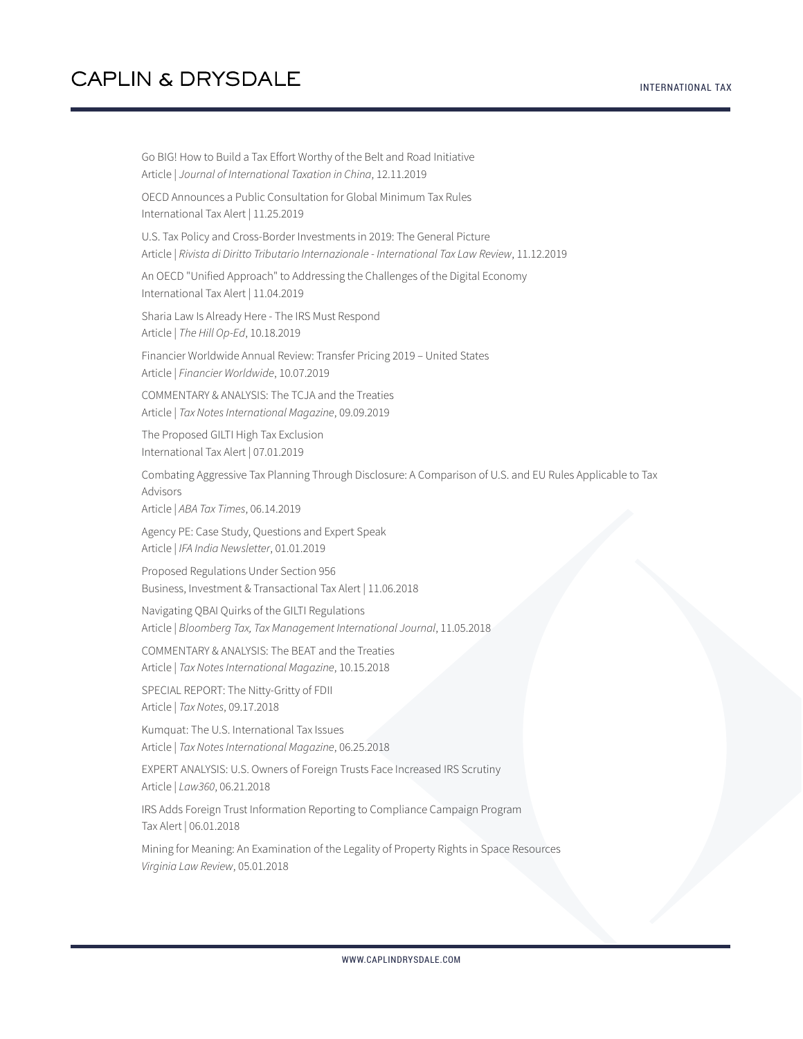Go BIG! How to Build a Tax Effort Worthy of the Belt and Road Initiative
Article | *Journal of International Taxation in China*, 12.11.2019

OECD Announces a Public Consultation for Global Minimum Tax Rules
International Tax Alert | 11.25.2019

U.S. Tax Policy and Cross-Border Investments in 2019: The General Picture
Article | *Rivista di Diritto Tributario Internazionale - International Tax Law Review*, 11.12.2019

An OECD "Unified Approach" to Addressing the Challenges of the Digital Economy
International Tax Alert | 11.04.2019

Sharia Law Is Already Here - The IRS Must Respond
Article | *The Hill Op-Ed*, 10.18.2019

Financier Worldwide Annual Review: Transfer Pricing 2019 – United States
Article | *Financier Worldwide*, 10.07.2019

COMMENTARY & ANALYSIS: The TCJA and the Treaties
Article | *Tax Notes International Magazine*, 09.09.2019

The Proposed GILTI High Tax Exclusion
International Tax Alert | 07.01.2019

Combating Aggressive Tax Planning Through Disclosure: A Comparison of U.S. and EU Rules Applicable to Tax Advisors
Article | *ABA Tax Times*, 06.14.2019

Agency PE: Case Study, Questions and Expert Speak
Article | *IFA India Newsletter*, 01.01.2019

Proposed Regulations Under Section 956
Business, Investment & Transactional Tax Alert | 11.06.2018

Navigating QBAI Quirks of the GILTI Regulations
Article | *Bloomberg Tax, Tax Management International Journal*, 11.05.2018

COMMENTARY & ANALYSIS: The BEAT and the Treaties
Article | *Tax Notes International Magazine*, 10.15.2018

SPECIAL REPORT: The Nitty-Gritty of FDII
Article | *Tax Notes*, 09.17.2018

Kumquat: The U.S. International Tax Issues
Article | *Tax Notes International Magazine*, 06.25.2018

EXPERT ANALYSIS: U.S. Owners of Foreign Trusts Face Increased IRS Scrutiny
Article | *Law360*, 06.21.2018

IRS Adds Foreign Trust Information Reporting to Compliance Campaign Program
Tax Alert | 06.01.2018

Mining for Meaning: An Examination of the Legality of Property Rights in Space Resources
*Virginia Law Review*, 05.01.2018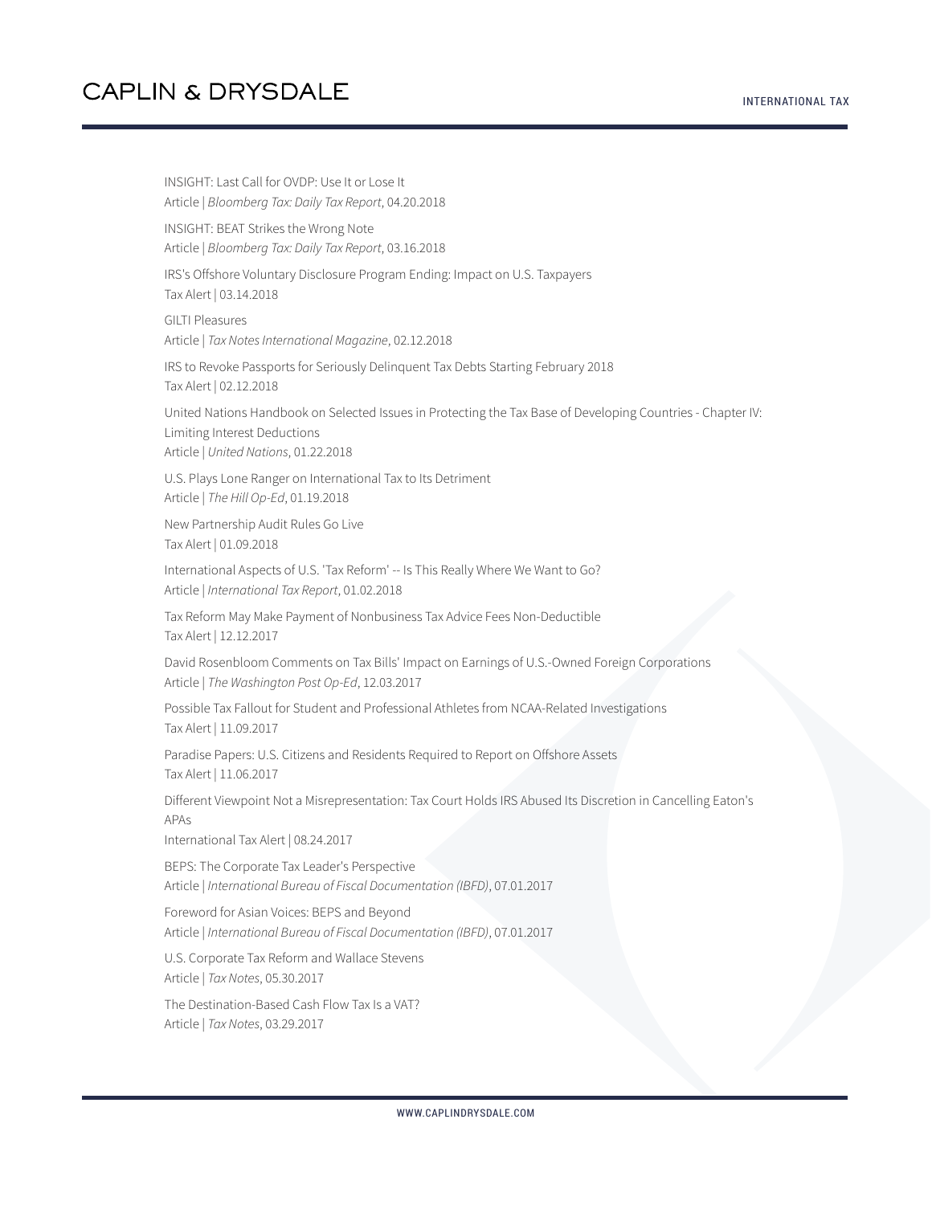INSIGHT: Last Call for OVDP: Use It or Lose It
Article | *Bloomberg Tax: Daily Tax Report*, 04.20.2018

INSIGHT: BEAT Strikes the Wrong Note
Article | *Bloomberg Tax: Daily Tax Report*, 03.16.2018

IRS's Offshore Voluntary Disclosure Program Ending: Impact on U.S. Taxpayers
Tax Alert | 03.14.2018

GILTI Pleasures
Article | *Tax Notes International Magazine*, 02.12.2018

IRS to Revoke Passports for Seriously Delinquent Tax Debts Starting February 2018
Tax Alert | 02.12.2018

United Nations Handbook on Selected Issues in Protecting the Tax Base of Developing Countries - Chapter IV: Limiting Interest Deductions
Article | *United Nations*, 01.22.2018

U.S. Plays Lone Ranger on International Tax to Its Detriment
Article | *The Hill Op-Ed*, 01.19.2018

New Partnership Audit Rules Go Live
Tax Alert | 01.09.2018

International Aspects of U.S. 'Tax Reform' -- Is This Really Where We Want to Go?
Article | *International Tax Report*, 01.02.2018

Tax Reform May Make Payment of Nonbusiness Tax Advice Fees Non-Deductible
Tax Alert | 12.12.2017

David Rosenbloom Comments on Tax Bills' Impact on Earnings of U.S.-Owned Foreign Corporations
Article | *The Washington Post Op-Ed*, 12.03.2017

Possible Tax Fallout for Student and Professional Athletes from NCAA-Related Investigations
Tax Alert | 11.09.2017

Paradise Papers: U.S. Citizens and Residents Required to Report on Offshore Assets
Tax Alert | 11.06.2017

Different Viewpoint Not a Misrepresentation: Tax Court Holds IRS Abused Its Discretion in Cancelling Eaton's APAs
International Tax Alert | 08.24.2017

BEPS: The Corporate Tax Leader's Perspective
Article | *International Bureau of Fiscal Documentation (IBFD)*, 07.01.2017

Foreword for Asian Voices: BEPS and Beyond
Article | *International Bureau of Fiscal Documentation (IBFD)*, 07.01.2017

U.S. Corporate Tax Reform and Wallace Stevens
Article | *Tax Notes*, 05.30.2017

The Destination-Based Cash Flow Tax Is a VAT?
Article | *Tax Notes*, 03.29.2017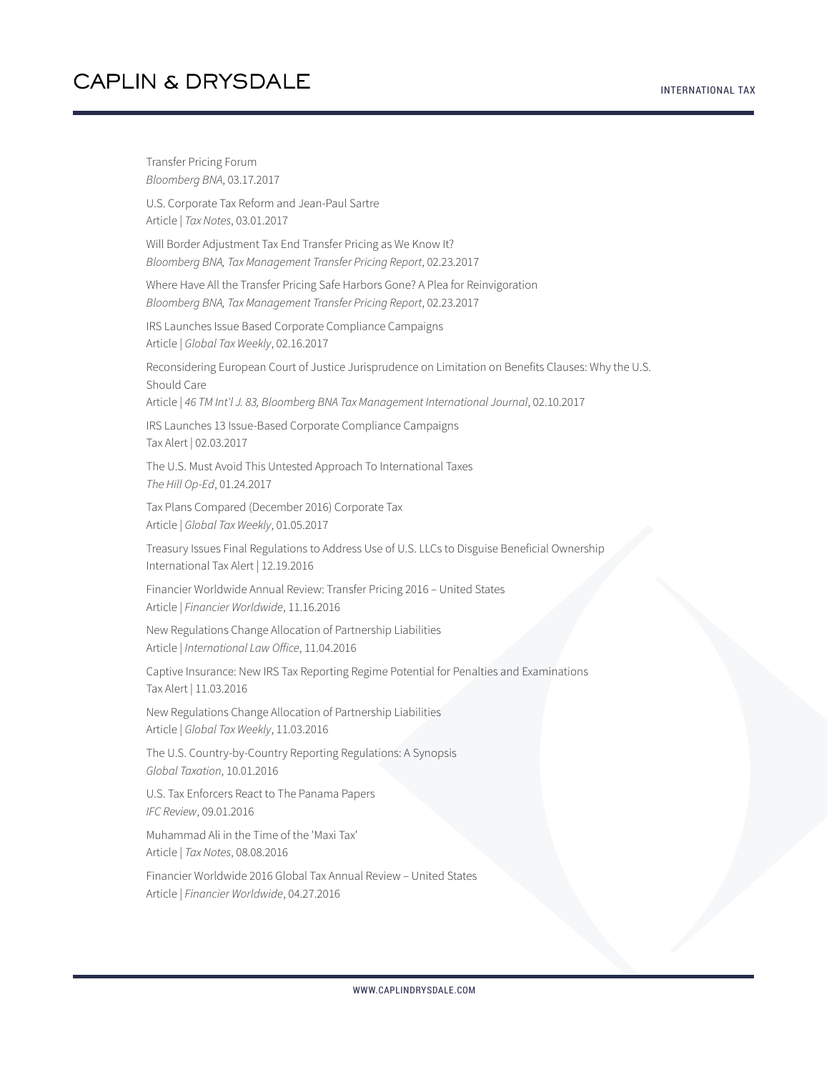Transfer Pricing Forum
*Bloomberg BNA*, 03.17.2017

U.S. Corporate Tax Reform and Jean-Paul Sartre
Article | *Tax Notes*, 03.01.2017

Will Border Adjustment Tax End Transfer Pricing as We Know It?
*Bloomberg BNA, Tax Management Transfer Pricing Report*, 02.23.2017

Where Have All the Transfer Pricing Safe Harbors Gone? A Plea for Reinvigoration
*Bloomberg BNA, Tax Management Transfer Pricing Report*, 02.23.2017

IRS Launches Issue Based Corporate Compliance Campaigns
Article | *Global Tax Weekly*, 02.16.2017

Reconsidering European Court of Justice Jurisprudence on Limitation on Benefits Clauses: Why the U.S. Should Care
Article | *46 TM Int'l J. 83, Bloomberg BNA Tax Management International Journal*, 02.10.2017

IRS Launches 13 Issue-Based Corporate Compliance Campaigns
Tax Alert | 02.03.2017

The U.S. Must Avoid This Untested Approach To International Taxes
*The Hill Op-Ed*, 01.24.2017

Tax Plans Compared (December 2016) Corporate Tax
Article | *Global Tax Weekly*, 01.05.2017

Treasury Issues Final Regulations to Address Use of U.S. LLCs to Disguise Beneficial Ownership
International Tax Alert | 12.19.2016

Financier Worldwide Annual Review: Transfer Pricing 2016 – United States
Article | *Financier Worldwide*, 11.16.2016

New Regulations Change Allocation of Partnership Liabilities
Article | *International Law Office*, 11.04.2016

Captive Insurance: New IRS Tax Reporting Regime Potential for Penalties and Examinations
Tax Alert | 11.03.2016

New Regulations Change Allocation of Partnership Liabilities
Article | *Global Tax Weekly*, 11.03.2016

The U.S. Country-by-Country Reporting Regulations: A Synopsis
*Global Taxation*, 10.01.2016

U.S. Tax Enforcers React to The Panama Papers
*IFC Review*, 09.01.2016

Muhammad Ali in the Time of the 'Maxi Tax'
Article | *Tax Notes*, 08.08.2016

Financier Worldwide 2016 Global Tax Annual Review – United States
Article | *Financier Worldwide*, 04.27.2016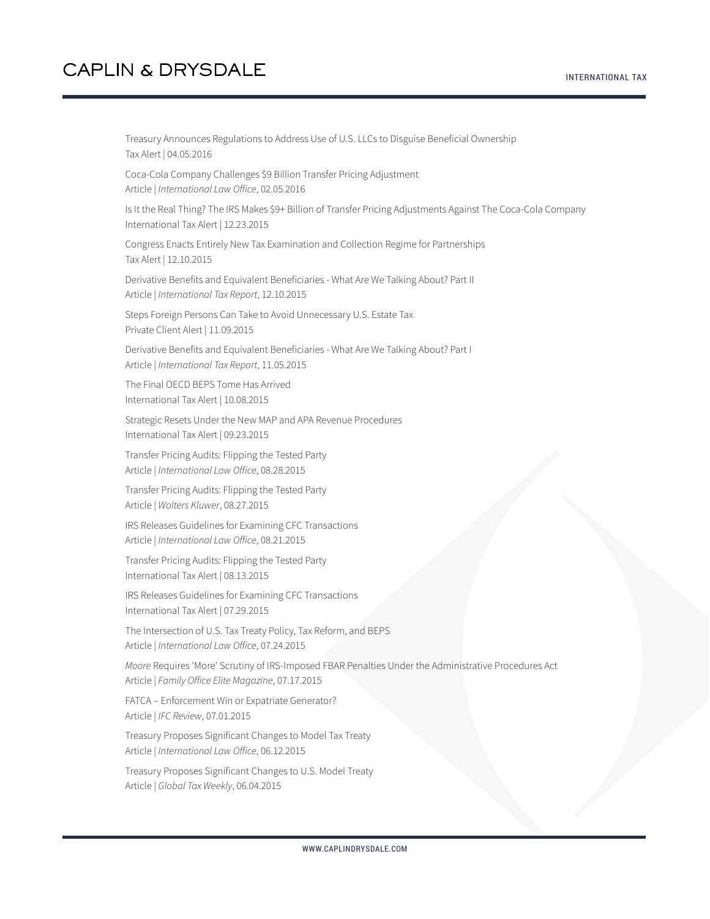Treasury Announces Regulations to Address Use of U.S. LLCs to Disguise Beneficial Ownership
Tax Alert | 04.05.2016

Coca-Cola Company Challenges $9 Billion Transfer Pricing Adjustment
Article | *International Law Office*, 02.05.2016

Is It the Real Thing? The IRS Makes $9+ Billion of Transfer Pricing Adjustments Against The Coca-Cola Company
International Tax Alert | 12.23.2015

Congress Enacts Entirely New Tax Examination and Collection Regime for Partnerships
Tax Alert | 12.10.2015

Derivative Benefits and Equivalent Beneficiaries - What Are We Talking About? Part II
Article | *International Tax Report*, 12.10.2015

Steps Foreign Persons Can Take to Avoid Unnecessary U.S. Estate Tax
Private Client Alert | 11.09.2015

Derivative Benefits and Equivalent Beneficiaries - What Are We Talking About? Part I
Article | *International Tax Report*, 11.05.2015

The Final OECD BEPS Tome Has Arrived
International Tax Alert | 10.08.2015

Strategic Resets Under the New MAP and APA Revenue Procedures
International Tax Alert | 09.23.2015

Transfer Pricing Audits: Flipping the Tested Party
Article | *International Law Office*, 08.28.2015

Transfer Pricing Audits: Flipping the Tested Party
Article | *Wolters Kluwer*, 08.27.2015

IRS Releases Guidelines for Examining CFC Transactions
Article | *International Law Office*, 08.21.2015

Transfer Pricing Audits: Flipping the Tested Party
International Tax Alert | 08.13.2015

IRS Releases Guidelines for Examining CFC Transactions
International Tax Alert | 07.29.2015

The Intersection of U.S. Tax Treaty Policy, Tax Reform, and BEPS
Article | *International Law Office*, 07.24.2015

*Moore* Requires 'More' Scrutiny of IRS-Imposed FBAR Penalties Under the Administrative Procedures Act
Article | *Family Office Elite Magazine*, 07.17.2015

FATCA – Enforcement Win or Expatriate Generator?
Article | *IFC Review*, 07.01.2015

Treasury Proposes Significant Changes to Model Tax Treaty
Article | *International Law Office*, 06.12.2015

Treasury Proposes Significant Changes to U.S. Model Treaty
Article | *Global Tax Weekly*, 06.04.2015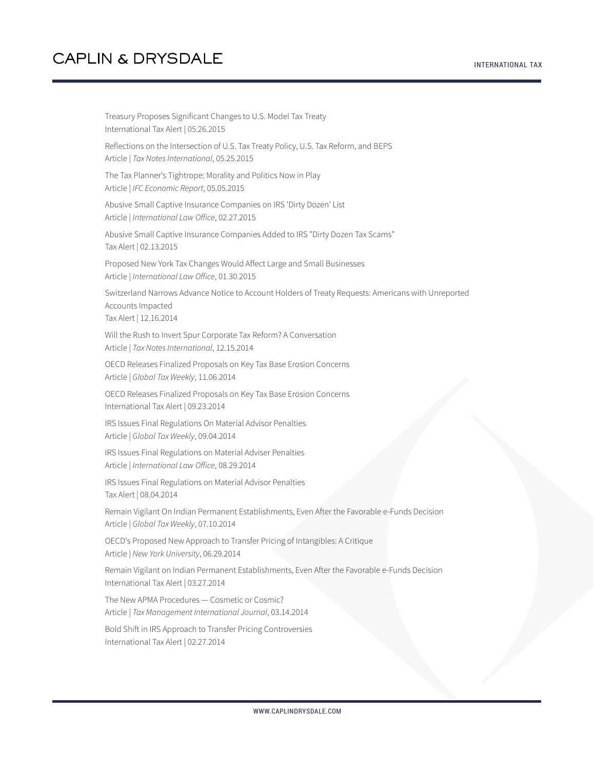Treasury Proposes Significant Changes to U.S. Model Tax Treaty
International Tax Alert | 05.26.2015

Reflections on the Intersection of U.S. Tax Treaty Policy, U.S. Tax Reform, and BEPS
Article | *Tax Notes International*, 05.25.2015

The Tax Planner's Tightrope: Morality and Politics Now in Play
Article | *IFC Economic Report*, 05.05.2015

Abusive Small Captive Insurance Companies on IRS 'Dirty Dozen' List
Article | *International Law Office*, 02.27.2015

Abusive Small Captive Insurance Companies Added to IRS "Dirty Dozen Tax Scams"
Tax Alert | 02.13.2015

Proposed New York Tax Changes Would Affect Large and Small Businesses
Article | *International Law Office*, 01.30.2015

Switzerland Narrows Advance Notice to Account Holders of Treaty Requests: Americans with Unreported Accounts Impacted
Tax Alert | 12.16.2014

Will the Rush to Invert Spur Corporate Tax Reform? A Conversation
Article | *Tax Notes International*, 12.15.2014

OECD Releases Finalized Proposals on Key Tax Base Erosion Concerns
Article | *Global Tax Weekly*, 11.06.2014

OECD Releases Finalized Proposals on Key Tax Base Erosion Concerns
International Tax Alert | 09.23.2014

IRS Issues Final Regulations On Material Advisor Penalties
Article | *Global Tax Weekly*, 09.04.2014

IRS Issues Final Regulations on Material Adviser Penalties
Article | *International Law Office*, 08.29.2014

IRS Issues Final Regulations on Material Advisor Penalties
Tax Alert | 08.04.2014

Remain Vigilant On Indian Permanent Establishments, Even After the Favorable e-Funds Decision
Article | *Global Tax Weekly*, 07.10.2014

OECD's Proposed New Approach to Transfer Pricing of Intangibles: A Critique
Article | *New York University*, 06.29.2014

Remain Vigilant on Indian Permanent Establishments, Even After the Favorable e-Funds Decision
International Tax Alert | 03.27.2014

The New APMA Procedures — Cosmetic or Cosmic?
Article | *Tax Management International Journal*, 03.14.2014

Bold Shift in IRS Approach to Transfer Pricing Controversies
International Tax Alert | 02.27.2014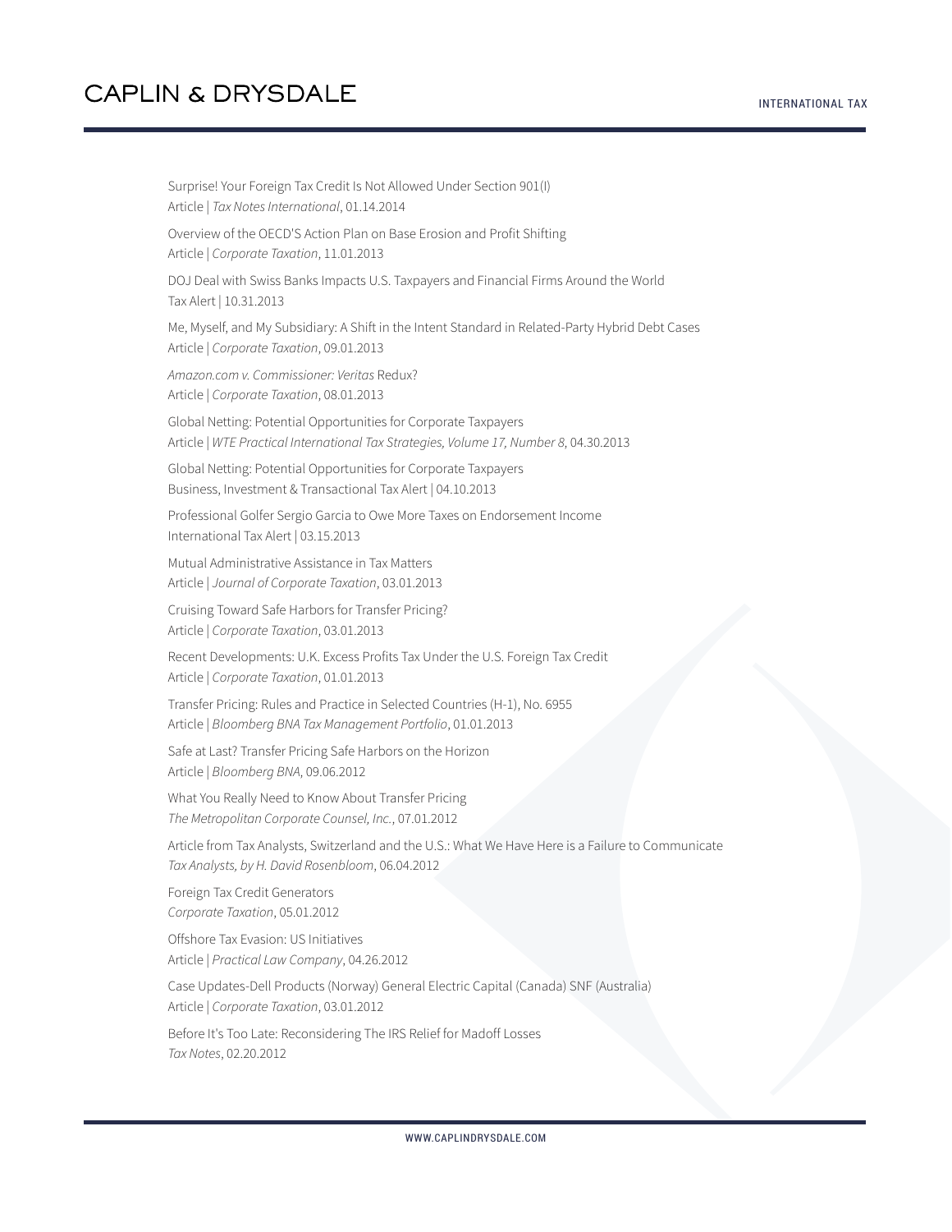Surprise! Your Foreign Tax Credit Is Not Allowed Under Section 901(l)
Article | *Tax Notes International*, 01.14.2014

Overview of the OECD'S Action Plan on Base Erosion and Profit Shifting
Article | *Corporate Taxation*, 11.01.2013

DOJ Deal with Swiss Banks Impacts U.S. Taxpayers and Financial Firms Around the World
Tax Alert | 10.31.2013

Me, Myself, and My Subsidiary: A Shift in the Intent Standard in Related-Party Hybrid Debt Cases
Article | *Corporate Taxation*, 09.01.2013

*Amazon.com v. Commissioner: Veritas* Redux?
Article | *Corporate Taxation*, 08.01.2013

Global Netting: Potential Opportunities for Corporate Taxpayers
Article | *WTE Practical International Tax Strategies, Volume 17, Number 8*, 04.30.2013

Global Netting: Potential Opportunities for Corporate Taxpayers
Business, Investment & Transactional Tax Alert | 04.10.2013

Professional Golfer Sergio Garcia to Owe More Taxes on Endorsement Income
International Tax Alert | 03.15.2013

Mutual Administrative Assistance in Tax Matters
Article | *Journal of Corporate Taxation*, 03.01.2013

Cruising Toward Safe Harbors for Transfer Pricing?
Article | *Corporate Taxation*, 03.01.2013

Recent Developments: U.K. Excess Profits Tax Under the U.S. Foreign Tax Credit
Article | *Corporate Taxation*, 01.01.2013

Transfer Pricing: Rules and Practice in Selected Countries (H-1), No. 6955
Article | *Bloomberg BNA Tax Management Portfolio*, 01.01.2013

Safe at Last? Transfer Pricing Safe Harbors on the Horizon
Article | *Bloomberg BNA*, 09.06.2012

What You Really Need to Know About Transfer Pricing
*The Metropolitan Corporate Counsel, Inc.,* 07.01.2012

Article from Tax Analysts, Switzerland and the U.S.: What We Have Here is a Failure to Communicate
*Tax Analysts, by H. David Rosenbloom*, 06.04.2012

Foreign Tax Credit Generators
*Corporate Taxation*, 05.01.2012

Offshore Tax Evasion: US Initiatives
Article | *Practical Law Company*, 04.26.2012

Case Updates-Dell Products (Norway) General Electric Capital (Canada) SNF (Australia)
Article | *Corporate Taxation*, 03.01.2012

Before It's Too Late: Reconsidering The IRS Relief for Madoff Losses
*Tax Notes*, 02.20.2012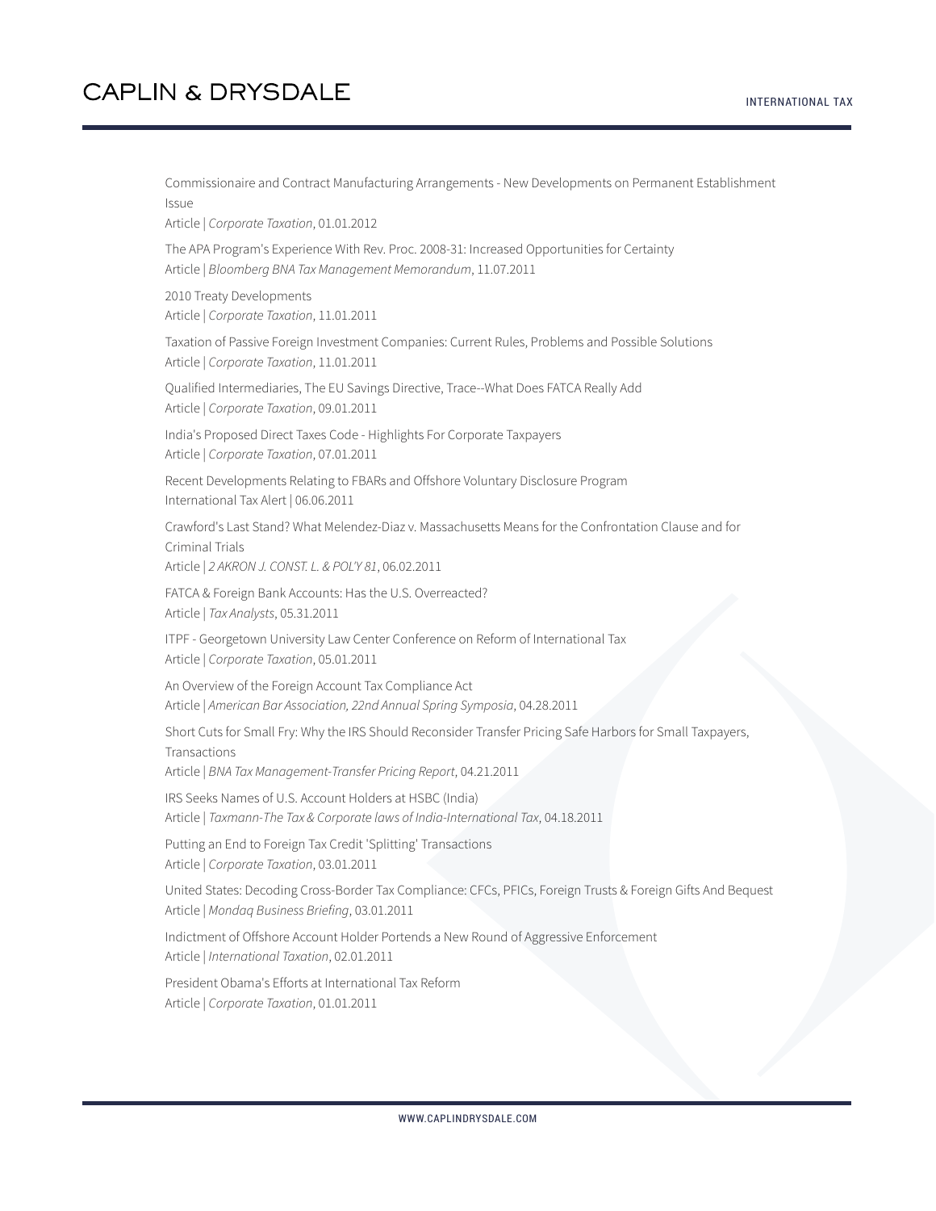Commissionaire and Contract Manufacturing Arrangements - New Developments on Permanent Establishment Issue
Article | *Corporate Taxation*, 01.01.2012

The APA Program's Experience With Rev. Proc. 2008-31: Increased Opportunities for Certainty
Article | *Bloomberg BNA Tax Management Memorandum*, 11.07.2011

2010 Treaty Developments
Article | *Corporate Taxation*, 11.01.2011

Taxation of Passive Foreign Investment Companies: Current Rules, Problems and Possible Solutions
Article | *Corporate Taxation*, 11.01.2011

Qualified Intermediaries, The EU Savings Directive, Trace--What Does FATCA Really Add
Article | *Corporate Taxation*, 09.01.2011

India's Proposed Direct Taxes Code - Highlights For Corporate Taxpayers
Article | *Corporate Taxation*, 07.01.2011

Recent Developments Relating to FBARs and Offshore Voluntary Disclosure Program
International Tax Alert | 06.06.2011

Crawford's Last Stand? What Melendez-Diaz v. Massachusetts Means for the Confrontation Clause and for Criminal Trials
Article | *2 AKRON J. CONST. L. & POL'Y 81*, 06.02.2011

FATCA & Foreign Bank Accounts: Has the U.S. Overreacted?
Article | *Tax Analysts*, 05.31.2011

ITPF - Georgetown University Law Center Conference on Reform of International Tax
Article | *Corporate Taxation*, 05.01.2011

An Overview of the Foreign Account Tax Compliance Act
Article | *American Bar Association, 22nd Annual Spring Symposia*, 04.28.2011

Short Cuts for Small Fry: Why the IRS Should Reconsider Transfer Pricing Safe Harbors for Small Taxpayers, Transactions
Article | *BNA Tax Management-Transfer Pricing Report*, 04.21.2011

IRS Seeks Names of U.S. Account Holders at HSBC (India)
Article | *Taxmann-The Tax & Corporate laws of India-International Tax*, 04.18.2011

Putting an End to Foreign Tax Credit 'Splitting' Transactions
Article | *Corporate Taxation*, 03.01.2011

United States: Decoding Cross-Border Tax Compliance: CFCs, PFICs, Foreign Trusts & Foreign Gifts And Bequest
Article | *Mondaq Business Briefing*, 03.01.2011

Indictment of Offshore Account Holder Portends a New Round of Aggressive Enforcement
Article | *International Taxation*, 02.01.2011

President Obama's Efforts at International Tax Reform
Article | *Corporate Taxation*, 01.01.2011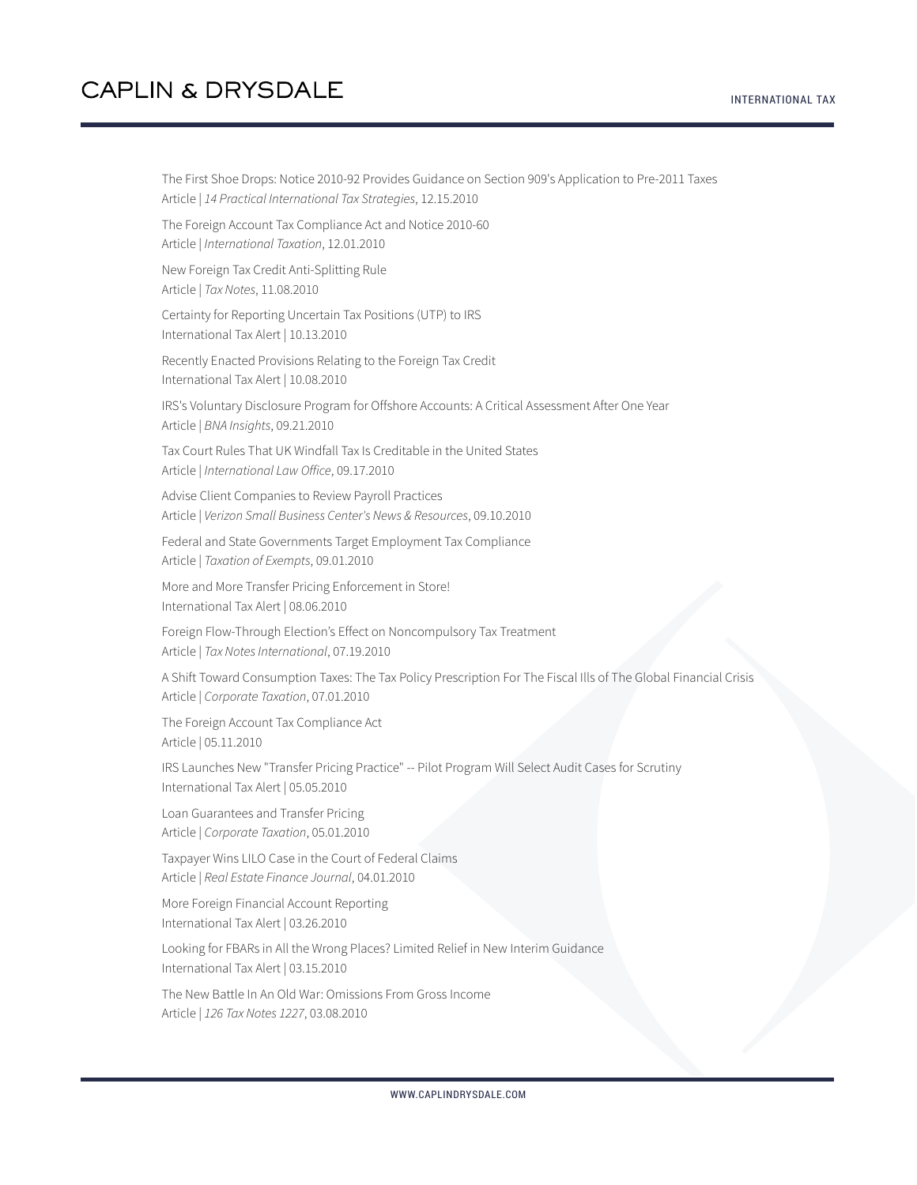The First Shoe Drops: Notice 2010-92 Provides Guidance on Section 909's Application to Pre-2011 Taxes
Article | *14 Practical International Tax Strategies*, 12.15.2010

The Foreign Account Tax Compliance Act and Notice 2010-60
Article | *International Taxation*, 12.01.2010

New Foreign Tax Credit Anti-Splitting Rule
Article | *Tax Notes*, 11.08.2010

Certainty for Reporting Uncertain Tax Positions (UTP) to IRS
International Tax Alert | 10.13.2010

Recently Enacted Provisions Relating to the Foreign Tax Credit
International Tax Alert | 10.08.2010

IRS's Voluntary Disclosure Program for Offshore Accounts: A Critical Assessment After One Year
Article | *BNA Insights*, 09.21.2010

Tax Court Rules That UK Windfall Tax Is Creditable in the United States
Article | *International Law Office*, 09.17.2010

Advise Client Companies to Review Payroll Practices
Article | *Verizon Small Business Center's News & Resources*, 09.10.2010

Federal and State Governments Target Employment Tax Compliance
Article | *Taxation of Exempts*, 09.01.2010

More and More Transfer Pricing Enforcement in Store!
International Tax Alert | 08.06.2010

Foreign Flow-Through Election's Effect on Noncompulsory Tax Treatment
Article | *Tax Notes International*, 07.19.2010

A Shift Toward Consumption Taxes: The Tax Policy Prescription For The Fiscal Ills of The Global Financial Crisis
Article | *Corporate Taxation*, 07.01.2010

The Foreign Account Tax Compliance Act
Article | 05.11.2010

IRS Launches New "Transfer Pricing Practice" -- Pilot Program Will Select Audit Cases for Scrutiny
International Tax Alert | 05.05.2010

Loan Guarantees and Transfer Pricing
Article | *Corporate Taxation*, 05.01.2010

Taxpayer Wins LILO Case in the Court of Federal Claims
Article | *Real Estate Finance Journal*, 04.01.2010

More Foreign Financial Account Reporting
International Tax Alert | 03.26.2010

Looking for FBARs in All the Wrong Places? Limited Relief in New Interim Guidance
International Tax Alert | 03.15.2010

The New Battle In An Old War: Omissions From Gross Income
Article | *126 Tax Notes 1227*, 03.08.2010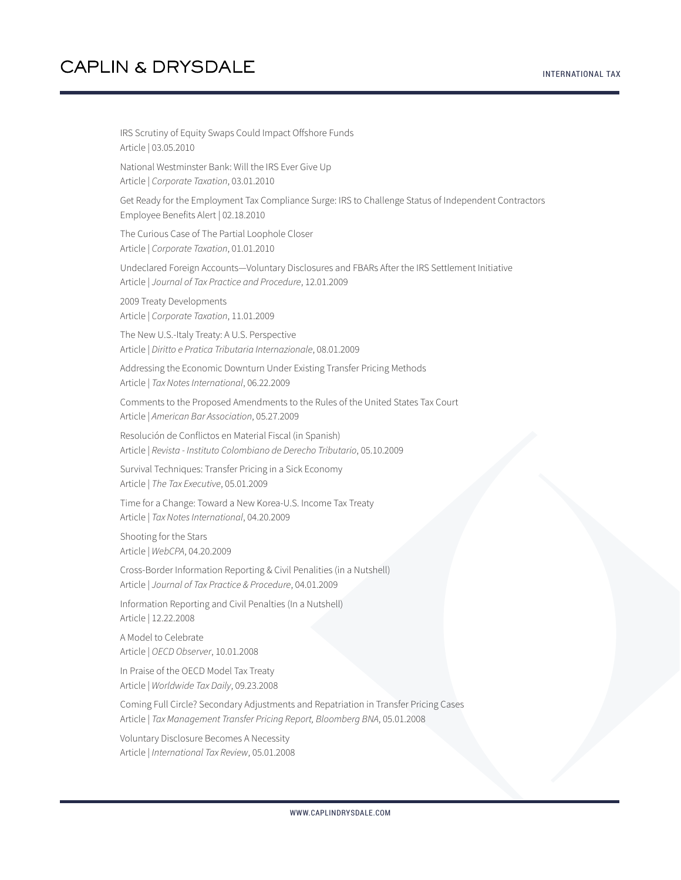IRS Scrutiny of Equity Swaps Could Impact Offshore Funds
Article | 03.05.2010

National Westminster Bank: Will the IRS Ever Give Up
Article | *Corporate Taxation*, 03.01.2010

Get Ready for the Employment Tax Compliance Surge: IRS to Challenge Status of Independent Contractors
Employee Benefits Alert | 02.18.2010

The Curious Case of The Partial Loophole Closer
Article | *Corporate Taxation*, 01.01.2010

Undeclared Foreign Accounts—Voluntary Disclosures and FBARs After the IRS Settlement Initiative
Article | *Journal of Tax Practice and Procedure*, 12.01.2009

2009 Treaty Developments
Article | *Corporate Taxation*, 11.01.2009

The New U.S.-Italy Treaty: A U.S. Perspective
Article | *Diritto e Pratica Tributaria Internazionale*, 08.01.2009

Addressing the Economic Downturn Under Existing Transfer Pricing Methods
Article | *Tax Notes International*, 06.22.2009

Comments to the Proposed Amendments to the Rules of the United States Tax Court
Article | *American Bar Association*, 05.27.2009

Resolución de Conflictos en Material Fiscal (in Spanish)
Article | *Revista - Instituto Colombiano de Derecho Tributario*, 05.10.2009

Survival Techniques: Transfer Pricing in a Sick Economy
Article | *The Tax Executive*, 05.01.2009

Time for a Change: Toward a New Korea-U.S. Income Tax Treaty
Article | *Tax Notes International*, 04.20.2009

Shooting for the Stars
Article | *WebCPA*, 04.20.2009

Cross-Border Information Reporting & Civil Penalities (in a Nutshell)
Article | *Journal of Tax Practice & Procedure*, 04.01.2009

Information Reporting and Civil Penalties (In a Nutshell)
Article | 12.22.2008

A Model to Celebrate
Article | *OECD Observer*, 10.01.2008

In Praise of the OECD Model Tax Treaty
Article | *Worldwide Tax Daily*, 09.23.2008

Coming Full Circle? Secondary Adjustments and Repatriation in Transfer Pricing Cases
Article | *Tax Management Transfer Pricing Report, Bloomberg BNA*, 05.01.2008

Voluntary Disclosure Becomes A Necessity
Article | *International Tax Review*, 05.01.2008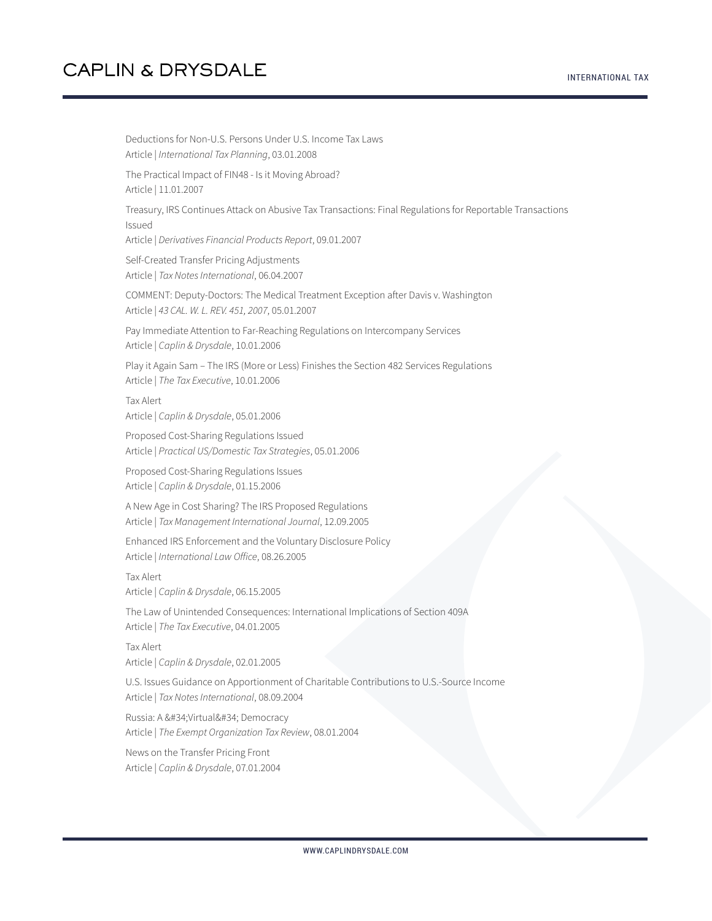Deductions for Non-U.S. Persons Under U.S. Income Tax Laws
Article | *International Tax Planning*, 03.01.2008

The Practical Impact of FIN48 - Is it Moving Abroad?
Article | 11.01.2007

Treasury, IRS Continues Attack on Abusive Tax Transactions: Final Regulations for Reportable Transactions Issued
Article | *Derivatives Financial Products Report*, 09.01.2007

Self-Created Transfer Pricing Adjustments
Article | *Tax Notes International*, 06.04.2007

COMMENT: Deputy-Doctors: The Medical Treatment Exception after Davis v. Washington
Article | *43 CAL. W. L. REV. 451, 2007*, 05.01.2007

Pay Immediate Attention to Far-Reaching Regulations on Intercompany Services
Article | *Caplin & Drysdale*, 10.01.2006

Play it Again Sam – The IRS (More or Less) Finishes the Section 482 Services Regulations
Article | *The Tax Executive*, 10.01.2006

Tax Alert
Article | *Caplin & Drysdale*, 05.01.2006

Proposed Cost-Sharing Regulations Issued
Article | *Practical US/Domestic Tax Strategies*, 05.01.2006

Proposed Cost-Sharing Regulations Issues
Article | *Caplin & Drysdale*, 01.15.2006

A New Age in Cost Sharing? The IRS Proposed Regulations
Article | *Tax Management International Journal*, 12.09.2005

Enhanced IRS Enforcement and the Voluntary Disclosure Policy
Article | *International Law Office*, 08.26.2005

Tax Alert
Article | *Caplin & Drysdale*, 06.15.2005

The Law of Unintended Consequences: International Implications of Section 409A
Article | *The Tax Executive*, 04.01.2005

Tax Alert
Article | *Caplin & Drysdale*, 02.01.2005

U.S. Issues Guidance on Apportionment of Charitable Contributions to U.S.-Source Income
Article | *Tax Notes International*, 08.09.2004

Russia: A &#34;Virtual&#34; Democracy
Article | *The Exempt Organization Tax Review*, 08.01.2004

News on the Transfer Pricing Front
Article | *Caplin & Drysdale*, 07.01.2004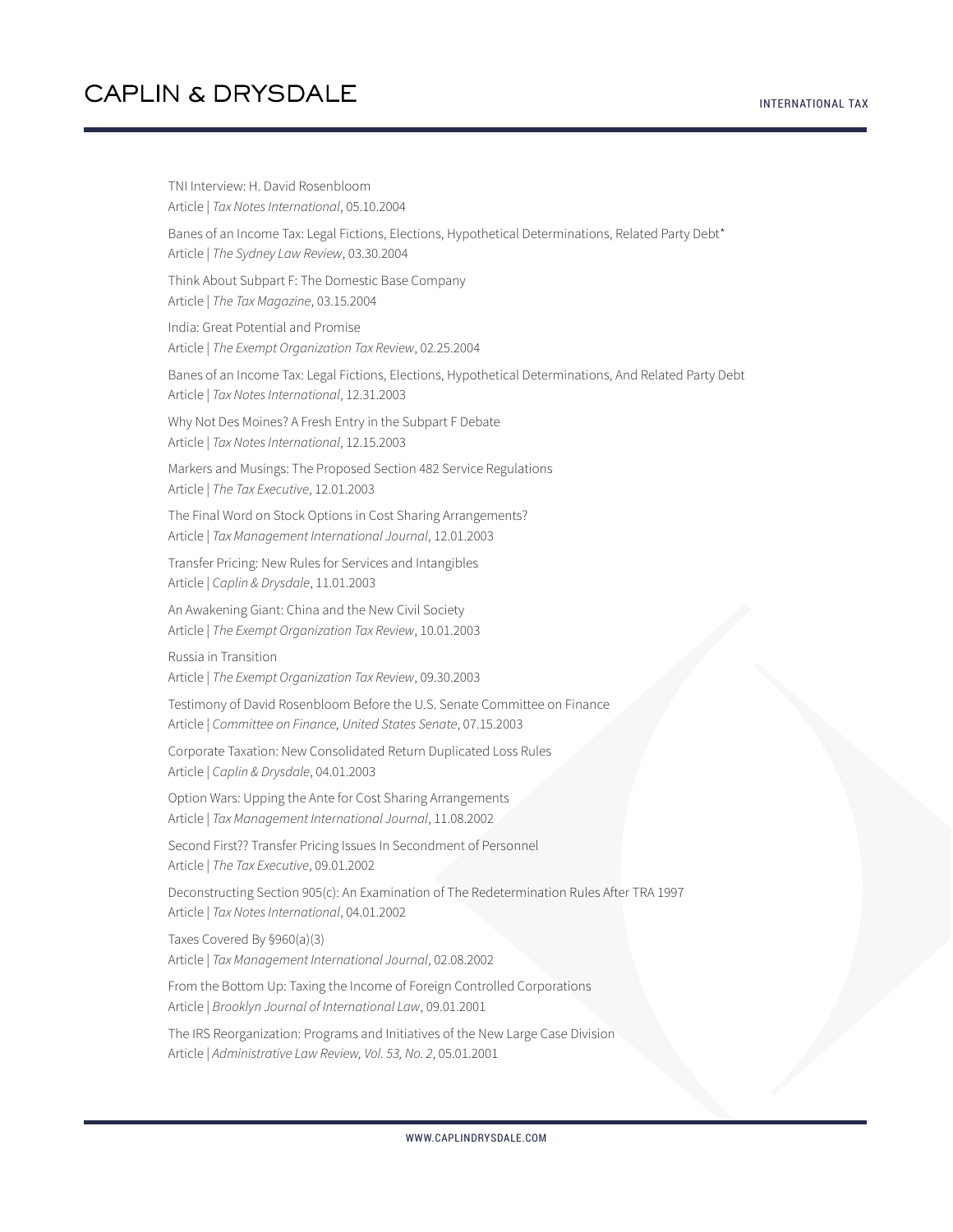TNI Interview: H. David Rosenbloom
Article | *Tax Notes International*, 05.10.2004

Banes of an Income Tax: Legal Fictions, Elections, Hypothetical Determinations, Related Party Debt*
Article | *The Sydney Law Review*, 03.30.2004

Think About Subpart F: The Domestic Base Company
Article | *The Tax Magazine*, 03.15.2004

India: Great Potential and Promise
Article | *The Exempt Organization Tax Review*, 02.25.2004

Banes of an Income Tax: Legal Fictions, Elections, Hypothetical Determinations, And Related Party Debt
Article | *Tax Notes International*, 12.31.2003

Why Not Des Moines? A Fresh Entry in the Subpart F Debate
Article | *Tax Notes International*, 12.15.2003

Markers and Musings: The Proposed Section 482 Service Regulations
Article | *The Tax Executive*, 12.01.2003

The Final Word on Stock Options in Cost Sharing Arrangements?
Article | *Tax Management International Journal*, 12.01.2003

Transfer Pricing: New Rules for Services and Intangibles
Article | *Caplin & Drysdale*, 11.01.2003

An Awakening Giant: China and the New Civil Society
Article | *The Exempt Organization Tax Review*, 10.01.2003

Russia in Transition
Article | *The Exempt Organization Tax Review*, 09.30.2003

Testimony of David Rosenbloom Before the U.S. Senate Committee on Finance
Article | *Committee on Finance, United States Senate*, 07.15.2003

Corporate Taxation: New Consolidated Return Duplicated Loss Rules
Article | *Caplin & Drysdale*, 04.01.2003

Option Wars: Upping the Ante for Cost Sharing Arrangements
Article | *Tax Management International Journal*, 11.08.2002

Second First?? Transfer Pricing Issues In Secondment of Personnel
Article | *The Tax Executive*, 09.01.2002

Deconstructing Section 905(c): An Examination of The Redetermination Rules After TRA 1997
Article | *Tax Notes International*, 04.01.2002

Taxes Covered By §960(a)(3)
Article | *Tax Management International Journal*, 02.08.2002

From the Bottom Up: Taxing the Income of Foreign Controlled Corporations
Article | *Brooklyn Journal of International Law*, 09.01.2001

The IRS Reorganization: Programs and Initiatives of the New Large Case Division
Article | *Administrative Law Review, Vol. 53, No. 2*, 05.01.2001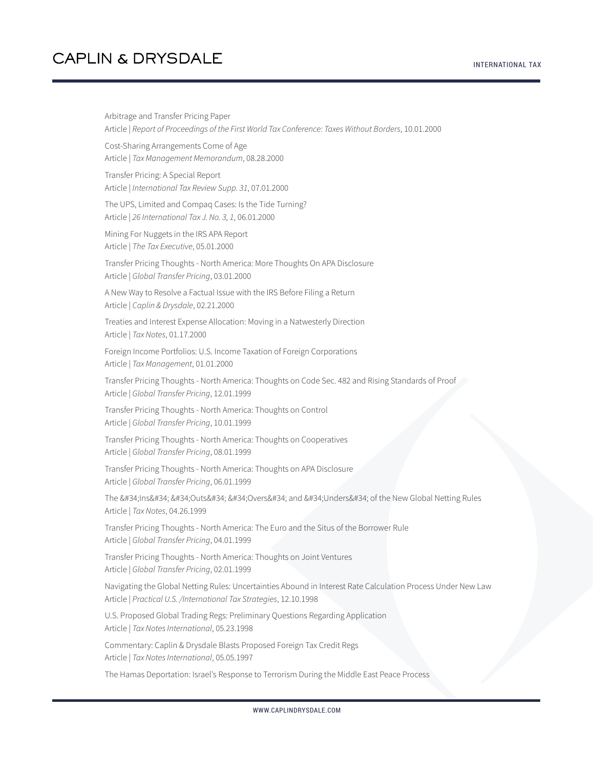Arbitrage and Transfer Pricing Paper
Article | *Report of Proceedings of the First World Tax Conference: Taxes Without Borders*, 10.01.2000

Cost-Sharing Arrangements Come of Age
Article | *Tax Management Memorandum*, 08.28.2000

Transfer Pricing: A Special Report
Article | *International Tax Review Supp. 31*, 07.01.2000

The UPS, Limited and Compaq Cases: Is the Tide Turning?
Article | *26 International Tax J. No. 3, 1*, 06.01.2000

Mining For Nuggets in the IRS APA Report
Article | *The Tax Executive*, 05.01.2000

Transfer Pricing Thoughts - North America: More Thoughts On APA Disclosure
Article | *Global Transfer Pricing*, 03.01.2000

A New Way to Resolve a Factual Issue with the IRS Before Filing a Return
Article | *Caplin & Drysdale*, 02.21.2000

Treaties and Interest Expense Allocation: Moving in a Natwesterly Direction
Article | *Tax Notes*, 01.17.2000

Foreign Income Portfolios: U.S. Income Taxation of Foreign Corporations
Article | *Tax Management*, 01.01.2000

Transfer Pricing Thoughts - North America: Thoughts on Code Sec. 482 and Rising Standards of Proof
Article | *Global Transfer Pricing*, 12.01.1999

Transfer Pricing Thoughts - North America: Thoughts on Control
Article | *Global Transfer Pricing*, 10.01.1999

Transfer Pricing Thoughts - North America: Thoughts on Cooperatives
Article | *Global Transfer Pricing*, 08.01.1999

Transfer Pricing Thoughts - North America: Thoughts on APA Disclosure
Article | *Global Transfer Pricing*, 06.01.1999

The &#34;Ins&#34; &#34;Outs&#34; &#34;Overs&#34; and &#34;Unders&#34; of the New Global Netting Rules
Article | *Tax Notes*, 04.26.1999

Transfer Pricing Thoughts - North America: The Euro and the Situs of the Borrower Rule
Article | *Global Transfer Pricing*, 04.01.1999

Transfer Pricing Thoughts - North America: Thoughts on Joint Ventures
Article | *Global Transfer Pricing*, 02.01.1999

Navigating the Global Netting Rules: Uncertainties Abound in Interest Rate Calculation Process Under New Law
Article | *Practical U.S. /International Tax Strategies*, 12.10.1998

U.S. Proposed Global Trading Regs: Preliminary Questions Regarding Application
Article | *Tax Notes International*, 05.23.1998

Commentary: Caplin & Drysdale Blasts Proposed Foreign Tax Credit Regs
Article | *Tax Notes International*, 05.05.1997

The Hamas Deportation: Israel's Response to Terrorism During the Middle East Peace Process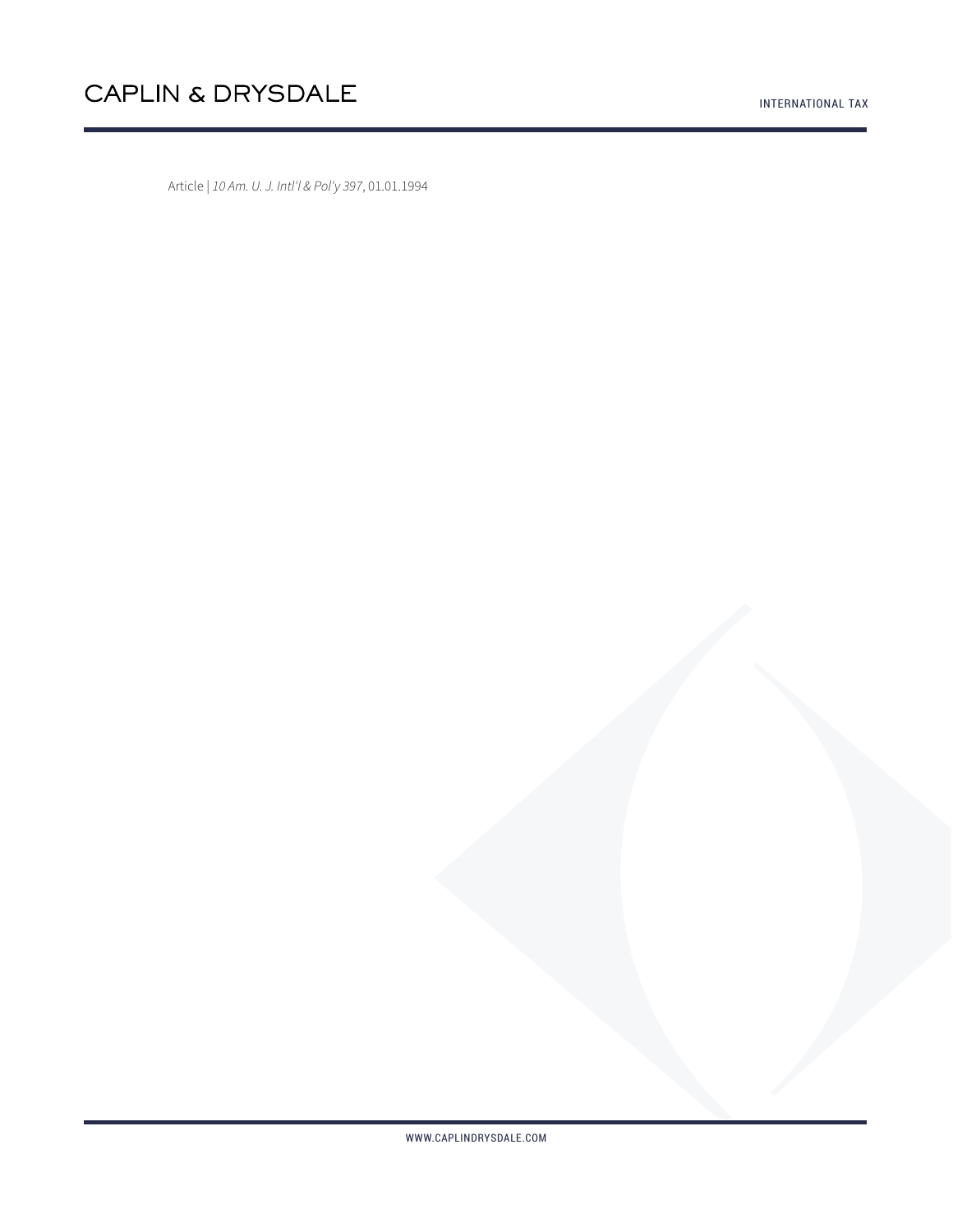Article | *10 Am. U. J. Intl'l & Pol'y 397*, 01.01.1994